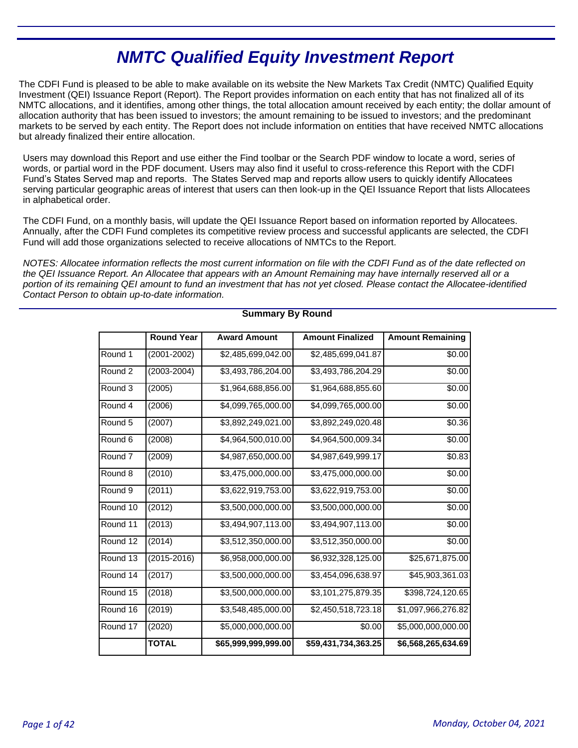# *NMTC Qualified Equity Investment Report*

The CDFI Fund is pleased to be able to make available on its website the New Markets Tax Credit (NMTC) Qualified Equity Investment (QEI) Issuance Report (Report). The Report provides information on each entity that has not finalized all of its NMTC allocations, and it identifies, among other things, the total allocation amount received by each entity; the dollar amount of allocation authority that has been issued to investors; the amount remaining to be issued to investors; and the predominant markets to be served by each entity. The Report does not include information on entities that have received NMTC allocations but already finalized their entire allocation.

Users may download this Report and use either the Find toolbar or the Search PDF window to locate a word, series of words, or partial word in the PDF document. Users may also find it useful to cross-reference this Report with the CDFI Fund's States Served map and reports. The States Served map and reports allow users to quickly identify Allocatees serving particular geographic areas of interest that users can then look-up in the QEI Issuance Report that lists Allocatees in alphabetical order.

The CDFI Fund, on a monthly basis, will update the QEI Issuance Report based on information reported by Allocatees. Annually, after the CDFI Fund completes its competitive review process and successful applicants are selected, the CDFI Fund will add those organizations selected to receive allocations of NMTCs to the Report.

*NOTES: Allocatee information reflects the most current information on file with the CDFI Fund as of the date reflected on the QEI Issuance Report. An Allocatee that appears with an Amount Remaining may have internally reserved all or a portion of its remaining QEI amount to fund an investment that has not yet closed. Please contact the Allocatee-identified Contact Person to obtain up-to-date information.*

## Summary By Round

| | Round Year | Award Amount | Amount Finalized | Amount Remaining |
|---|---|---|---|---|
| Round 1 | (2001-2002) | $2,485,699,042.00 | $2,485,699,041.87 | $0.00 |
| Round 2 | (2003-2004) | $3,493,786,204.00 | $3,493,786,204.29 | $0.00 |
| Round 3 | (2005) | $1,964,688,856.00 | $1,964,688,855.60 | $0.00 |
| Round 4 | (2006) | $4,099,765,000.00 | $4,099,765,000.00 | $0.00 |
| Round 5 | (2007) | $3,892,249,021.00 | $3,892,249,020.48 | $0.36 |
| Round 6 | (2008) | $4,964,500,010.00 | $4,964,500,009.34 | $0.00 |
| Round 7 | (2009) | $4,987,650,000.00 | $4,987,649,999.17 | $0.83 |
| Round 8 | (2010) | $3,475,000,000.00 | $3,475,000,000.00 | $0.00 |
| Round 9 | (2011) | $3,622,919,753.00 | $3,622,919,753.00 | $0.00 |
| Round 10 | (2012) | $3,500,000,000.00 | $3,500,000,000.00 | $0.00 |
| Round 11 | (2013) | $3,494,907,113.00 | $3,494,907,113.00 | $0.00 |
| Round 12 | (2014) | $3,512,350,000.00 | $3,512,350,000.00 | $0.00 |
| Round 13 | (2015-2016) | $6,958,000,000.00 | $6,932,328,125.00 | $25,671,875.00 |
| Round 14 | (2017) | $3,500,000,000.00 | $3,454,096,638.97 | $45,903,361.03 |
| Round 15 | (2018) | $3,500,000,000.00 | $3,101,275,879.35 | $398,724,120.65 |
| Round 16 | (2019) | $3,548,485,000.00 | $2,450,518,723.18 | $1,097,966,276.82 |
| Round 17 | (2020) | $5,000,000,000.00 | $0.00 | $5,000,000,000.00 |
| | **TOTAL** | **$65,999,999,999.00** | **$59,431,734,363.25** | **$6,568,265,634.69** |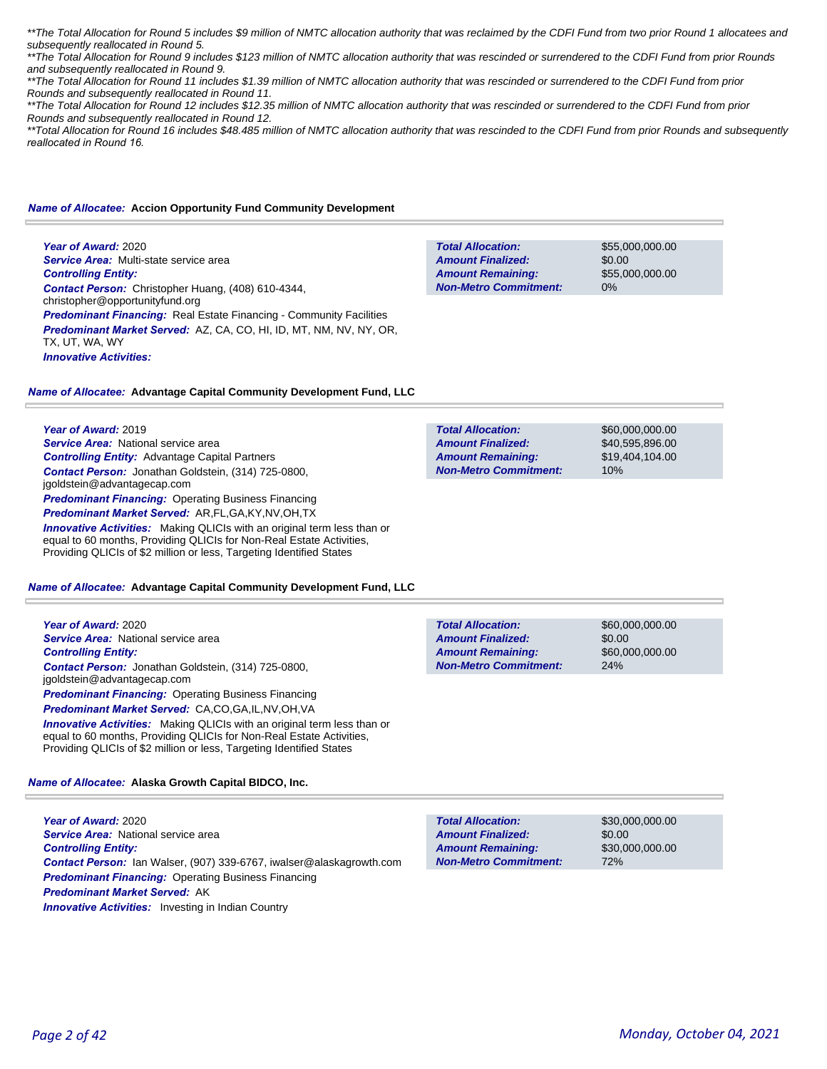*\*\*The Total Allocation for Round 5 includes $9 million of NMTC allocation authority that was reclaimed by the CDFI Fund from two prior Round 1 allocatees and subsequently reallocated in Round 5.*

*\*\*The Total Allocation for Round 9 includes $123 million of NMTC allocation authority that was rescinded or surrendered to the CDFI Fund from prior Rounds and subsequently reallocated in Round 9.*

*\*\*The Total Allocation for Round 11 includes $1.39 million of NMTC allocation authority that was rescinded or surrendered to the CDFI Fund from prior Rounds and subsequently reallocated in Round 11.*

*\*\*The Total Allocation for Round 12 includes $12.35 million of NMTC allocation authority that was rescinded or surrendered to the CDFI Fund from prior Rounds and subsequently reallocated in Round 12.*

*\*\*Total Allocation for Round 16 includes $48.485 million of NMTC allocation authority that was rescinded to the CDFI Fund from prior Rounds and subsequently reallocated in Round 16.*

***Name of Allocatee:*** **Accion Opportunity Fund Community Development**

***Year of Award:*** 2020
***Service Area:*** Multi-state service area
***Controlling Entity:***
***Contact Person:*** Christopher Huang, (408) 610-4344, christopher@opportunityfund.org
***Predominant Financing:*** Real Estate Financing - Community Facilities
***Predominant Market Served:*** AZ, CA, CO, HI, ID, MT, NM, NV, NY, OR, TX, UT, WA, WY
***Innovative Activities:***

| | |
|---|---|
| **Total Allocation:** | $55,000,000.00 |
| **Amount Finalized:** | $0.00 |
| **Amount Remaining:** | $55,000,000.00 |
| **Non-Metro Commitment:** | 0% |

***Name of Allocatee:*** **Advantage Capital Community Development Fund, LLC**

***Year of Award:*** 2019
***Service Area:*** National service area
***Controlling Entity:*** Advantage Capital Partners
***Contact Person:*** Jonathan Goldstein, (314) 725-0800, jgoldstein@advantagecap.com
***Predominant Financing:*** Operating Business Financing
***Predominant Market Served:*** AR,FL,GA,KY,NV,OH,TX
***Innovative Activities:*** Making QLICIs with an original term less than or equal to 60 months, Providing QLICIs for Non-Real Estate Activities, Providing QLICIs of $2 million or less, Targeting Identified States

| | |
|---|---|
| **Total Allocation:** | $60,000,000.00 |
| **Amount Finalized:** | $40,595,896.00 |
| **Amount Remaining:** | $19,404,104.00 |
| **Non-Metro Commitment:** | 10% |

***Name of Allocatee:*** **Advantage Capital Community Development Fund, LLC**

***Year of Award:*** 2020
***Service Area:*** National service area
***Controlling Entity:***
***Contact Person:*** Jonathan Goldstein, (314) 725-0800, jgoldstein@advantagecap.com
***Predominant Financing:*** Operating Business Financing
***Predominant Market Served:*** CA,CO,GA,IL,NV,OH,VA
***Innovative Activities:*** Making QLICIs with an original term less than or equal to 60 months, Providing QLICIs for Non-Real Estate Activities, Providing QLICIs of $2 million or less, Targeting Identified States

| | |
|---|---|
| **Total Allocation:** | $60,000,000.00 |
| **Amount Finalized:** | $0.00 |
| **Amount Remaining:** | $60,000,000.00 |
| **Non-Metro Commitment:** | 24% |

***Name of Allocatee:*** **Alaska Growth Capital BIDCO, Inc.**

***Year of Award:*** 2020
***Service Area:*** National service area
***Controlling Entity:***
***Contact Person:*** Ian Walser, (907) 339-6767, iwalser@alaskagrowth.com
***Predominant Financing:*** Operating Business Financing
***Predominant Market Served:*** AK
***Innovative Activities:*** Investing in Indian Country

| | |
|---|---|
| **Total Allocation:** | $30,000,000.00 |
| **Amount Finalized:** | $0.00 |
| **Amount Remaining:** | $30,000,000.00 |
| **Non-Metro Commitment:** | 72% |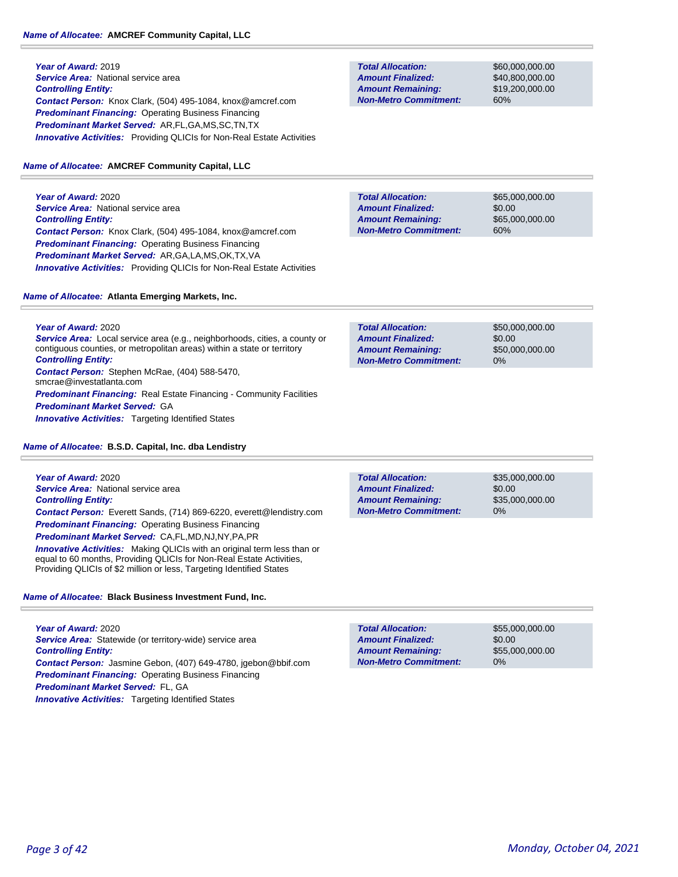**Name of Allocatee:** **AMCREF Community Capital, LLC**

***Year of Award:*** 2019
***Service Area:*** National service area
***Controlling Entity:***
***Contact Person:*** Knox Clark, (504) 495-1084, knox@amcref.com
***Predominant Financing:*** Operating Business Financing
***Predominant Market Served:*** AR,FL,GA,MS,SC,TN,TX
***Innovative Activities:*** Providing QLICIs for Non-Real Estate Activities

| | |
|---|---|
| ***Total Allocation:*** | $60,000,000.00 |
| ***Amount Finalized:*** | $40,800,000.00 |
| ***Amount Remaining:*** | $19,200,000.00 |
| ***Non-Metro Commitment:*** | 60% |

**Name of Allocatee:** **AMCREF Community Capital, LLC**

***Year of Award:*** 2020
***Service Area:*** National service area
***Controlling Entity:***
***Contact Person:*** Knox Clark, (504) 495-1084, knox@amcref.com
***Predominant Financing:*** Operating Business Financing
***Predominant Market Served:*** AR,GA,LA,MS,OK,TX,VA
***Innovative Activities:*** Providing QLICIs for Non-Real Estate Activities

| | |
|---|---|
| ***Total Allocation:*** | $65,000,000.00 |
| ***Amount Finalized:*** | $0.00 |
| ***Amount Remaining:*** | $65,000,000.00 |
| ***Non-Metro Commitment:*** | 60% |

**Name of Allocatee:** **Atlanta Emerging Markets, Inc.**

***Year of Award:*** 2020
***Service Area:*** Local service area (e.g., neighborhoods, cities, a county or contiguous counties, or metropolitan areas) within a state or territory
***Controlling Entity:***
***Contact Person:*** Stephen McRae, (404) 588-5470, smcrae@investatlanta.com
***Predominant Financing:*** Real Estate Financing - Community Facilities
***Predominant Market Served:*** GA
***Innovative Activities:*** Targeting Identified States

| | |
|---|---|
| ***Total Allocation:*** | $50,000,000.00 |
| ***Amount Finalized:*** | $0.00 |
| ***Amount Remaining:*** | $50,000,000.00 |
| ***Non-Metro Commitment:*** | 0% |

**Name of Allocatee:** **B.S.D. Capital, Inc. dba Lendistry**

***Year of Award:*** 2020
***Service Area:*** National service area
***Controlling Entity:***
***Contact Person:*** Everett Sands, (714) 869-6220, everett@lendistry.com
***Predominant Financing:*** Operating Business Financing
***Predominant Market Served:*** CA,FL,MD,NJ,NY,PA,PR
***Innovative Activities:*** Making QLICIs with an original term less than or equal to 60 months, Providing QLICIs for Non-Real Estate Activities, Providing QLICIs of $2 million or less, Targeting Identified States

| | |
|---|---|
| ***Total Allocation:*** | $35,000,000.00 |
| ***Amount Finalized:*** | $0.00 |
| ***Amount Remaining:*** | $35,000,000.00 |
| ***Non-Metro Commitment:*** | 0% |

**Name of Allocatee:** **Black Business Investment Fund, Inc.**

***Year of Award:*** 2020
***Service Area:*** Statewide (or territory-wide) service area
***Controlling Entity:***
***Contact Person:*** Jasmine Gebon, (407) 649-4780, jgebon@bbif.com
***Predominant Financing:*** Operating Business Financing
***Predominant Market Served:*** FL, GA
***Innovative Activities:*** Targeting Identified States

| | |
|---|---|
| ***Total Allocation:*** | $55,000,000.00 |
| ***Amount Finalized:*** | $0.00 |
| ***Amount Remaining:*** | $55,000,000.00 |
| ***Non-Metro Commitment:*** | 0% |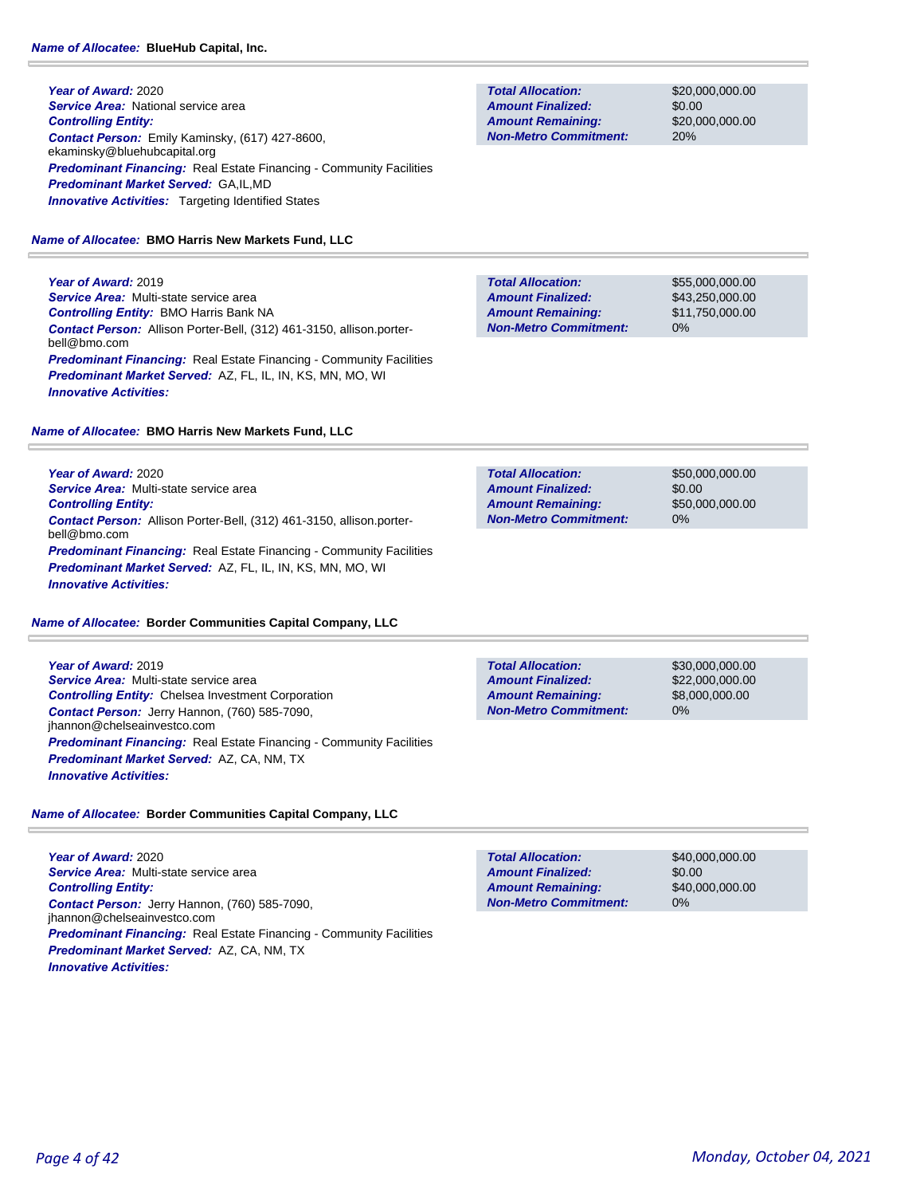**Name of Allocatee:** **BlueHub Capital, Inc.**

**Year of Award:** 2020
**Service Area:** National service area
**Controlling Entity:**
**Contact Person:** Emily Kaminsky, (617) 427-8600, ekaminsky@bluehubcapital.org
**Predominant Financing:** Real Estate Financing - Community Facilities
**Predominant Market Served:** GA,IL,MD
**Innovative Activities:** Targeting Identified States

| | |
|---|---|
| **Total Allocation:** | $20,000,000.00 |
| **Amount Finalized:** | $0.00 |
| **Amount Remaining:** | $20,000,000.00 |
| **Non-Metro Commitment:** | 20% |

**Name of Allocatee:** **BMO Harris New Markets Fund, LLC**

**Year of Award:** 2019
**Service Area:** Multi-state service area
**Controlling Entity:** BMO Harris Bank NA
**Contact Person:** Allison Porter-Bell, (312) 461-3150, allison.porter-bell@bmo.com
**Predominant Financing:** Real Estate Financing - Community Facilities
**Predominant Market Served:** AZ, FL, IL, IN, KS, MN, MO, WI
**Innovative Activities:**

| | |
|---|---|
| **Total Allocation:** | $55,000,000.00 |
| **Amount Finalized:** | $43,250,000.00 |
| **Amount Remaining:** | $11,750,000.00 |
| **Non-Metro Commitment:** | 0% |

**Name of Allocatee:** **BMO Harris New Markets Fund, LLC**

**Year of Award:** 2020
**Service Area:** Multi-state service area
**Controlling Entity:**
**Contact Person:** Allison Porter-Bell, (312) 461-3150, allison.porter-bell@bmo.com
**Predominant Financing:** Real Estate Financing - Community Facilities
**Predominant Market Served:** AZ, FL, IL, IN, KS, MN, MO, WI
**Innovative Activities:**

| | |
|---|---|
| **Total Allocation:** | $50,000,000.00 |
| **Amount Finalized:** | $0.00 |
| **Amount Remaining:** | $50,000,000.00 |
| **Non-Metro Commitment:** | 0% |

**Name of Allocatee:** **Border Communities Capital Company, LLC**

**Year of Award:** 2019
**Service Area:** Multi-state service area
**Controlling Entity:** Chelsea Investment Corporation
**Contact Person:** Jerry Hannon, (760) 585-7090, jhannon@chelseainvestco.com
**Predominant Financing:** Real Estate Financing - Community Facilities
**Predominant Market Served:** AZ, CA, NM, TX
**Innovative Activities:**

| | |
|---|---|
| **Total Allocation:** | $30,000,000.00 |
| **Amount Finalized:** | $22,000,000.00 |
| **Amount Remaining:** | $8,000,000.00 |
| **Non-Metro Commitment:** | 0% |

**Name of Allocatee:** **Border Communities Capital Company, LLC**

**Year of Award:** 2020
**Service Area:** Multi-state service area
**Controlling Entity:**
**Contact Person:** Jerry Hannon, (760) 585-7090, jhannon@chelseainvestco.com
**Predominant Financing:** Real Estate Financing - Community Facilities
**Predominant Market Served:** AZ, CA, NM, TX
**Innovative Activities:**

| | |
|---|---|
| **Total Allocation:** | $40,000,000.00 |
| **Amount Finalized:** | $0.00 |
| **Amount Remaining:** | $40,000,000.00 |
| **Non-Metro Commitment:** | 0% |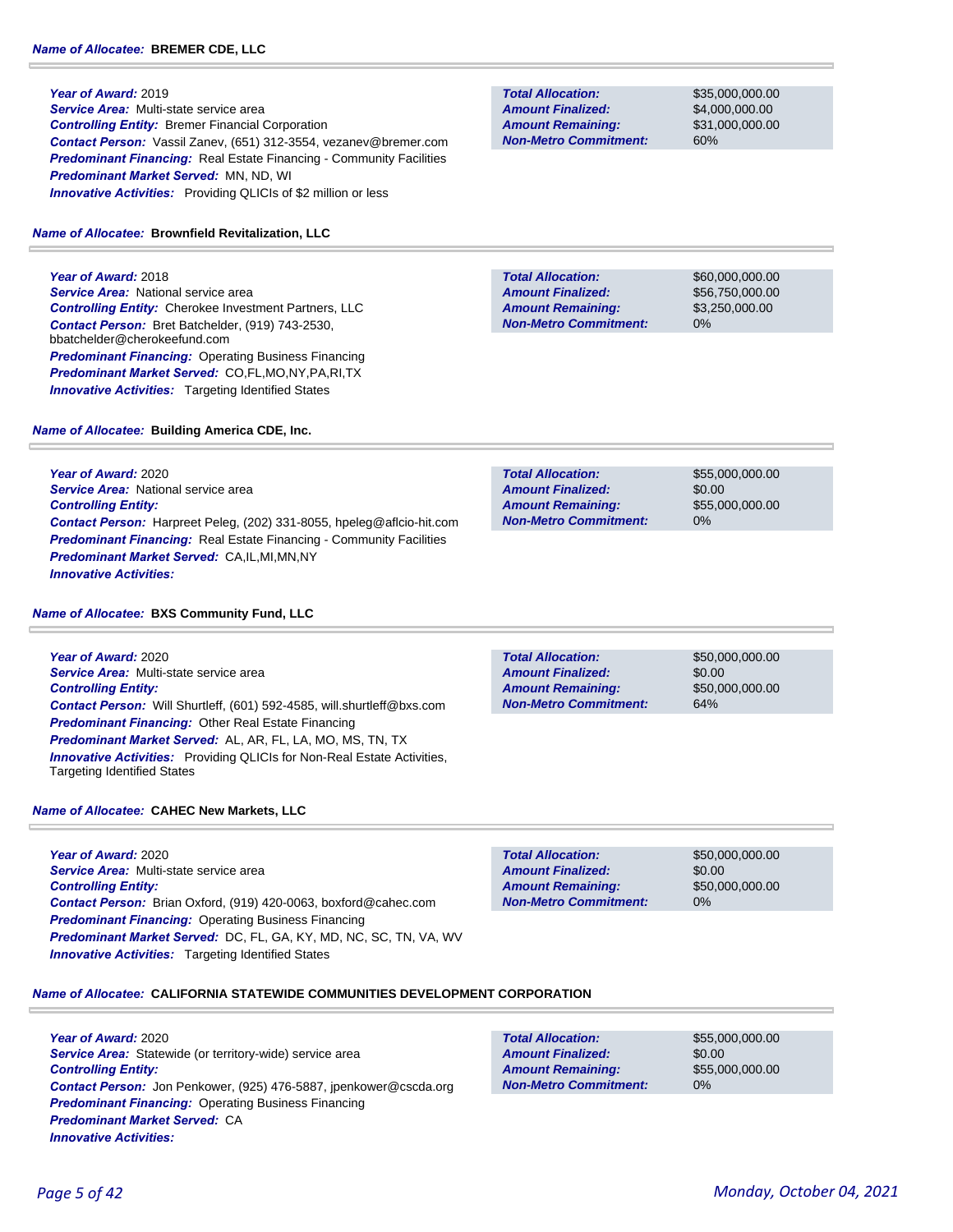### Name of Allocatee: BREMER CDE, LLC

***Year of Award:*** 2019
***Service Area:*** Multi-state service area
***Controlling Entity:*** Bremer Financial Corporation
***Contact Person:*** Vassil Zanev, (651) 312-3554, vezanev@bremer.com
***Predominant Financing:*** Real Estate Financing - Community Facilities
***Predominant Market Served:*** MN, ND, WI
***Innovative Activities:*** Providing QLICIs of $2 million or less

| | |
|---|---|
| ***Total Allocation:*** | $35,000,000.00 |
| ***Amount Finalized:*** | $4,000,000.00 |
| ***Amount Remaining:*** | $31,000,000.00 |
| ***Non-Metro Commitment:*** | 60% |

### Name of Allocatee: Brownfield Revitalization, LLC

***Year of Award:*** 2018
***Service Area:*** National service area
***Controlling Entity:*** Cherokee Investment Partners, LLC
***Contact Person:*** Bret Batchelder, (919) 743-2530, bbatchelder@cherokeefund.com
***Predominant Financing:*** Operating Business Financing
***Predominant Market Served:*** CO,FL,MO,NY,PA,RI,TX
***Innovative Activities:*** Targeting Identified States

| | |
|---|---|
| ***Total Allocation:*** | $60,000,000.00 |
| ***Amount Finalized:*** | $56,750,000.00 |
| ***Amount Remaining:*** | $3,250,000.00 |
| ***Non-Metro Commitment:*** | 0% |

### Name of Allocatee: Building America CDE, Inc.

***Year of Award:*** 2020
***Service Area:*** National service area
***Controlling Entity:***
***Contact Person:*** Harpreet Peleg, (202) 331-8055, hpeleg@aflcio-hit.com
***Predominant Financing:*** Real Estate Financing - Community Facilities
***Predominant Market Served:*** CA,IL,MI,MN,NY
***Innovative Activities:***

| | |
|---|---|
| ***Total Allocation:*** | $55,000,000.00 |
| ***Amount Finalized:*** | $0.00 |
| ***Amount Remaining:*** | $55,000,000.00 |
| ***Non-Metro Commitment:*** | 0% |

### Name of Allocatee: BXS Community Fund, LLC

***Year of Award:*** 2020
***Service Area:*** Multi-state service area
***Controlling Entity:***
***Contact Person:*** Will Shurtleff, (601) 592-4585, will.shurtleff@bxs.com
***Predominant Financing:*** Other Real Estate Financing
***Predominant Market Served:*** AL, AR, FL, LA, MO, MS, TN, TX
***Innovative Activities:*** Providing QLICIs for Non-Real Estate Activities, Targeting Identified States

| | |
|---|---|
| ***Total Allocation:*** | $50,000,000.00 |
| ***Amount Finalized:*** | $0.00 |
| ***Amount Remaining:*** | $50,000,000.00 |
| ***Non-Metro Commitment:*** | 64% |

### Name of Allocatee: CAHEC New Markets, LLC

***Year of Award:*** 2020
***Service Area:*** Multi-state service area
***Controlling Entity:***
***Contact Person:*** Brian Oxford, (919) 420-0063, boxford@cahec.com
***Predominant Financing:*** Operating Business Financing
***Predominant Market Served:*** DC, FL, GA, KY, MD, NC, SC, TN, VA, WV
***Innovative Activities:*** Targeting Identified States

| | |
|---|---|
| ***Total Allocation:*** | $50,000,000.00 |
| ***Amount Finalized:*** | $0.00 |
| ***Amount Remaining:*** | $50,000,000.00 |
| ***Non-Metro Commitment:*** | 0% |

### Name of Allocatee: CALIFORNIA STATEWIDE COMMUNITIES DEVELOPMENT CORPORATION

***Year of Award:*** 2020
***Service Area:*** Statewide (or territory-wide) service area
***Controlling Entity:***
***Contact Person:*** Jon Penkower, (925) 476-5887, jpenkower@cscda.org
***Predominant Financing:*** Operating Business Financing
***Predominant Market Served:*** CA
***Innovative Activities:***

| | |
|---|---|
| ***Total Allocation:*** | $55,000,000.00 |
| ***Amount Finalized:*** | $0.00 |
| ***Amount Remaining:*** | $55,000,000.00 |
| ***Non-Metro Commitment:*** | 0% |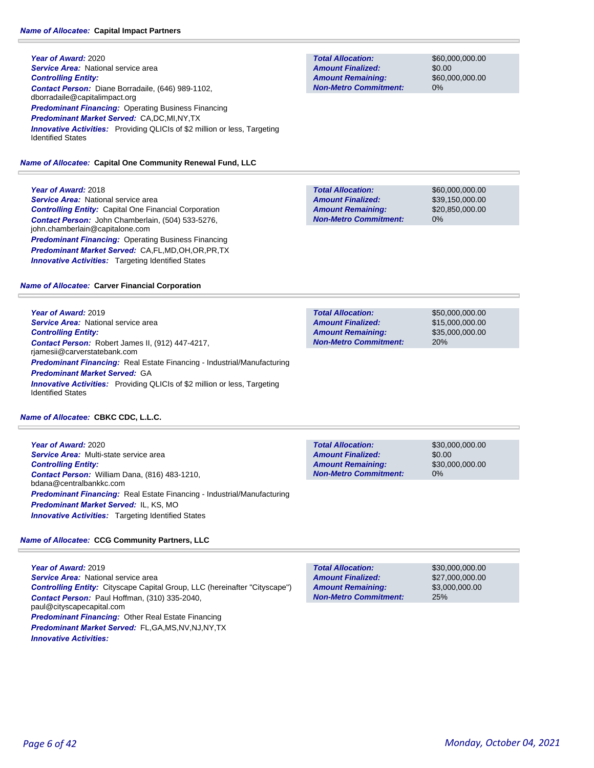**Name of Allocatee:** **Capital Impact Partners**

**Year of Award:** 2020
**Service Area:** National service area
**Controlling Entity:**
**Contact Person:** Diane Borradaile, (646) 989-1102, dborradaile@capitalimpact.org
**Predominant Financing:** Operating Business Financing
**Predominant Market Served:** CA,DC,MI,NY,TX
**Innovative Activities:** Providing QLICIs of $2 million or less, Targeting Identified States

| | |
|---|---|
| **Total Allocation:** | $60,000,000.00 |
| **Amount Finalized:** | $0.00 |
| **Amount Remaining:** | $60,000,000.00 |
| **Non-Metro Commitment:** | 0% |

**Name of Allocatee:** **Capital One Community Renewal Fund, LLC**

**Year of Award:** 2018
**Service Area:** National service area
**Controlling Entity:** Capital One Financial Corporation
**Contact Person:** John Chamberlain, (504) 533-5276, john.chamberlain@capitalone.com
**Predominant Financing:** Operating Business Financing
**Predominant Market Served:** CA,FL,MD,OH,OR,PR,TX
**Innovative Activities:** Targeting Identified States

| | |
|---|---|
| **Total Allocation:** | $60,000,000.00 |
| **Amount Finalized:** | $39,150,000.00 |
| **Amount Remaining:** | $20,850,000.00 |
| **Non-Metro Commitment:** | 0% |

**Name of Allocatee:** **Carver Financial Corporation**

**Year of Award:** 2019
**Service Area:** National service area
**Controlling Entity:**
**Contact Person:** Robert James II, (912) 447-4217, rjamesii@carverstatebank.com
**Predominant Financing:** Real Estate Financing - Industrial/Manufacturing
**Predominant Market Served:** GA
**Innovative Activities:** Providing QLICIs of $2 million or less, Targeting Identified States

| | |
|---|---|
| **Total Allocation:** | $50,000,000.00 |
| **Amount Finalized:** | $15,000,000.00 |
| **Amount Remaining:** | $35,000,000.00 |
| **Non-Metro Commitment:** | 20% |

**Name of Allocatee:** **CBKC CDC, L.L.C.**

**Year of Award:** 2020
**Service Area:** Multi-state service area
**Controlling Entity:**
**Contact Person:** William Dana, (816) 483-1210, bdana@centralbankkc.com
**Predominant Financing:** Real Estate Financing - Industrial/Manufacturing
**Predominant Market Served:** IL, KS, MO
**Innovative Activities:** Targeting Identified States

| | |
|---|---|
| **Total Allocation:** | $30,000,000.00 |
| **Amount Finalized:** | $0.00 |
| **Amount Remaining:** | $30,000,000.00 |
| **Non-Metro Commitment:** | 0% |

**Name of Allocatee:** **CCG Community Partners, LLC**

**Year of Award:** 2019
**Service Area:** National service area
**Controlling Entity:** Cityscape Capital Group, LLC (hereinafter "Cityscape")
**Contact Person:** Paul Hoffman, (310) 335-2040, paul@cityscapecapital.com
**Predominant Financing:** Other Real Estate Financing
**Predominant Market Served:** FL,GA,MS,NV,NJ,NY,TX
**Innovative Activities:**

| | |
|---|---|
| **Total Allocation:** | $30,000,000.00 |
| **Amount Finalized:** | $27,000,000.00 |
| **Amount Remaining:** | $3,000,000.00 |
| **Non-Metro Commitment:** | 25% |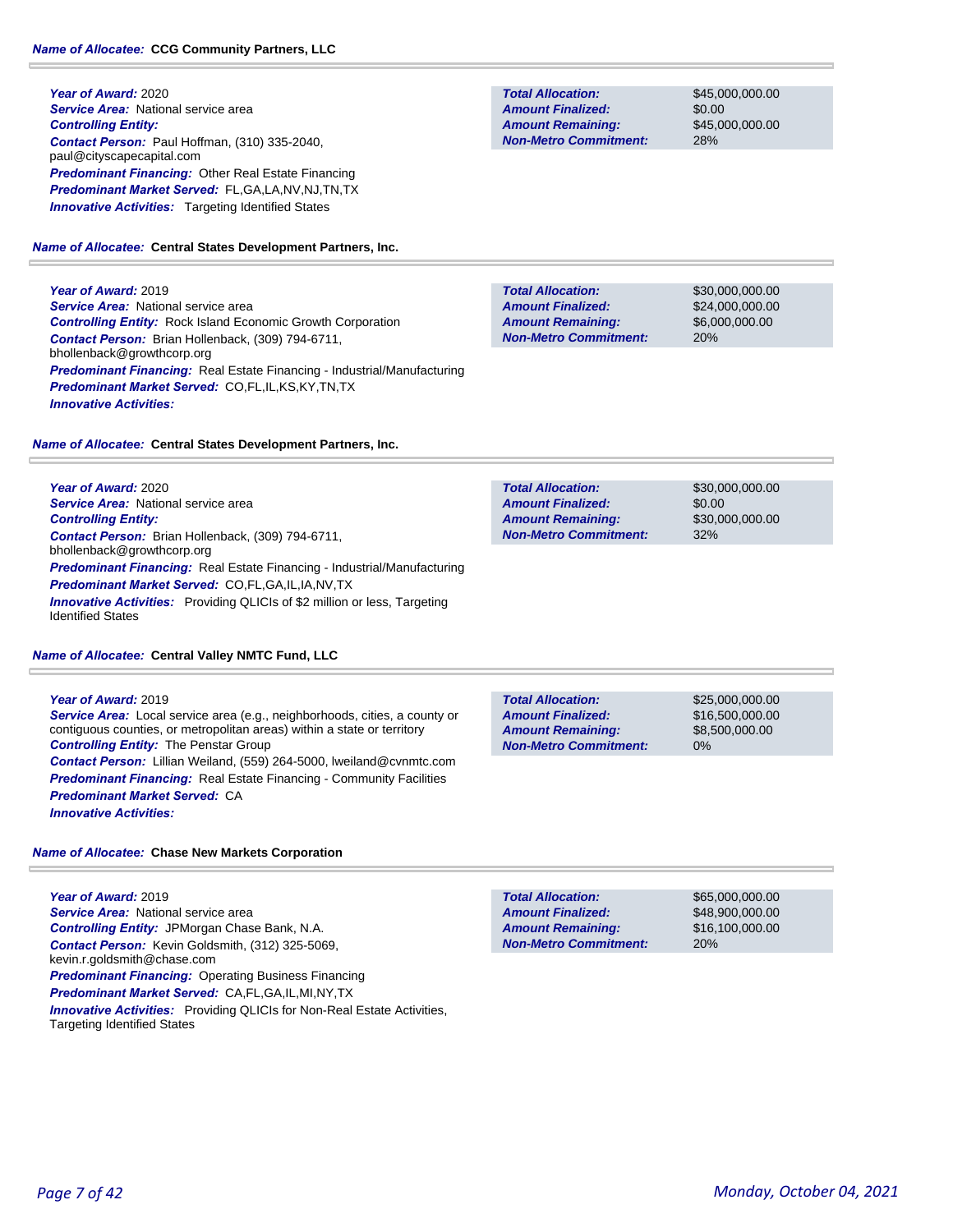***Name of Allocatee:*** **CCG Community Partners, LLC**

***Year of Award:*** 2020
***Service Area:*** National service area
***Controlling Entity:***
***Contact Person:*** Paul Hoffman, (310) 335-2040, paul@cityscapecapital.com
***Predominant Financing:*** Other Real Estate Financing
***Predominant Market Served:*** FL,GA,LA,NV,NJ,TN,TX
***Innovative Activities:*** Targeting Identified States

| | |
|---|---|
| ***Total Allocation:*** | $45,000,000.00 |
| ***Amount Finalized:*** | $0.00 |
| ***Amount Remaining:*** | $45,000,000.00 |
| ***Non-Metro Commitment:*** | 28% |

***Name of Allocatee:*** **Central States Development Partners, Inc.**

***Year of Award:*** 2019
***Service Area:*** National service area
***Controlling Entity:*** Rock Island Economic Growth Corporation
***Contact Person:*** Brian Hollenback, (309) 794-6711, bhollenback@growthcorp.org
***Predominant Financing:*** Real Estate Financing - Industrial/Manufacturing
***Predominant Market Served:*** CO,FL,IL,KS,KY,TN,TX
***Innovative Activities:***

| | |
|---|---|
| ***Total Allocation:*** | $30,000,000.00 |
| ***Amount Finalized:*** | $24,000,000.00 |
| ***Amount Remaining:*** | $6,000,000.00 |
| ***Non-Metro Commitment:*** | 20% |

***Name of Allocatee:*** **Central States Development Partners, Inc.**

***Year of Award:*** 2020
***Service Area:*** National service area
***Controlling Entity:***
***Contact Person:*** Brian Hollenback, (309) 794-6711, bhollenback@growthcorp.org
***Predominant Financing:*** Real Estate Financing - Industrial/Manufacturing
***Predominant Market Served:*** CO,FL,GA,IL,IA,NV,TX
***Innovative Activities:*** Providing QLICIs of $2 million or less, Targeting Identified States

| | |
|---|---|
| ***Total Allocation:*** | $30,000,000.00 |
| ***Amount Finalized:*** | $0.00 |
| ***Amount Remaining:*** | $30,000,000.00 |
| ***Non-Metro Commitment:*** | 32% |

***Name of Allocatee:*** **Central Valley NMTC Fund, LLC**

***Year of Award:*** 2019
***Service Area:*** Local service area (e.g., neighborhoods, cities, a county or contiguous counties, or metropolitan areas) within a state or territory
***Controlling Entity:*** The Penstar Group
***Contact Person:*** Lillian Weiland, (559) 264-5000, lweiland@cvnmtc.com
***Predominant Financing:*** Real Estate Financing - Community Facilities
***Predominant Market Served:*** CA
***Innovative Activities:***

| | |
|---|---|
| ***Total Allocation:*** | $25,000,000.00 |
| ***Amount Finalized:*** | $16,500,000.00 |
| ***Amount Remaining:*** | $8,500,000.00 |
| ***Non-Metro Commitment:*** | 0% |

***Name of Allocatee:*** **Chase New Markets Corporation**

***Year of Award:*** 2019
***Service Area:*** National service area
***Controlling Entity:*** JPMorgan Chase Bank, N.A.
***Contact Person:*** Kevin Goldsmith, (312) 325-5069, kevin.r.goldsmith@chase.com
***Predominant Financing:*** Operating Business Financing
***Predominant Market Served:*** CA,FL,GA,IL,MI,NY,TX
***Innovative Activities:*** Providing QLICIs for Non-Real Estate Activities, Targeting Identified States

| | |
|---|---|
| ***Total Allocation:*** | $65,000,000.00 |
| ***Amount Finalized:*** | $48,900,000.00 |
| ***Amount Remaining:*** | $16,100,000.00 |
| ***Non-Metro Commitment:*** | 20% |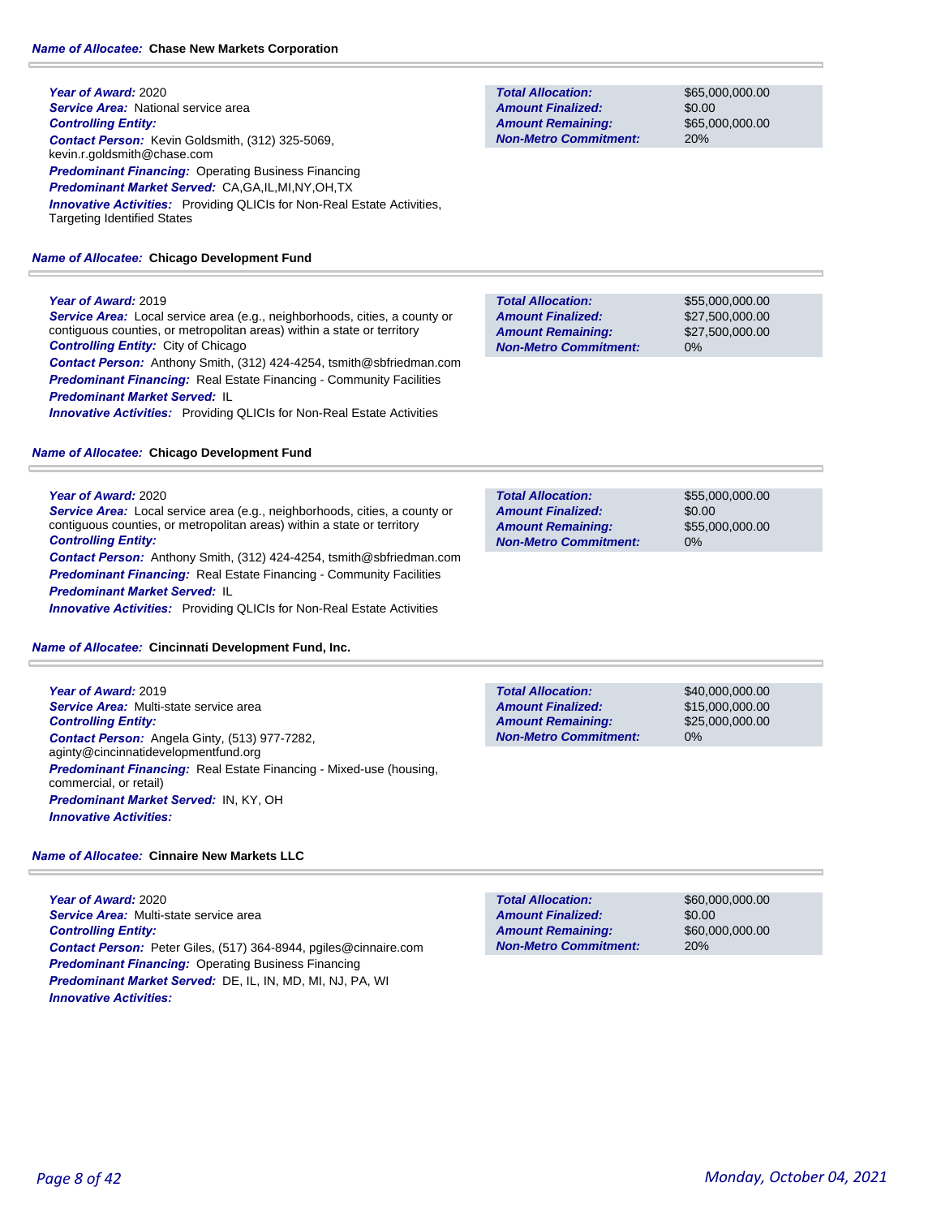**Name of Allocatee:** **Chase New Markets Corporation**

***Year of Award:*** 2020
***Service Area:*** National service area
***Controlling Entity:***
***Contact Person:*** Kevin Goldsmith, (312) 325-5069, kevin.r.goldsmith@chase.com
***Predominant Financing:*** Operating Business Financing
***Predominant Market Served:*** CA,GA,IL,MI,NY,OH,TX
***Innovative Activities:*** Providing QLICIs for Non-Real Estate Activities, Targeting Identified States

| | |
|---|---|
| ***Total Allocation:*** | $65,000,000.00 |
| ***Amount Finalized:*** | $0.00 |
| ***Amount Remaining:*** | $65,000,000.00 |
| ***Non-Metro Commitment:*** | 20% |

**Name of Allocatee:** **Chicago Development Fund**

***Year of Award:*** 2019
***Service Area:*** Local service area (e.g., neighborhoods, cities, a county or contiguous counties, or metropolitan areas) within a state or territory
***Controlling Entity:*** City of Chicago
***Contact Person:*** Anthony Smith, (312) 424-4254, tsmith@sbfriedman.com
***Predominant Financing:*** Real Estate Financing - Community Facilities
***Predominant Market Served:*** IL
***Innovative Activities:*** Providing QLICIs for Non-Real Estate Activities

| | |
|---|---|
| ***Total Allocation:*** | $55,000,000.00 |
| ***Amount Finalized:*** | $27,500,000.00 |
| ***Amount Remaining:*** | $27,500,000.00 |
| ***Non-Metro Commitment:*** | 0% |

**Name of Allocatee:** **Chicago Development Fund**

***Year of Award:*** 2020
***Service Area:*** Local service area (e.g., neighborhoods, cities, a county or contiguous counties, or metropolitan areas) within a state or territory
***Controlling Entity:***
***Contact Person:*** Anthony Smith, (312) 424-4254, tsmith@sbfriedman.com
***Predominant Financing:*** Real Estate Financing - Community Facilities
***Predominant Market Served:*** IL
***Innovative Activities:*** Providing QLICIs for Non-Real Estate Activities

| | |
|---|---|
| ***Total Allocation:*** | $55,000,000.00 |
| ***Amount Finalized:*** | $0.00 |
| ***Amount Remaining:*** | $55,000,000.00 |
| ***Non-Metro Commitment:*** | 0% |

**Name of Allocatee:** **Cincinnati Development Fund, Inc.**

***Year of Award:*** 2019
***Service Area:*** Multi-state service area
***Controlling Entity:***
***Contact Person:*** Angela Ginty, (513) 977-7282, aginty@cincinnatidevelopmentfund.org
***Predominant Financing:*** Real Estate Financing - Mixed-use (housing, commercial, or retail)
***Predominant Market Served:*** IN, KY, OH
***Innovative Activities:***

| | |
|---|---|
| ***Total Allocation:*** | $40,000,000.00 |
| ***Amount Finalized:*** | $15,000,000.00 |
| ***Amount Remaining:*** | $25,000,000.00 |
| ***Non-Metro Commitment:*** | 0% |

**Name of Allocatee:** **Cinnaire New Markets LLC**

***Year of Award:*** 2020
***Service Area:*** Multi-state service area
***Controlling Entity:***
***Contact Person:*** Peter Giles, (517) 364-8944, pgiles@cinnaire.com
***Predominant Financing:*** Operating Business Financing
***Predominant Market Served:*** DE, IL, IN, MD, MI, NJ, PA, WI
***Innovative Activities:***

| | |
|---|---|
| ***Total Allocation:*** | $60,000,000.00 |
| ***Amount Finalized:*** | $0.00 |
| ***Amount Remaining:*** | $60,000,000.00 |
| ***Non-Metro Commitment:*** | 20% |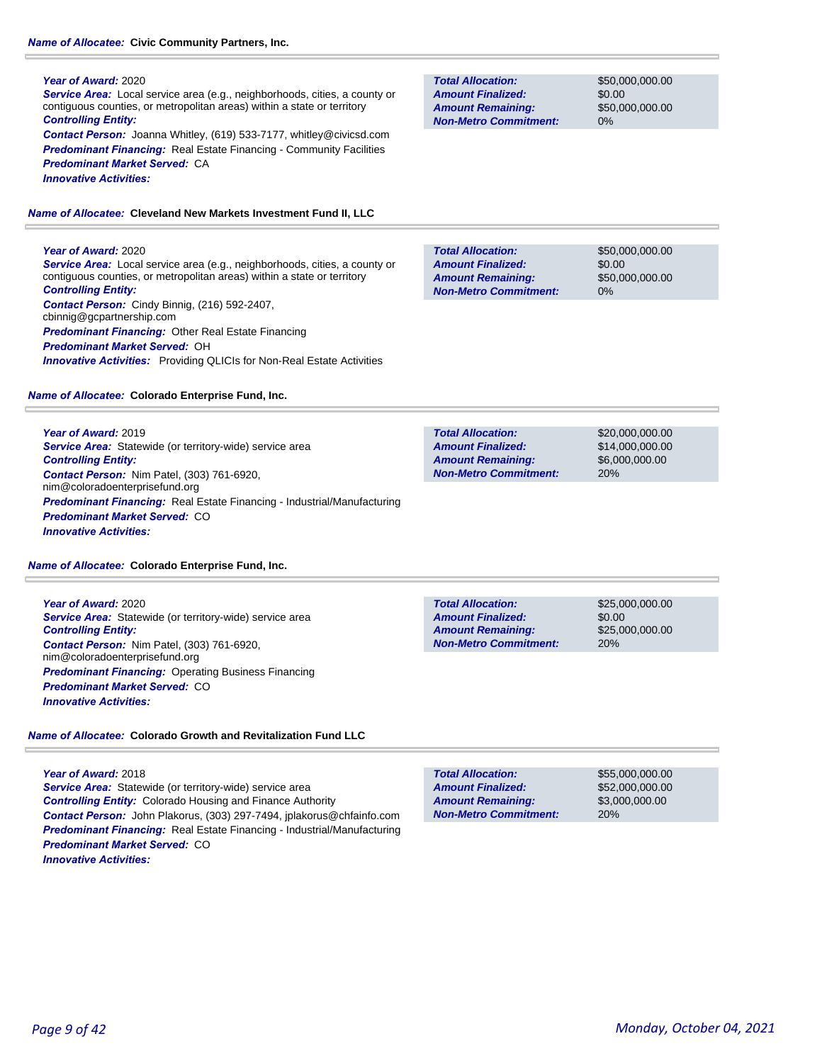**Name of Allocatee: Civic Community Partners, Inc.**

**Year of Award:** 2020
**Service Area:** Local service area (e.g., neighborhoods, cities, a county or contiguous counties, or metropolitan areas) within a state or territory
**Controlling Entity:**
**Contact Person:** Joanna Whitley, (619) 533-7177, whitley@civicsd.com
**Predominant Financing:** Real Estate Financing - Community Facilities
**Predominant Market Served:** CA
**Innovative Activities:**

| | |
|---|---|
| **Total Allocation:** | $50,000,000.00 |
| **Amount Finalized:** | $0.00 |
| **Amount Remaining:** | $50,000,000.00 |
| **Non-Metro Commitment:** | 0% |

**Name of Allocatee: Cleveland New Markets Investment Fund II, LLC**

**Year of Award:** 2020
**Service Area:** Local service area (e.g., neighborhoods, cities, a county or contiguous counties, or metropolitan areas) within a state or territory
**Controlling Entity:**
**Contact Person:** Cindy Binnig, (216) 592-2407, cbinnig@gcpartnership.com
**Predominant Financing:** Other Real Estate Financing
**Predominant Market Served:** OH
**Innovative Activities:** Providing QLICIs for Non-Real Estate Activities

| | |
|---|---|
| **Total Allocation:** | $50,000,000.00 |
| **Amount Finalized:** | $0.00 |
| **Amount Remaining:** | $50,000,000.00 |
| **Non-Metro Commitment:** | 0% |

**Name of Allocatee: Colorado Enterprise Fund, Inc.**

**Year of Award:** 2019
**Service Area:** Statewide (or territory-wide) service area
**Controlling Entity:**
**Contact Person:** Nim Patel, (303) 761-6920, nim@coloradoenterprisefund.org
**Predominant Financing:** Real Estate Financing - Industrial/Manufacturing
**Predominant Market Served:** CO
**Innovative Activities:**

| | |
|---|---|
| **Total Allocation:** | $20,000,000.00 |
| **Amount Finalized:** | $14,000,000.00 |
| **Amount Remaining:** | $6,000,000.00 |
| **Non-Metro Commitment:** | 20% |

**Name of Allocatee: Colorado Enterprise Fund, Inc.**

**Year of Award:** 2020
**Service Area:** Statewide (or territory-wide) service area
**Controlling Entity:**
**Contact Person:** Nim Patel, (303) 761-6920, nim@coloradoenterprisefund.org
**Predominant Financing:** Operating Business Financing
**Predominant Market Served:** CO
**Innovative Activities:**

| | |
|---|---|
| **Total Allocation:** | $25,000,000.00 |
| **Amount Finalized:** | $0.00 |
| **Amount Remaining:** | $25,000,000.00 |
| **Non-Metro Commitment:** | 20% |

**Name of Allocatee: Colorado Growth and Revitalization Fund LLC**

**Year of Award:** 2018
**Service Area:** Statewide (or territory-wide) service area
**Controlling Entity:** Colorado Housing and Finance Authority
**Contact Person:** John Plakorus, (303) 297-7494, jplakorus@chfainfo.com
**Predominant Financing:** Real Estate Financing - Industrial/Manufacturing
**Predominant Market Served:** CO
**Innovative Activities:**

| | |
|---|---|
| **Total Allocation:** | $55,000,000.00 |
| **Amount Finalized:** | $52,000,000.00 |
| **Amount Remaining:** | $3,000,000.00 |
| **Non-Metro Commitment:** | 20% |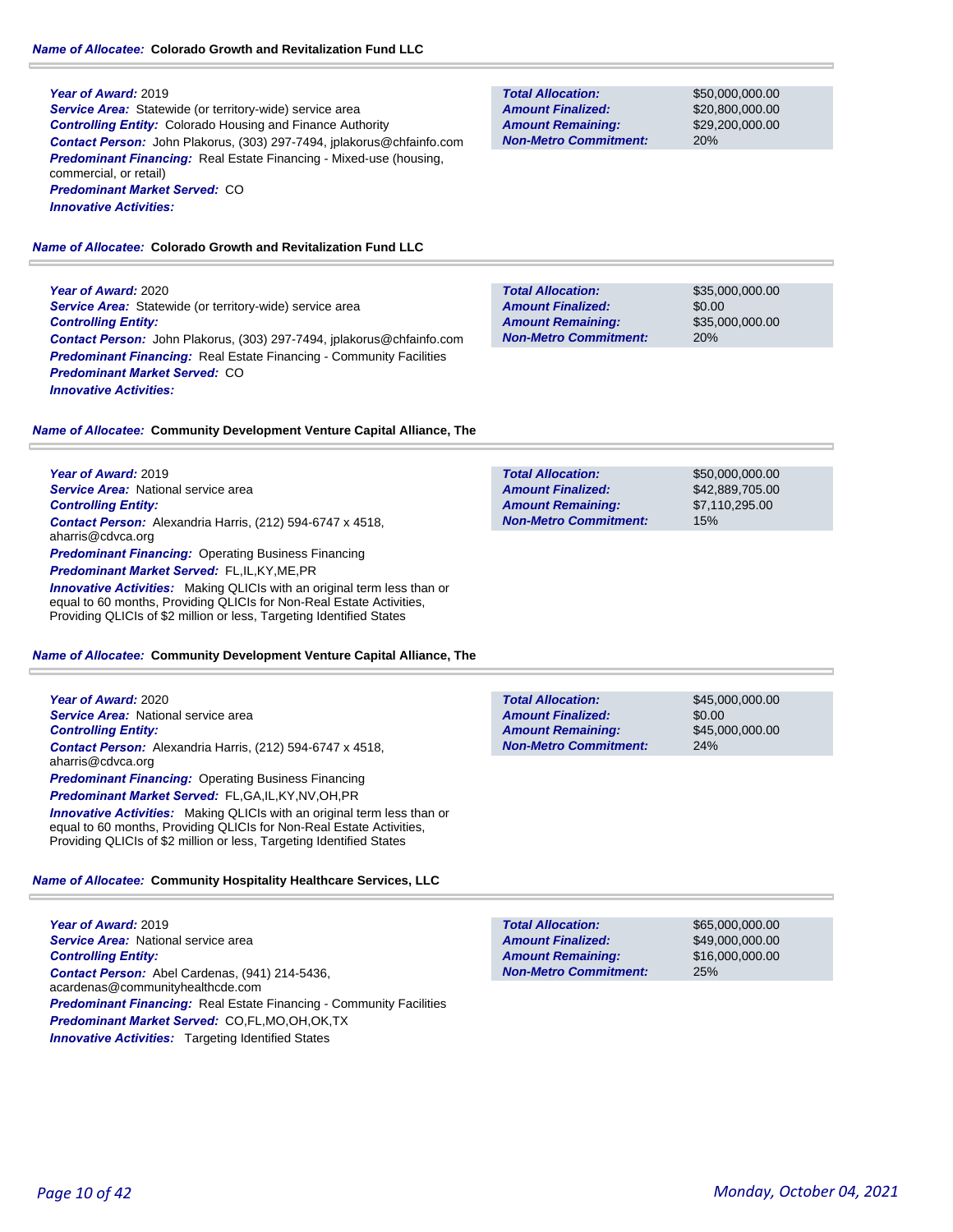**Name of Allocatee:** **Colorado Growth and Revitalization Fund LLC**

***Year of Award:*** 2019
***Service Area:*** Statewide (or territory-wide) service area
***Controlling Entity:*** Colorado Housing and Finance Authority
***Contact Person:*** John Plakorus, (303) 297-7494, jplakorus@chfainfo.com
***Predominant Financing:*** Real Estate Financing - Mixed-use (housing, commercial, or retail)
***Predominant Market Served:*** CO
***Innovative Activities:***

| | |
|---|---|
| **Total Allocation:** | $50,000,000.00 |
| **Amount Finalized:** | $20,800,000.00 |
| **Amount Remaining:** | $29,200,000.00 |
| **Non-Metro Commitment:** | 20% |

**Name of Allocatee:** **Colorado Growth and Revitalization Fund LLC**

***Year of Award:*** 2020
***Service Area:*** Statewide (or territory-wide) service area
***Controlling Entity:***
***Contact Person:*** John Plakorus, (303) 297-7494, jplakorus@chfainfo.com
***Predominant Financing:*** Real Estate Financing - Community Facilities
***Predominant Market Served:*** CO
***Innovative Activities:***

| | |
|---|---|
| **Total Allocation:** | $35,000,000.00 |
| **Amount Finalized:** | $0.00 |
| **Amount Remaining:** | $35,000,000.00 |
| **Non-Metro Commitment:** | 20% |

**Name of Allocatee:** **Community Development Venture Capital Alliance, The**

***Year of Award:*** 2019
***Service Area:*** National service area
***Controlling Entity:***
***Contact Person:*** Alexandria Harris, (212) 594-6747 x 4518, aharris@cdvca.org
***Predominant Financing:*** Operating Business Financing
***Predominant Market Served:*** FL,IL,KY,ME,PR
***Innovative Activities:*** Making QLICIs with an original term less than or equal to 60 months, Providing QLICIs for Non-Real Estate Activities, Providing QLICIs of $2 million or less, Targeting Identified States

| | |
|---|---|
| **Total Allocation:** | $50,000,000.00 |
| **Amount Finalized:** | $42,889,705.00 |
| **Amount Remaining:** | $7,110,295.00 |
| **Non-Metro Commitment:** | 15% |

**Name of Allocatee:** **Community Development Venture Capital Alliance, The**

***Year of Award:*** 2020
***Service Area:*** National service area
***Controlling Entity:***
***Contact Person:*** Alexandria Harris, (212) 594-6747 x 4518, aharris@cdvca.org
***Predominant Financing:*** Operating Business Financing
***Predominant Market Served:*** FL,GA,IL,KY,NV,OH,PR
***Innovative Activities:*** Making QLICIs with an original term less than or equal to 60 months, Providing QLICIs for Non-Real Estate Activities, Providing QLICIs of $2 million or less, Targeting Identified States

| | |
|---|---|
| **Total Allocation:** | $45,000,000.00 |
| **Amount Finalized:** | $0.00 |
| **Amount Remaining:** | $45,000,000.00 |
| **Non-Metro Commitment:** | 24% |

**Name of Allocatee:** **Community Hospitality Healthcare Services, LLC**

***Year of Award:*** 2019
***Service Area:*** National service area
***Controlling Entity:***
***Contact Person:*** Abel Cardenas, (941) 214-5436, acardenas@communityhealthcde.com
***Predominant Financing:*** Real Estate Financing - Community Facilities
***Predominant Market Served:*** CO,FL,MO,OH,OK,TX
***Innovative Activities:*** Targeting Identified States

| | |
|---|---|
| **Total Allocation:** | $65,000,000.00 |
| **Amount Finalized:** | $49,000,000.00 |
| **Amount Remaining:** | $16,000,000.00 |
| **Non-Metro Commitment:** | 25% |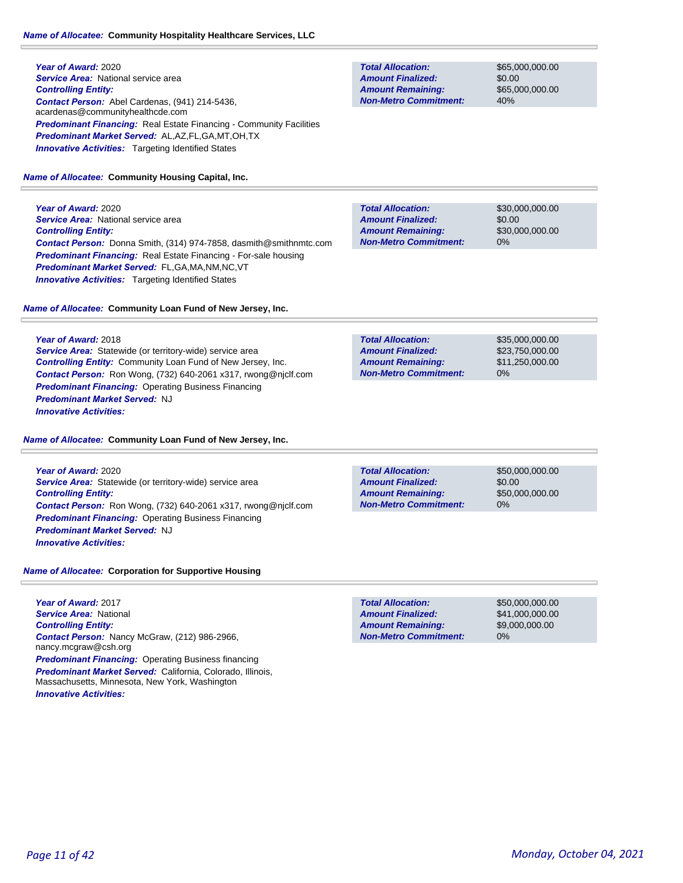**Name of Allocatee:** **Community Hospitality Healthcare Services, LLC**

**Year of Award:** 2020
**Service Area:** National service area
**Controlling Entity:**
**Contact Person:** Abel Cardenas, (941) 214-5436, acardenas@communityhealthcde.com
**Predominant Financing:** Real Estate Financing - Community Facilities
**Predominant Market Served:** AL,AZ,FL,GA,MT,OH,TX
**Innovative Activities:** Targeting Identified States

| | |
|---|---|
| **Total Allocation:** | $65,000,000.00 |
| **Amount Finalized:** | $0.00 |
| **Amount Remaining:** | $65,000,000.00 |
| **Non-Metro Commitment:** | 40% |

**Name of Allocatee:** **Community Housing Capital, Inc.**

**Year of Award:** 2020
**Service Area:** National service area
**Controlling Entity:**
**Contact Person:** Donna Smith, (314) 974-7858, dasmith@smithnmtc.com
**Predominant Financing:** Real Estate Financing - For-sale housing
**Predominant Market Served:** FL,GA,MA,NM,NC,VT
**Innovative Activities:** Targeting Identified States

| | |
|---|---|
| **Total Allocation:** | $30,000,000.00 |
| **Amount Finalized:** | $0.00 |
| **Amount Remaining:** | $30,000,000.00 |
| **Non-Metro Commitment:** | 0% |

**Name of Allocatee:** **Community Loan Fund of New Jersey, Inc.**

**Year of Award:** 2018
**Service Area:** Statewide (or territory-wide) service area
**Controlling Entity:** Community Loan Fund of New Jersey, Inc.
**Contact Person:** Ron Wong, (732) 640-2061 x317, rwong@njclf.com
**Predominant Financing:** Operating Business Financing
**Predominant Market Served:** NJ
**Innovative Activities:**

| | |
|---|---|
| **Total Allocation:** | $35,000,000.00 |
| **Amount Finalized:** | $23,750,000.00 |
| **Amount Remaining:** | $11,250,000.00 |
| **Non-Metro Commitment:** | 0% |

**Name of Allocatee:** **Community Loan Fund of New Jersey, Inc.**

**Year of Award:** 2020
**Service Area:** Statewide (or territory-wide) service area
**Controlling Entity:**
**Contact Person:** Ron Wong, (732) 640-2061 x317, rwong@njclf.com
**Predominant Financing:** Operating Business Financing
**Predominant Market Served:** NJ
**Innovative Activities:**

| | |
|---|---|
| **Total Allocation:** | $50,000,000.00 |
| **Amount Finalized:** | $0.00 |
| **Amount Remaining:** | $50,000,000.00 |
| **Non-Metro Commitment:** | 0% |

**Name of Allocatee:** **Corporation for Supportive Housing**

**Year of Award:** 2017
**Service Area:** National
**Controlling Entity:**
**Contact Person:** Nancy McGraw, (212) 986-2966, nancy.mcgraw@csh.org
**Predominant Financing:** Operating Business financing
**Predominant Market Served:** California, Colorado, Illinois, Massachusetts, Minnesota, New York, Washington
**Innovative Activities:**

| | |
|---|---|
| **Total Allocation:** | $50,000,000.00 |
| **Amount Finalized:** | $41,000,000.00 |
| **Amount Remaining:** | $9,000,000.00 |
| **Non-Metro Commitment:** | 0% |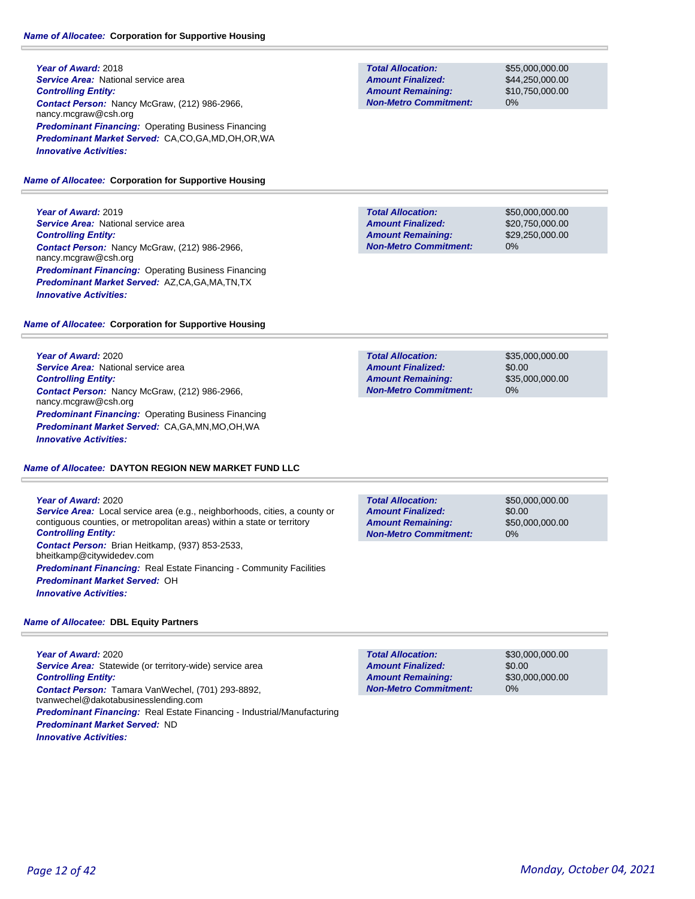**Name of Allocatee:** Corporation for Supportive Housing

**Year of Award:** 2018
**Service Area:** National service area
**Controlling Entity:**
**Contact Person:** Nancy McGraw, (212) 986-2966, nancy.mcgraw@csh.org
**Predominant Financing:** Operating Business Financing
**Predominant Market Served:** CA,CO,GA,MD,OH,OR,WA
**Innovative Activities:**

| | |
|---|---|
| **Total Allocation:** | $55,000,000.00 |
| **Amount Finalized:** | $44,250,000.00 |
| **Amount Remaining:** | $10,750,000.00 |
| **Non-Metro Commitment:** | 0% |

**Name of Allocatee:** Corporation for Supportive Housing

**Year of Award:** 2019
**Service Area:** National service area
**Controlling Entity:**
**Contact Person:** Nancy McGraw, (212) 986-2966, nancy.mcgraw@csh.org
**Predominant Financing:** Operating Business Financing
**Predominant Market Served:** AZ,CA,GA,MA,TN,TX
**Innovative Activities:**

| | |
|---|---|
| **Total Allocation:** | $50,000,000.00 |
| **Amount Finalized:** | $20,750,000.00 |
| **Amount Remaining:** | $29,250,000.00 |
| **Non-Metro Commitment:** | 0% |

**Name of Allocatee:** Corporation for Supportive Housing

**Year of Award:** 2020
**Service Area:** National service area
**Controlling Entity:**
**Contact Person:** Nancy McGraw, (212) 986-2966, nancy.mcgraw@csh.org
**Predominant Financing:** Operating Business Financing
**Predominant Market Served:** CA,GA,MN,MO,OH,WA
**Innovative Activities:**

| | |
|---|---|
| **Total Allocation:** | $35,000,000.00 |
| **Amount Finalized:** | $0.00 |
| **Amount Remaining:** | $35,000,000.00 |
| **Non-Metro Commitment:** | 0% |

**Name of Allocatee:** DAYTON REGION NEW MARKET FUND LLC

**Year of Award:** 2020
**Service Area:** Local service area (e.g., neighborhoods, cities, a county or contiguous counties, or metropolitan areas) within a state or territory
**Controlling Entity:**
**Contact Person:** Brian Heitkamp, (937) 853-2533, bheitkamp@citywidedev.com
**Predominant Financing:** Real Estate Financing - Community Facilities
**Predominant Market Served:** OH
**Innovative Activities:**

| | |
|---|---|
| **Total Allocation:** | $50,000,000.00 |
| **Amount Finalized:** | $0.00 |
| **Amount Remaining:** | $50,000,000.00 |
| **Non-Metro Commitment:** | 0% |

**Name of Allocatee:** DBL Equity Partners

**Year of Award:** 2020
**Service Area:** Statewide (or territory-wide) service area
**Controlling Entity:**
**Contact Person:** Tamara VanWechel, (701) 293-8892, tvanwechel@dakotabusinesslending.com
**Predominant Financing:** Real Estate Financing - Industrial/Manufacturing
**Predominant Market Served:** ND
**Innovative Activities:**

| | |
|---|---|
| **Total Allocation:** | $30,000,000.00 |
| **Amount Finalized:** | $0.00 |
| **Amount Remaining:** | $30,000,000.00 |
| **Non-Metro Commitment:** | 0% |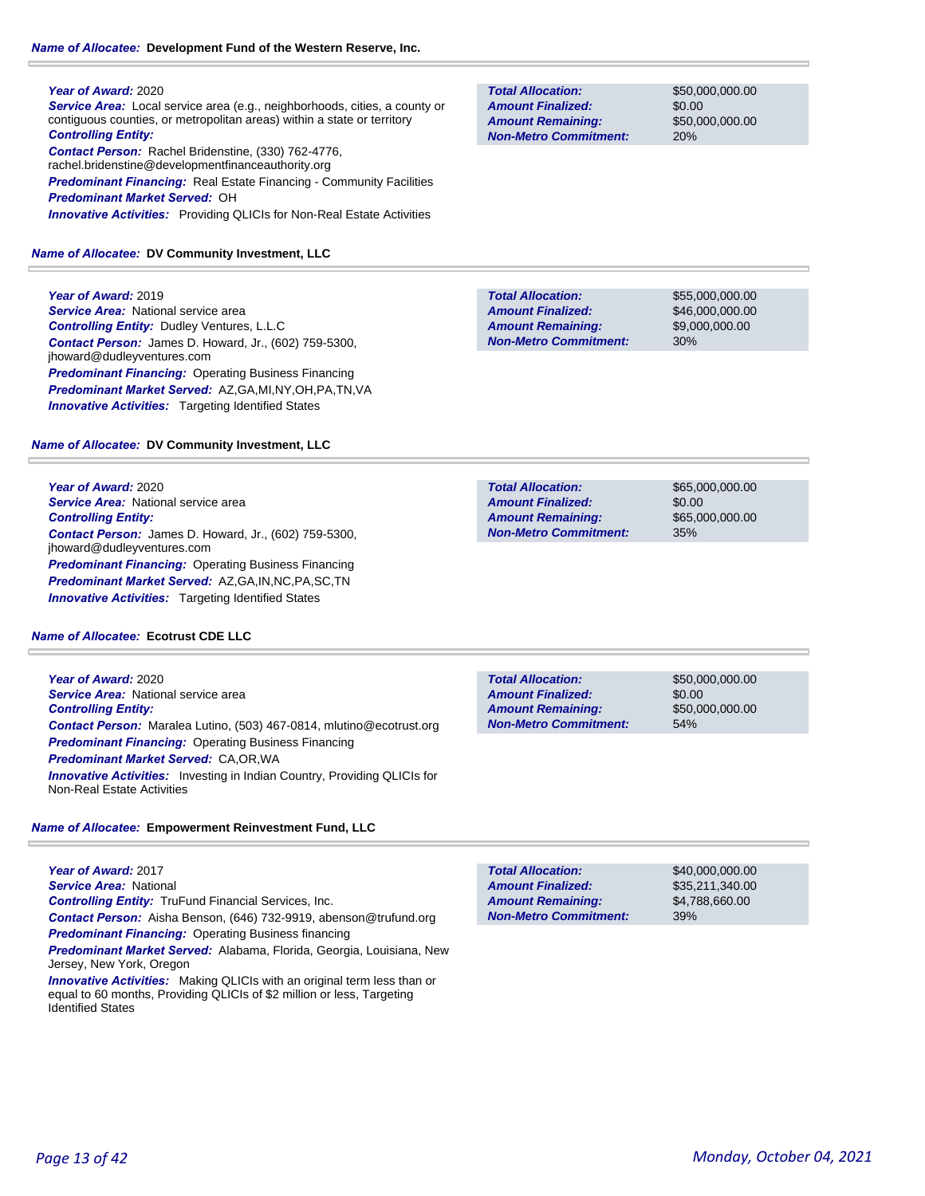**Name of Allocatee:** **Development Fund of the Western Reserve, Inc.**

***Year of Award:*** 2020
***Service Area:*** Local service area (e.g., neighborhoods, cities, a county or contiguous counties, or metropolitan areas) within a state or territory
***Controlling Entity:***
***Contact Person:*** Rachel Bridenstine, (330) 762-4776, rachel.bridenstine@developmentfinanceauthority.org
***Predominant Financing:*** Real Estate Financing - Community Facilities
***Predominant Market Served:*** OH
***Innovative Activities:*** Providing QLICIs for Non-Real Estate Activities

| | |
|---|---|
| ***Total Allocation:*** | $50,000,000.00 |
| ***Amount Finalized:*** | $0.00 |
| ***Amount Remaining:*** | $50,000,000.00 |
| ***Non-Metro Commitment:*** | 20% |

**Name of Allocatee:** **DV Community Investment, LLC**

***Year of Award:*** 2019
***Service Area:*** National service area
***Controlling Entity:*** Dudley Ventures, L.L.C
***Contact Person:*** James D. Howard, Jr., (602) 759-5300, jhoward@dudleyventures.com
***Predominant Financing:*** Operating Business Financing
***Predominant Market Served:*** AZ,GA,MI,NY,OH,PA,TN,VA
***Innovative Activities:*** Targeting Identified States

| | |
|---|---|
| ***Total Allocation:*** | $55,000,000.00 |
| ***Amount Finalized:*** | $46,000,000.00 |
| ***Amount Remaining:*** | $9,000,000.00 |
| ***Non-Metro Commitment:*** | 30% |

**Name of Allocatee:** **DV Community Investment, LLC**

***Year of Award:*** 2020
***Service Area:*** National service area
***Controlling Entity:***
***Contact Person:*** James D. Howard, Jr., (602) 759-5300, jhoward@dudleyventures.com
***Predominant Financing:*** Operating Business Financing
***Predominant Market Served:*** AZ,GA,IN,NC,PA,SC,TN
***Innovative Activities:*** Targeting Identified States

| | |
|---|---|
| ***Total Allocation:*** | $65,000,000.00 |
| ***Amount Finalized:*** | $0.00 |
| ***Amount Remaining:*** | $65,000,000.00 |
| ***Non-Metro Commitment:*** | 35% |

**Name of Allocatee:** **Ecotrust CDE LLC**

***Year of Award:*** 2020
***Service Area:*** National service area
***Controlling Entity:***
***Contact Person:*** Maralea Lutino, (503) 467-0814, mlutino@ecotrust.org
***Predominant Financing:*** Operating Business Financing
***Predominant Market Served:*** CA,OR,WA
***Innovative Activities:*** Investing in Indian Country, Providing QLICIs for Non-Real Estate Activities

| | |
|---|---|
| ***Total Allocation:*** | $50,000,000.00 |
| ***Amount Finalized:*** | $0.00 |
| ***Amount Remaining:*** | $50,000,000.00 |
| ***Non-Metro Commitment:*** | 54% |

**Name of Allocatee:** **Empowerment Reinvestment Fund, LLC**

***Year of Award:*** 2017
***Service Area:*** National
***Controlling Entity:*** TruFund Financial Services, Inc.
***Contact Person:*** Aisha Benson, (646) 732-9919, abenson@trufund.org
***Predominant Financing:*** Operating Business financing
***Predominant Market Served:*** Alabama, Florida, Georgia, Louisiana, New Jersey, New York, Oregon
***Innovative Activities:*** Making QLICIs with an original term less than or equal to 60 months, Providing QLICIs of $2 million or less, Targeting Identified States

| | |
|---|---|
| ***Total Allocation:*** | $40,000,000.00 |
| ***Amount Finalized:*** | $35,211,340.00 |
| ***Amount Remaining:*** | $4,788,660.00 |
| ***Non-Metro Commitment:*** | 39% |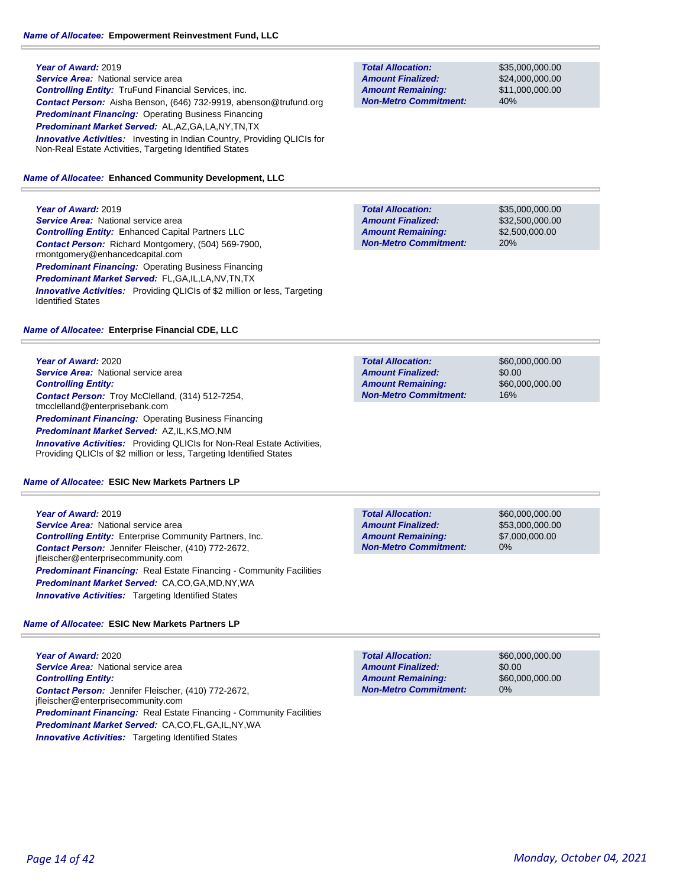**Name of Allocatee:** **Empowerment Reinvestment Fund, LLC**

**Year of Award:** 2019
**Service Area:** National service area
**Controlling Entity:** TruFund Financial Services, inc.
**Contact Person:** Aisha Benson, (646) 732-9919, abenson@trufund.org
**Predominant Financing:** Operating Business Financing
**Predominant Market Served:** AL,AZ,GA,LA,NY,TN,TX
**Innovative Activities:** Investing in Indian Country, Providing QLICIs for Non-Real Estate Activities, Targeting Identified States

| | |
|---|---|
| **Total Allocation:** | $35,000,000.00 |
| **Amount Finalized:** | $24,000,000.00 |
| **Amount Remaining:** | $11,000,000.00 |
| **Non-Metro Commitment:** | 40% |

**Name of Allocatee:** **Enhanced Community Development, LLC**

**Year of Award:** 2019
**Service Area:** National service area
**Controlling Entity:** Enhanced Capital Partners LLC
**Contact Person:** Richard Montgomery, (504) 569-7900, rmontgomery@enhancedcapital.com
**Predominant Financing:** Operating Business Financing
**Predominant Market Served:** FL,GA,IL,LA,NV,TN,TX
**Innovative Activities:** Providing QLICIs of $2 million or less, Targeting Identified States

| | |
|---|---|
| **Total Allocation:** | $35,000,000.00 |
| **Amount Finalized:** | $32,500,000.00 |
| **Amount Remaining:** | $2,500,000.00 |
| **Non-Metro Commitment:** | 20% |

**Name of Allocatee:** **Enterprise Financial CDE, LLC**

**Year of Award:** 2020
**Service Area:** National service area
**Controlling Entity:**
**Contact Person:** Troy McClelland, (314) 512-7254, tmcclelland@enterprisebank.com
**Predominant Financing:** Operating Business Financing
**Predominant Market Served:** AZ,IL,KS,MO,NM
**Innovative Activities:** Providing QLICIs for Non-Real Estate Activities, Providing QLICIs of $2 million or less, Targeting Identified States

| | |
|---|---|
| **Total Allocation:** | $60,000,000.00 |
| **Amount Finalized:** | $0.00 |
| **Amount Remaining:** | $60,000,000.00 |
| **Non-Metro Commitment:** | 16% |

**Name of Allocatee:** **ESIC New Markets Partners LP**

**Year of Award:** 2019
**Service Area:** National service area
**Controlling Entity:** Enterprise Community Partners, Inc.
**Contact Person:** Jennifer Fleischer, (410) 772-2672, jfleischer@enterprisecommunity.com
**Predominant Financing:** Real Estate Financing - Community Facilities
**Predominant Market Served:** CA,CO,GA,MD,NY,WA
**Innovative Activities:** Targeting Identified States

| | |
|---|---|
| **Total Allocation:** | $60,000,000.00 |
| **Amount Finalized:** | $53,000,000.00 |
| **Amount Remaining:** | $7,000,000.00 |
| **Non-Metro Commitment:** | 0% |

**Name of Allocatee:** **ESIC New Markets Partners LP**

**Year of Award:** 2020
**Service Area:** National service area
**Controlling Entity:**
**Contact Person:** Jennifer Fleischer, (410) 772-2672, jfleischer@enterprisecommunity.com
**Predominant Financing:** Real Estate Financing - Community Facilities
**Predominant Market Served:** CA,CO,FL,GA,IL,NY,WA
**Innovative Activities:** Targeting Identified States

| | |
|---|---|
| **Total Allocation:** | $60,000,000.00 |
| **Amount Finalized:** | $0.00 |
| **Amount Remaining:** | $60,000,000.00 |
| **Non-Metro Commitment:** | 0% |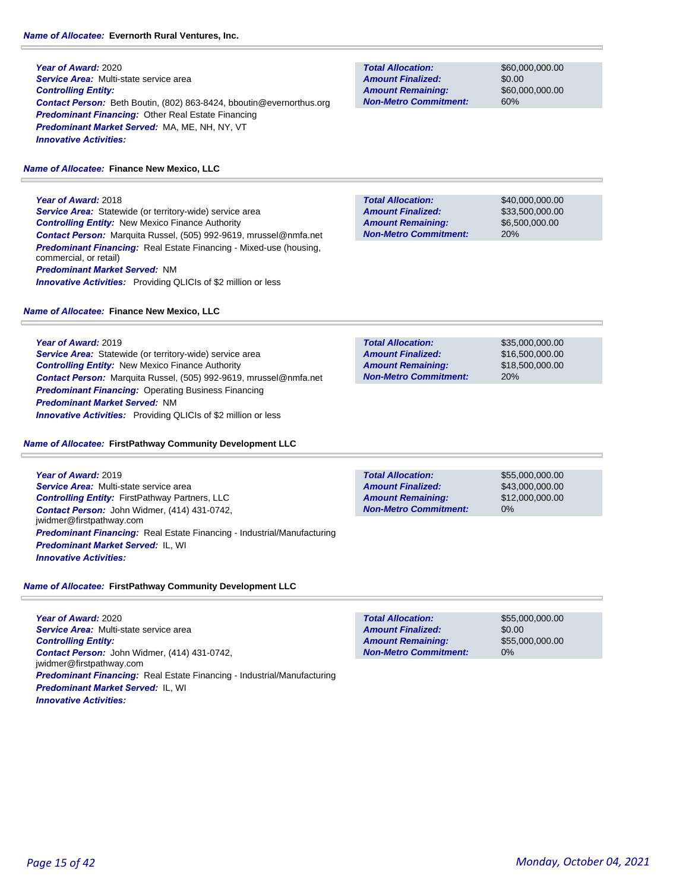**Name of Allocatee:** Evernorth Rural Ventures, Inc.

***Year of Award:*** 2020
***Service Area:*** Multi-state service area
***Controlling Entity:***
***Contact Person:*** Beth Boutin, (802) 863-8424, bboutin@evernorthus.org
***Predominant Financing:*** Other Real Estate Financing
***Predominant Market Served:*** MA, ME, NH, NY, VT
***Innovative Activities:***

| | |
|---|---|
| ***Total Allocation:*** | $60,000,000.00 |
| ***Amount Finalized:*** | $0.00 |
| ***Amount Remaining:*** | $60,000,000.00 |
| ***Non-Metro Commitment:*** | 60% |

**Name of Allocatee:** Finance New Mexico, LLC

***Year of Award:*** 2018
***Service Area:*** Statewide (or territory-wide) service area
***Controlling Entity:*** New Mexico Finance Authority
***Contact Person:*** Marquita Russel, (505) 992-9619, mrussel@nmfa.net
***Predominant Financing:*** Real Estate Financing - Mixed-use (housing, commercial, or retail)
***Predominant Market Served:*** NM
***Innovative Activities:*** Providing QLICIs of $2 million or less

| | |
|---|---|
| ***Total Allocation:*** | $40,000,000.00 |
| ***Amount Finalized:*** | $33,500,000.00 |
| ***Amount Remaining:*** | $6,500,000.00 |
| ***Non-Metro Commitment:*** | 20% |

**Name of Allocatee:** Finance New Mexico, LLC

***Year of Award:*** 2019
***Service Area:*** Statewide (or territory-wide) service area
***Controlling Entity:*** New Mexico Finance Authority
***Contact Person:*** Marquita Russel, (505) 992-9619, mrussel@nmfa.net
***Predominant Financing:*** Operating Business Financing
***Predominant Market Served:*** NM
***Innovative Activities:*** Providing QLICIs of $2 million or less

| | |
|---|---|
| ***Total Allocation:*** | $35,000,000.00 |
| ***Amount Finalized:*** | $16,500,000.00 |
| ***Amount Remaining:*** | $18,500,000.00 |
| ***Non-Metro Commitment:*** | 20% |

**Name of Allocatee:** FirstPathway Community Development LLC

***Year of Award:*** 2019
***Service Area:*** Multi-state service area
***Controlling Entity:*** FirstPathway Partners, LLC
***Contact Person:*** John Widmer, (414) 431-0742, jwidmer@firstpathway.com
***Predominant Financing:*** Real Estate Financing - Industrial/Manufacturing
***Predominant Market Served:*** IL, WI
***Innovative Activities:***

| | |
|---|---|
| ***Total Allocation:*** | $55,000,000.00 |
| ***Amount Finalized:*** | $43,000,000.00 |
| ***Amount Remaining:*** | $12,000,000.00 |
| ***Non-Metro Commitment:*** | 0% |

**Name of Allocatee:** FirstPathway Community Development LLC

***Year of Award:*** 2020
***Service Area:*** Multi-state service area
***Controlling Entity:***
***Contact Person:*** John Widmer, (414) 431-0742, jwidmer@firstpathway.com
***Predominant Financing:*** Real Estate Financing - Industrial/Manufacturing
***Predominant Market Served:*** IL, WI
***Innovative Activities:***

| | |
|---|---|
| ***Total Allocation:*** | $55,000,000.00 |
| ***Amount Finalized:*** | $0.00 |
| ***Amount Remaining:*** | $55,000,000.00 |
| ***Non-Metro Commitment:*** | 0% |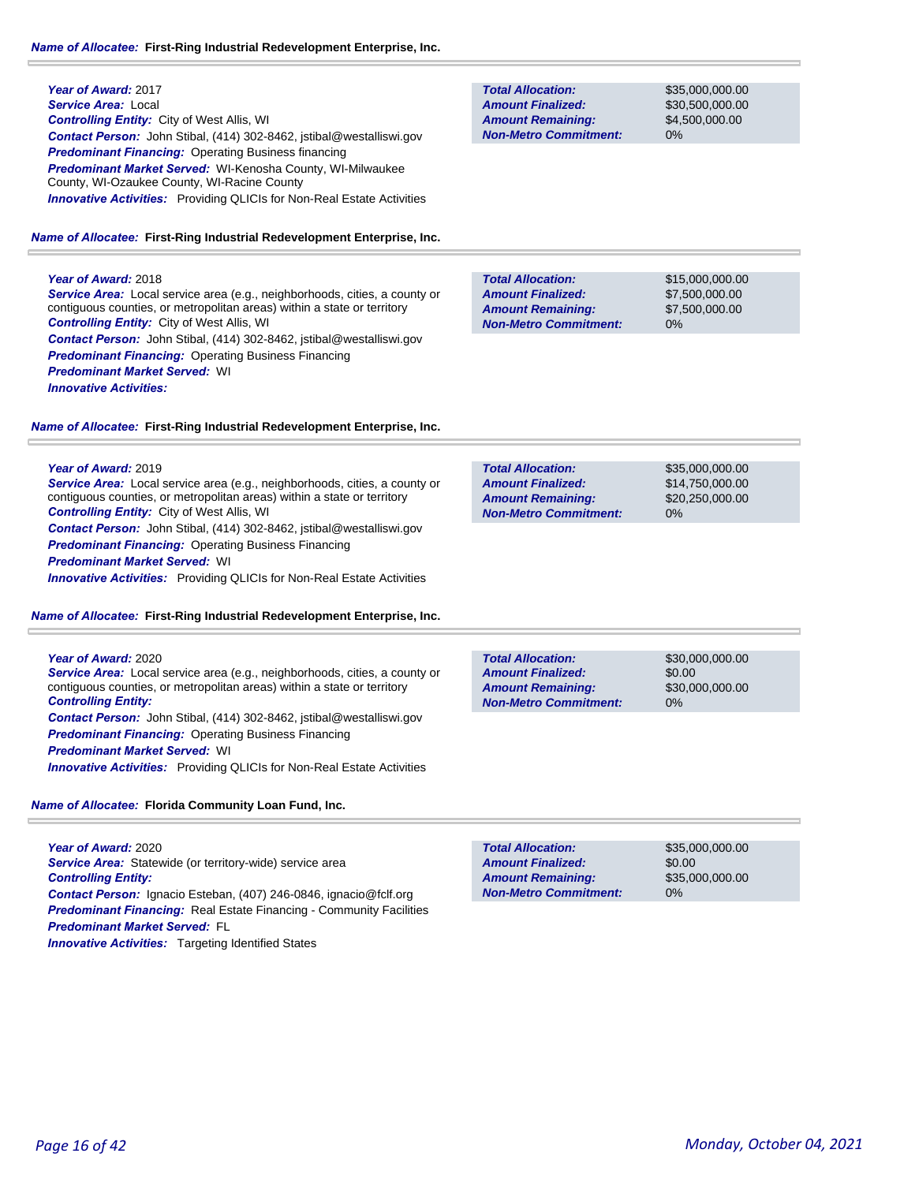**Name of Allocatee:** **First-Ring Industrial Redevelopment Enterprise, Inc.**

**Year of Award:** 2017
**Service Area:** Local
**Controlling Entity:** City of West Allis, WI
**Contact Person:** John Stibal, (414) 302-8462, jstibal@westalliswi.gov
**Predominant Financing:** Operating Business financing
**Predominant Market Served:** WI-Kenosha County, WI-Milwaukee County, WI-Ozaukee County, WI-Racine County
**Innovative Activities:** Providing QLICIs for Non-Real Estate Activities

| | |
|---|---|
| **Total Allocation:** | $35,000,000.00 |
| **Amount Finalized:** | $30,500,000.00 |
| **Amount Remaining:** | $4,500,000.00 |
| **Non-Metro Commitment:** | 0% |

**Name of Allocatee:** **First-Ring Industrial Redevelopment Enterprise, Inc.**

**Year of Award:** 2018
**Service Area:** Local service area (e.g., neighborhoods, cities, a county or contiguous counties, or metropolitan areas) within a state or territory
**Controlling Entity:** City of West Allis, WI
**Contact Person:** John Stibal, (414) 302-8462, jstibal@westalliswi.gov
**Predominant Financing:** Operating Business Financing
**Predominant Market Served:** WI
**Innovative Activities:**

| | |
|---|---|
| **Total Allocation:** | $15,000,000.00 |
| **Amount Finalized:** | $7,500,000.00 |
| **Amount Remaining:** | $7,500,000.00 |
| **Non-Metro Commitment:** | 0% |

**Name of Allocatee:** **First-Ring Industrial Redevelopment Enterprise, Inc.**

**Year of Award:** 2019
**Service Area:** Local service area (e.g., neighborhoods, cities, a county or contiguous counties, or metropolitan areas) within a state or territory
**Controlling Entity:** City of West Allis, WI
**Contact Person:** John Stibal, (414) 302-8462, jstibal@westalliswi.gov
**Predominant Financing:** Operating Business Financing
**Predominant Market Served:** WI
**Innovative Activities:** Providing QLICIs for Non-Real Estate Activities

| | |
|---|---|
| **Total Allocation:** | $35,000,000.00 |
| **Amount Finalized:** | $14,750,000.00 |
| **Amount Remaining:** | $20,250,000.00 |
| **Non-Metro Commitment:** | 0% |

**Name of Allocatee:** **First-Ring Industrial Redevelopment Enterprise, Inc.**

**Year of Award:** 2020
**Service Area:** Local service area (e.g., neighborhoods, cities, a county or contiguous counties, or metropolitan areas) within a state or territory
**Controlling Entity:**
**Contact Person:** John Stibal, (414) 302-8462, jstibal@westalliswi.gov
**Predominant Financing:** Operating Business Financing
**Predominant Market Served:** WI
**Innovative Activities:** Providing QLICIs for Non-Real Estate Activities

| | |
|---|---|
| **Total Allocation:** | $30,000,000.00 |
| **Amount Finalized:** | $0.00 |
| **Amount Remaining:** | $30,000,000.00 |
| **Non-Metro Commitment:** | 0% |

**Name of Allocatee:** **Florida Community Loan Fund, Inc.**

**Year of Award:** 2020
**Service Area:** Statewide (or territory-wide) service area
**Controlling Entity:**
**Contact Person:** Ignacio Esteban, (407) 246-0846, ignacio@fclf.org
**Predominant Financing:** Real Estate Financing - Community Facilities
**Predominant Market Served:** FL
**Innovative Activities:** Targeting Identified States

| | |
|---|---|
| **Total Allocation:** | $35,000,000.00 |
| **Amount Finalized:** | $0.00 |
| **Amount Remaining:** | $35,000,000.00 |
| **Non-Metro Commitment:** | 0% |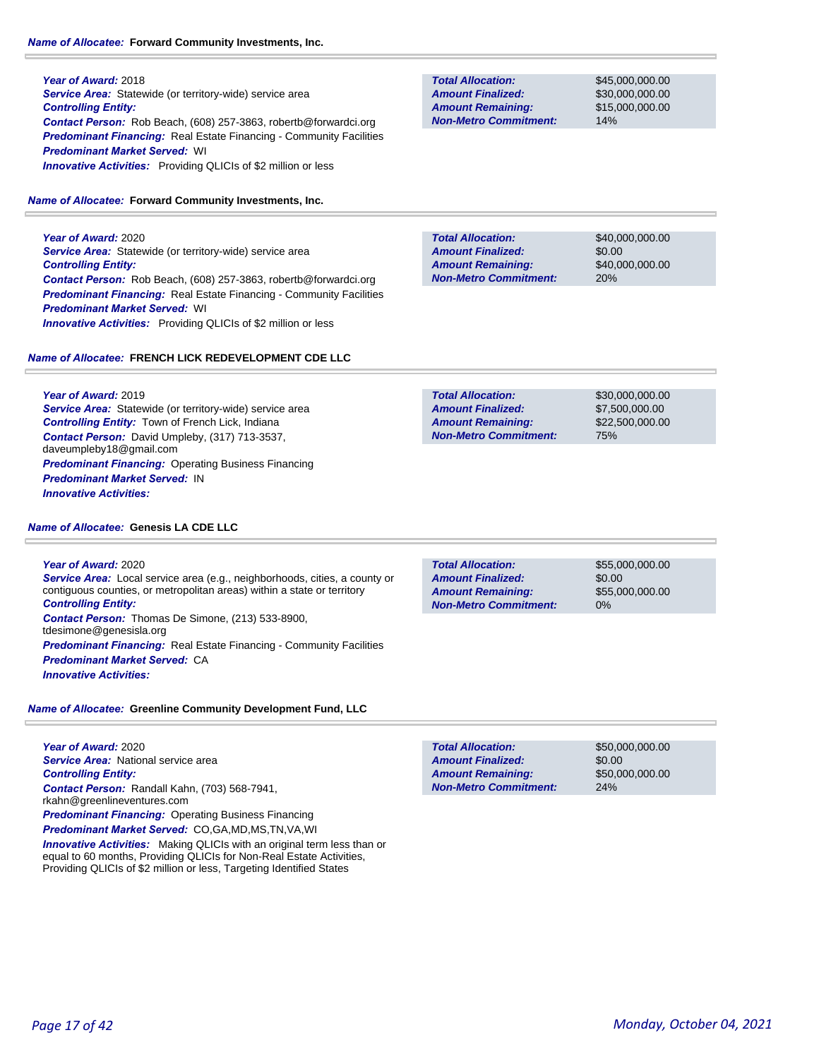**Name of Allocatee:** **Forward Community Investments, Inc.**

***Year of Award:*** 2018
***Service Area:*** Statewide (or territory-wide) service area
***Controlling Entity:***
***Contact Person:*** Rob Beach, (608) 257-3863, robertb@forwardci.org
***Predominant Financing:*** Real Estate Financing - Community Facilities
***Predominant Market Served:*** WI
***Innovative Activities:*** Providing QLICIs of $2 million or less

| | |
|---|---|
| **Total Allocation:** | $45,000,000.00 |
| **Amount Finalized:** | $30,000,000.00 |
| **Amount Remaining:** | $15,000,000.00 |
| **Non-Metro Commitment:** | 14% |

**Name of Allocatee:** **Forward Community Investments, Inc.**

***Year of Award:*** 2020
***Service Area:*** Statewide (or territory-wide) service area
***Controlling Entity:***
***Contact Person:*** Rob Beach, (608) 257-3863, robertb@forwardci.org
***Predominant Financing:*** Real Estate Financing - Community Facilities
***Predominant Market Served:*** WI
***Innovative Activities:*** Providing QLICIs of $2 million or less

| | |
|---|---|
| **Total Allocation:** | $40,000,000.00 |
| **Amount Finalized:** | $0.00 |
| **Amount Remaining:** | $40,000,000.00 |
| **Non-Metro Commitment:** | 20% |

**Name of Allocatee:** **FRENCH LICK REDEVELOPMENT CDE LLC**

***Year of Award:*** 2019
***Service Area:*** Statewide (or territory-wide) service area
***Controlling Entity:*** Town of French Lick, Indiana
***Contact Person:*** David Umpleby, (317) 713-3537, daveumpleby18@gmail.com
***Predominant Financing:*** Operating Business Financing
***Predominant Market Served:*** IN
***Innovative Activities:***

| | |
|---|---|
| **Total Allocation:** | $30,000,000.00 |
| **Amount Finalized:** | $7,500,000.00 |
| **Amount Remaining:** | $22,500,000.00 |
| **Non-Metro Commitment:** | 75% |

**Name of Allocatee:** **Genesis LA CDE LLC**

***Year of Award:*** 2020
***Service Area:*** Local service area (e.g., neighborhoods, cities, a county or contiguous counties, or metropolitan areas) within a state or territory
***Controlling Entity:***
***Contact Person:*** Thomas De Simone, (213) 533-8900, tdesimone@genesisla.org
***Predominant Financing:*** Real Estate Financing - Community Facilities
***Predominant Market Served:*** CA
***Innovative Activities:***

| | |
|---|---|
| **Total Allocation:** | $55,000,000.00 |
| **Amount Finalized:** | $0.00 |
| **Amount Remaining:** | $55,000,000.00 |
| **Non-Metro Commitment:** | 0% |

**Name of Allocatee:** **Greenline Community Development Fund, LLC**

***Year of Award:*** 2020
***Service Area:*** National service area
***Controlling Entity:***
***Contact Person:*** Randall Kahn, (703) 568-7941, rkahn@greenlineventures.com
***Predominant Financing:*** Operating Business Financing
***Predominant Market Served:*** CO,GA,MD,MS,TN,VA,WI
***Innovative Activities:*** Making QLICIs with an original term less than or equal to 60 months, Providing QLICIs for Non-Real Estate Activities, Providing QLICIs of $2 million or less, Targeting Identified States

| | |
|---|---|
| **Total Allocation:** | $50,000,000.00 |
| **Amount Finalized:** | $0.00 |
| **Amount Remaining:** | $50,000,000.00 |
| **Non-Metro Commitment:** | 24% |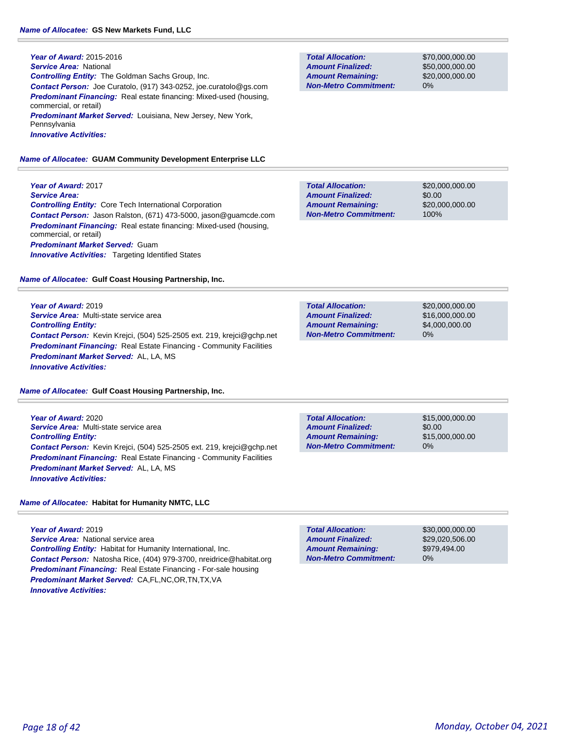**Name of Allocatee:** **GS New Markets Fund, LLC**

**Year of Award:** 2015-2016
**Service Area:** National
**Controlling Entity:** The Goldman Sachs Group, Inc.
**Contact Person:** Joe Curatolo, (917) 343-0252, joe.curatolo@gs.com
**Predominant Financing:** Real estate financing: Mixed-used (housing, commercial, or retail)
**Predominant Market Served:** Louisiana, New Jersey, New York, Pennsylvania
**Innovative Activities:**

| | |
|---|---|
| **Total Allocation:** | $70,000,000.00 |
| **Amount Finalized:** | $50,000,000.00 |
| **Amount Remaining:** | $20,000,000.00 |
| **Non-Metro Commitment:** | 0% |

**Name of Allocatee:** **GUAM Community Development Enterprise LLC**

**Year of Award:** 2017
**Service Area:**
**Controlling Entity:** Core Tech International Corporation
**Contact Person:** Jason Ralston, (671) 473-5000, jason@guamcde.com
**Predominant Financing:** Real estate financing: Mixed-used (housing, commercial, or retail)
**Predominant Market Served:** Guam
**Innovative Activities:** Targeting Identified States

| | |
|---|---|
| **Total Allocation:** | $20,000,000.00 |
| **Amount Finalized:** | $0.00 |
| **Amount Remaining:** | $20,000,000.00 |
| **Non-Metro Commitment:** | 100% |

**Name of Allocatee:** **Gulf Coast Housing Partnership, Inc.**

**Year of Award:** 2019
**Service Area:** Multi-state service area
**Controlling Entity:**
**Contact Person:** Kevin Krejci, (504) 525-2505 ext. 219, krejci@gchp.net
**Predominant Financing:** Real Estate Financing - Community Facilities
**Predominant Market Served:** AL, LA, MS
**Innovative Activities:**

| | |
|---|---|
| **Total Allocation:** | $20,000,000.00 |
| **Amount Finalized:** | $16,000,000.00 |
| **Amount Remaining:** | $4,000,000.00 |
| **Non-Metro Commitment:** | 0% |

**Name of Allocatee:** **Gulf Coast Housing Partnership, Inc.**

**Year of Award:** 2020
**Service Area:** Multi-state service area
**Controlling Entity:**
**Contact Person:** Kevin Krejci, (504) 525-2505 ext. 219, krejci@gchp.net
**Predominant Financing:** Real Estate Financing - Community Facilities
**Predominant Market Served:** AL, LA, MS
**Innovative Activities:**

| | |
|---|---|
| **Total Allocation:** | $15,000,000.00 |
| **Amount Finalized:** | $0.00 |
| **Amount Remaining:** | $15,000,000.00 |
| **Non-Metro Commitment:** | 0% |

**Name of Allocatee:** **Habitat for Humanity NMTC, LLC**

**Year of Award:** 2019
**Service Area:** National service area
**Controlling Entity:** Habitat for Humanity International, Inc.
**Contact Person:** Natosha Rice, (404) 979-3700, nreidrice@habitat.org
**Predominant Financing:** Real Estate Financing - For-sale housing
**Predominant Market Served:** CA,FL,NC,OR,TN,TX,VA
**Innovative Activities:**

| | |
|---|---|
| **Total Allocation:** | $30,000,000.00 |
| **Amount Finalized:** | $29,020,506.00 |
| **Amount Remaining:** | $979,494.00 |
| **Non-Metro Commitment:** | 0% |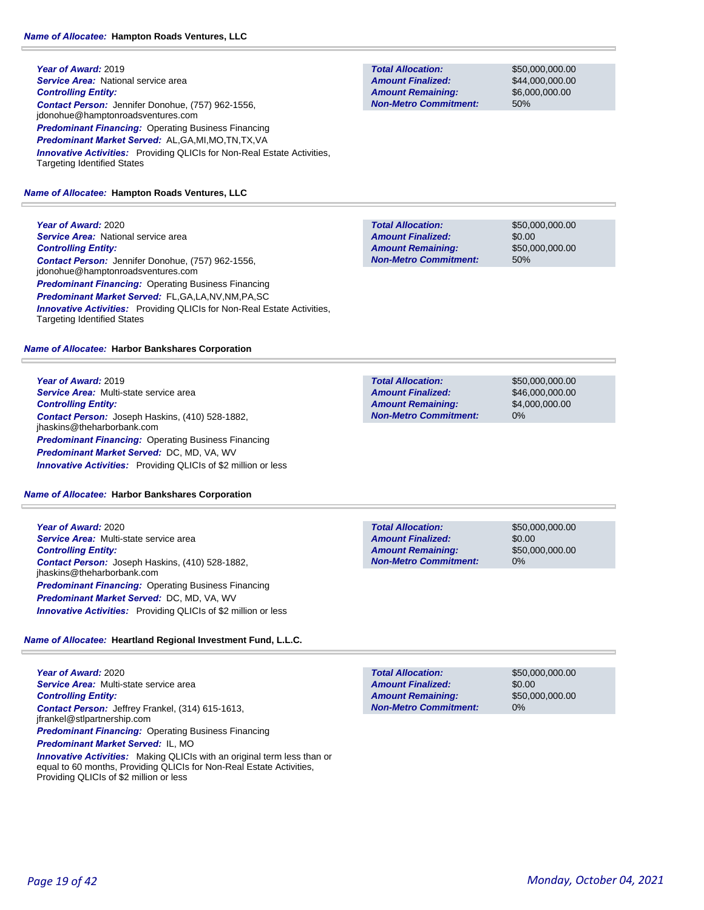**Name of Allocatee:** Hampton Roads Ventures, LLC

**Year of Award:** 2019
**Service Area:** National service area
**Controlling Entity:**
**Contact Person:** Jennifer Donohue, (757) 962-1556, jdonohue@hamptonroadsventures.com
**Predominant Financing:** Operating Business Financing
**Predominant Market Served:** AL,GA,MI,MO,TN,TX,VA
**Innovative Activities:** Providing QLICIs for Non-Real Estate Activities, Targeting Identified States

| | |
|---|---|
| **Total Allocation:** | $50,000,000.00 |
| **Amount Finalized:** | $44,000,000.00 |
| **Amount Remaining:** | $6,000,000.00 |
| **Non-Metro Commitment:** | 50% |

**Name of Allocatee:** Hampton Roads Ventures, LLC

**Year of Award:** 2020
**Service Area:** National service area
**Controlling Entity:**
**Contact Person:** Jennifer Donohue, (757) 962-1556, jdonohue@hamptonroadsventures.com
**Predominant Financing:** Operating Business Financing
**Predominant Market Served:** FL,GA,LA,NV,NM,PA,SC
**Innovative Activities:** Providing QLICIs for Non-Real Estate Activities, Targeting Identified States

| | |
|---|---|
| **Total Allocation:** | $50,000,000.00 |
| **Amount Finalized:** | $0.00 |
| **Amount Remaining:** | $50,000,000.00 |
| **Non-Metro Commitment:** | 50% |

**Name of Allocatee:** Harbor Bankshares Corporation

**Year of Award:** 2019
**Service Area:** Multi-state service area
**Controlling Entity:**
**Contact Person:** Joseph Haskins, (410) 528-1882, jhaskins@theharborbank.com
**Predominant Financing:** Operating Business Financing
**Predominant Market Served:** DC, MD, VA, WV
**Innovative Activities:** Providing QLICIs of $2 million or less

| | |
|---|---|
| **Total Allocation:** | $50,000,000.00 |
| **Amount Finalized:** | $46,000,000.00 |
| **Amount Remaining:** | $4,000,000.00 |
| **Non-Metro Commitment:** | 0% |

**Name of Allocatee:** Harbor Bankshares Corporation

**Year of Award:** 2020
**Service Area:** Multi-state service area
**Controlling Entity:**
**Contact Person:** Joseph Haskins, (410) 528-1882, jhaskins@theharborbank.com
**Predominant Financing:** Operating Business Financing
**Predominant Market Served:** DC, MD, VA, WV
**Innovative Activities:** Providing QLICIs of $2 million or less

| | |
|---|---|
| **Total Allocation:** | $50,000,000.00 |
| **Amount Finalized:** | $0.00 |
| **Amount Remaining:** | $50,000,000.00 |
| **Non-Metro Commitment:** | 0% |

**Name of Allocatee:** Heartland Regional Investment Fund, L.L.C.

**Year of Award:** 2020
**Service Area:** Multi-state service area
**Controlling Entity:**
**Contact Person:** Jeffrey Frankel, (314) 615-1613, jfrankel@stlpartnership.com
**Predominant Financing:** Operating Business Financing
**Predominant Market Served:** IL, MO
**Innovative Activities:** Making QLICIs with an original term less than or equal to 60 months, Providing QLICIs for Non-Real Estate Activities, Providing QLICIs of $2 million or less

| | |
|---|---|
| **Total Allocation:** | $50,000,000.00 |
| **Amount Finalized:** | $0.00 |
| **Amount Remaining:** | $50,000,000.00 |
| **Non-Metro Commitment:** | 0% |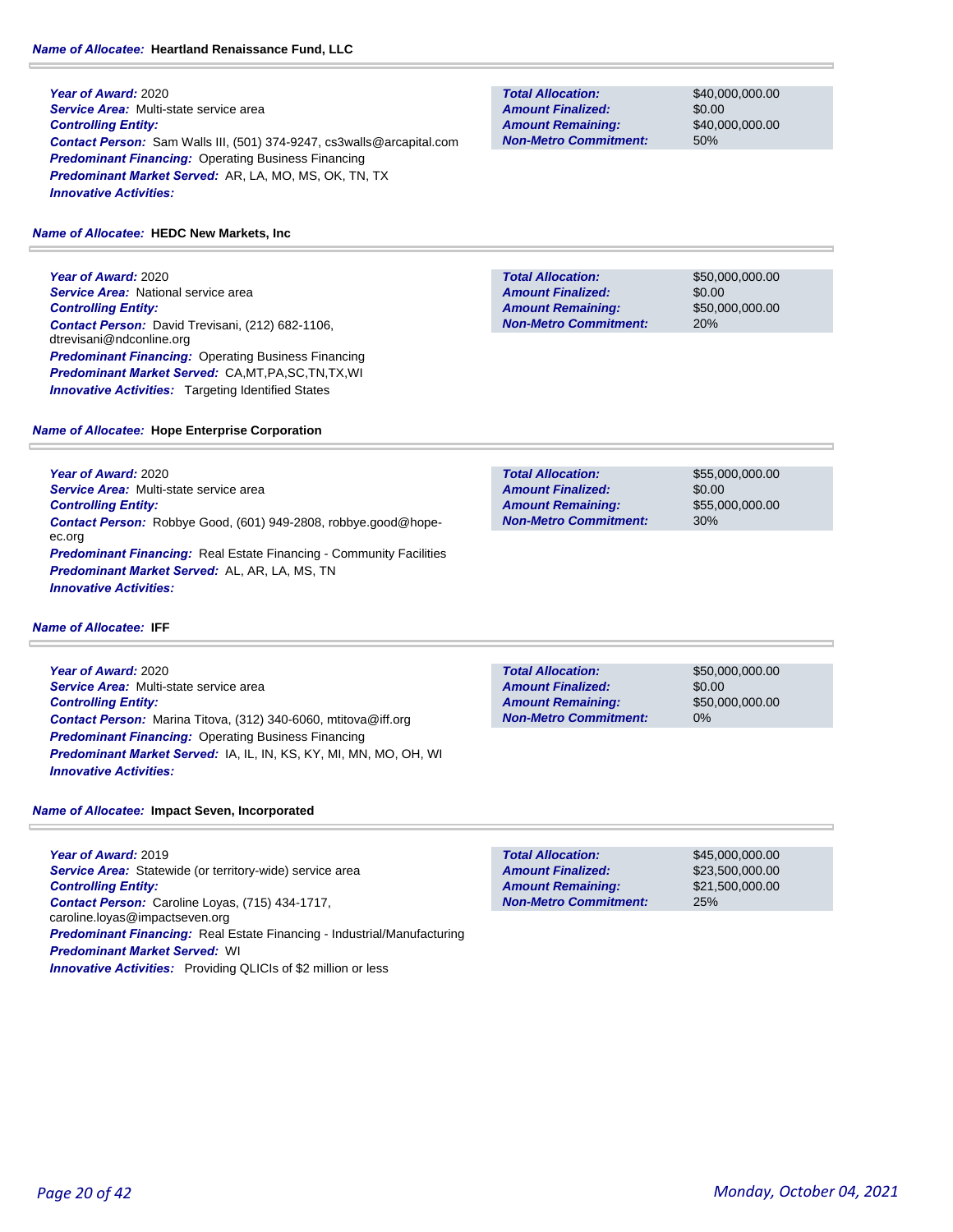***Name of Allocatee:*** **Heartland Renaissance Fund, LLC**

***Year of Award:*** 2020
***Service Area:*** Multi-state service area
***Controlling Entity:***
***Contact Person:*** Sam Walls III, (501) 374-9247, cs3walls@arcapital.com
***Predominant Financing:*** Operating Business Financing
***Predominant Market Served:*** AR, LA, MO, MS, OK, TN, TX
***Innovative Activities:***

| | |
|---|---|
| ***Total Allocation:*** | $40,000,000.00 |
| ***Amount Finalized:*** | $0.00 |
| ***Amount Remaining:*** | $40,000,000.00 |
| ***Non-Metro Commitment:*** | 50% |

***Name of Allocatee:*** **HEDC New Markets, Inc**

***Year of Award:*** 2020
***Service Area:*** National service area
***Controlling Entity:***
***Contact Person:*** David Trevisani, (212) 682-1106, dtrevisani@ndconline.org
***Predominant Financing:*** Operating Business Financing
***Predominant Market Served:*** CA,MT,PA,SC,TN,TX,WI
***Innovative Activities:*** Targeting Identified States

| | |
|---|---|
| ***Total Allocation:*** | $50,000,000.00 |
| ***Amount Finalized:*** | $0.00 |
| ***Amount Remaining:*** | $50,000,000.00 |
| ***Non-Metro Commitment:*** | 20% |

***Name of Allocatee:*** **Hope Enterprise Corporation**

***Year of Award:*** 2020
***Service Area:*** Multi-state service area
***Controlling Entity:***
***Contact Person:*** Robbye Good, (601) 949-2808, robbye.good@hope-ec.org
***Predominant Financing:*** Real Estate Financing - Community Facilities
***Predominant Market Served:*** AL, AR, LA, MS, TN
***Innovative Activities:***

| | |
|---|---|
| ***Total Allocation:*** | $55,000,000.00 |
| ***Amount Finalized:*** | $0.00 |
| ***Amount Remaining:*** | $55,000,000.00 |
| ***Non-Metro Commitment:*** | 30% |

***Name of Allocatee:*** **IFF**

***Year of Award:*** 2020
***Service Area:*** Multi-state service area
***Controlling Entity:***
***Contact Person:*** Marina Titova, (312) 340-6060, mtitova@iff.org
***Predominant Financing:*** Operating Business Financing
***Predominant Market Served:*** IA, IL, IN, KS, KY, MI, MN, MO, OH, WI
***Innovative Activities:***

| | |
|---|---|
| ***Total Allocation:*** | $50,000,000.00 |
| ***Amount Finalized:*** | $0.00 |
| ***Amount Remaining:*** | $50,000,000.00 |
| ***Non-Metro Commitment:*** | 0% |

***Name of Allocatee:*** **Impact Seven, Incorporated**

***Year of Award:*** 2019
***Service Area:*** Statewide (or territory-wide) service area
***Controlling Entity:***
***Contact Person:*** Caroline Loyas, (715) 434-1717, caroline.loyas@impactseven.org
***Predominant Financing:*** Real Estate Financing - Industrial/Manufacturing
***Predominant Market Served:*** WI
***Innovative Activities:*** Providing QLICIs of $2 million or less

| | |
|---|---|
| ***Total Allocation:*** | $45,000,000.00 |
| ***Amount Finalized:*** | $23,500,000.00 |
| ***Amount Remaining:*** | $21,500,000.00 |
| ***Non-Metro Commitment:*** | 25% |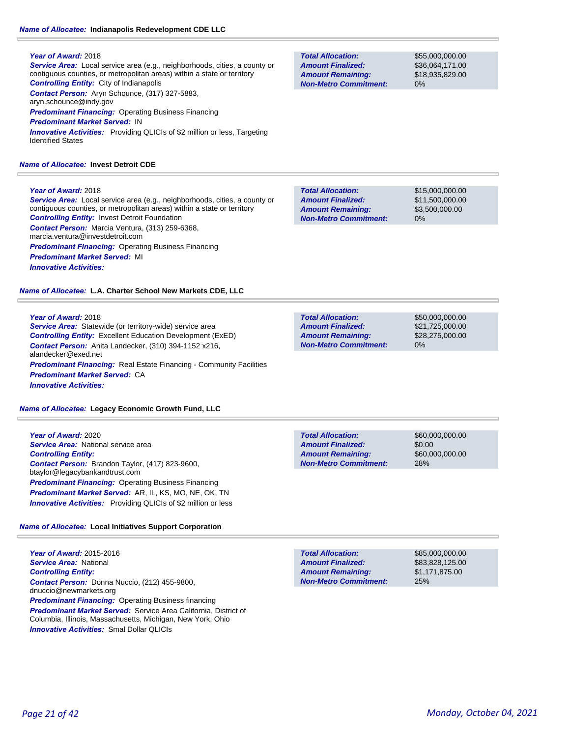***Name of Allocatee:*** **Indianapolis Redevelopment CDE LLC**

***Year of Award:*** 2018
***Service Area:*** Local service area (e.g., neighborhoods, cities, a county or contiguous counties, or metropolitan areas) within a state or territory
***Controlling Entity:*** City of Indianapolis
***Contact Person:*** Aryn Schounce, (317) 327-5883, aryn.schounce@indy.gov
***Predominant Financing:*** Operating Business Financing
***Predominant Market Served:*** IN
***Innovative Activities:*** Providing QLICIs of $2 million or less, Targeting Identified States

| | |
|---|---|
| ***Total Allocation:*** | $55,000,000.00 |
| ***Amount Finalized:*** | $36,064,171.00 |
| ***Amount Remaining:*** | $18,935,829.00 |
| ***Non-Metro Commitment:*** | 0% |

***Name of Allocatee:*** **Invest Detroit CDE**

***Year of Award:*** 2018
***Service Area:*** Local service area (e.g., neighborhoods, cities, a county or contiguous counties, or metropolitan areas) within a state or territory
***Controlling Entity:*** Invest Detroit Foundation
***Contact Person:*** Marcia Ventura, (313) 259-6368, marcia.ventura@investdetroit.com
***Predominant Financing:*** Operating Business Financing
***Predominant Market Served:*** MI
***Innovative Activities:***

| | |
|---|---|
| ***Total Allocation:*** | $15,000,000.00 |
| ***Amount Finalized:*** | $11,500,000.00 |
| ***Amount Remaining:*** | $3,500,000.00 |
| ***Non-Metro Commitment:*** | 0% |

***Name of Allocatee:*** **L.A. Charter School New Markets CDE, LLC**

***Year of Award:*** 2018
***Service Area:*** Statewide (or territory-wide) service area
***Controlling Entity:*** Excellent Education Development (ExED)
***Contact Person:*** Anita Landecker, (310) 394-1152 x216, alandecker@exed.net
***Predominant Financing:*** Real Estate Financing - Community Facilities
***Predominant Market Served:*** CA
***Innovative Activities:***

| | |
|---|---|
| ***Total Allocation:*** | $50,000,000.00 |
| ***Amount Finalized:*** | $21,725,000.00 |
| ***Amount Remaining:*** | $28,275,000.00 |
| ***Non-Metro Commitment:*** | 0% |

***Name of Allocatee:*** **Legacy Economic Growth Fund, LLC**

***Year of Award:*** 2020
***Service Area:*** National service area
***Controlling Entity:***
***Contact Person:*** Brandon Taylor, (417) 823-9600, btaylor@legacybankandtrust.com
***Predominant Financing:*** Operating Business Financing
***Predominant Market Served:*** AR, IL, KS, MO, NE, OK, TN
***Innovative Activities:*** Providing QLICIs of $2 million or less

| | |
|---|---|
| ***Total Allocation:*** | $60,000,000.00 |
| ***Amount Finalized:*** | $0.00 |
| ***Amount Remaining:*** | $60,000,000.00 |
| ***Non-Metro Commitment:*** | 28% |

***Name of Allocatee:*** **Local Initiatives Support Corporation**

***Year of Award:*** 2015-2016
***Service Area:*** National
***Controlling Entity:***
***Contact Person:*** Donna Nuccio, (212) 455-9800, dnuccio@newmarkets.org
***Predominant Financing:*** Operating Business financing
***Predominant Market Served:*** Service Area California, District of Columbia, Illinois, Massachusetts, Michigan, New York, Ohio
***Innovative Activities:*** Smal Dollar QLICIs

| | |
|---|---|
| ***Total Allocation:*** | $85,000,000.00 |
| ***Amount Finalized:*** | $83,828,125.00 |
| ***Amount Remaining:*** | $1,171,875.00 |
| ***Non-Metro Commitment:*** | 25% |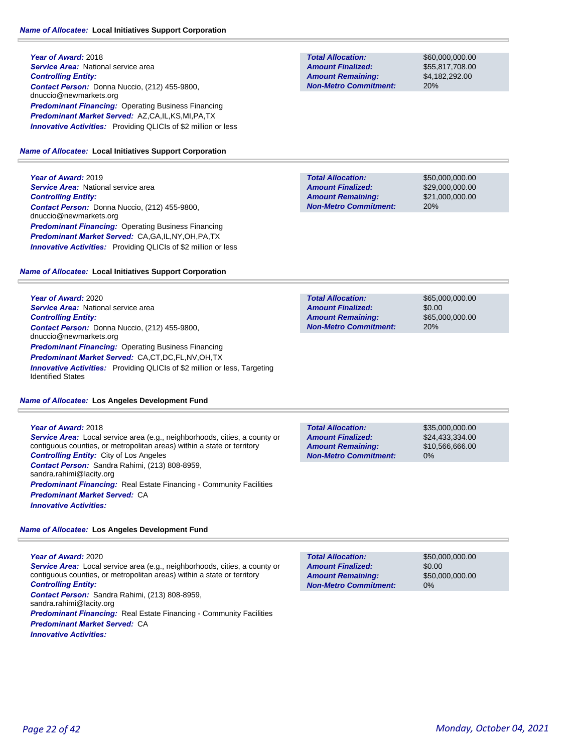**Name of Allocatee:** Local Initiatives Support Corporation

**Year of Award:** 2018
**Service Area:** National service area
**Controlling Entity:**
**Contact Person:** Donna Nuccio, (212) 455-9800, dnuccio@newmarkets.org
**Predominant Financing:** Operating Business Financing
**Predominant Market Served:** AZ,CA,IL,KS,MI,PA,TX
**Innovative Activities:** Providing QLICIs of $2 million or less

| | |
|---|---|
| **Total Allocation:** | $60,000,000.00 |
| **Amount Finalized:** | $55,817,708.00 |
| **Amount Remaining:** | $4,182,292.00 |
| **Non-Metro Commitment:** | 20% |

**Name of Allocatee:** Local Initiatives Support Corporation

**Year of Award:** 2019
**Service Area:** National service area
**Controlling Entity:**
**Contact Person:** Donna Nuccio, (212) 455-9800, dnuccio@newmarkets.org
**Predominant Financing:** Operating Business Financing
**Predominant Market Served:** CA,GA,IL,NY,OH,PA,TX
**Innovative Activities:** Providing QLICIs of $2 million or less

| | |
|---|---|
| **Total Allocation:** | $50,000,000.00 |
| **Amount Finalized:** | $29,000,000.00 |
| **Amount Remaining:** | $21,000,000.00 |
| **Non-Metro Commitment:** | 20% |

**Name of Allocatee:** Local Initiatives Support Corporation

**Year of Award:** 2020
**Service Area:** National service area
**Controlling Entity:**
**Contact Person:** Donna Nuccio, (212) 455-9800, dnuccio@newmarkets.org
**Predominant Financing:** Operating Business Financing
**Predominant Market Served:** CA,CT,DC,FL,NV,OH,TX
**Innovative Activities:** Providing QLICIs of $2 million or less, Targeting Identified States

| | |
|---|---|
| **Total Allocation:** | $65,000,000.00 |
| **Amount Finalized:** | $0.00 |
| **Amount Remaining:** | $65,000,000.00 |
| **Non-Metro Commitment:** | 20% |

**Name of Allocatee:** Los Angeles Development Fund

**Year of Award:** 2018
**Service Area:** Local service area (e.g., neighborhoods, cities, a county or contiguous counties, or metropolitan areas) within a state or territory
**Controlling Entity:** City of Los Angeles
**Contact Person:** Sandra Rahimi, (213) 808-8959, sandra.rahimi@lacity.org
**Predominant Financing:** Real Estate Financing - Community Facilities
**Predominant Market Served:** CA
**Innovative Activities:**

| | |
|---|---|
| **Total Allocation:** | $35,000,000.00 |
| **Amount Finalized:** | $24,433,334.00 |
| **Amount Remaining:** | $10,566,666.00 |
| **Non-Metro Commitment:** | 0% |

**Name of Allocatee:** Los Angeles Development Fund

**Year of Award:** 2020
**Service Area:** Local service area (e.g., neighborhoods, cities, a county or contiguous counties, or metropolitan areas) within a state or territory
**Controlling Entity:**
**Contact Person:** Sandra Rahimi, (213) 808-8959, sandra.rahimi@lacity.org
**Predominant Financing:** Real Estate Financing - Community Facilities
**Predominant Market Served:** CA
**Innovative Activities:**

| | |
|---|---|
| **Total Allocation:** | $50,000,000.00 |
| **Amount Finalized:** | $0.00 |
| **Amount Remaining:** | $50,000,000.00 |
| **Non-Metro Commitment:** | 0% |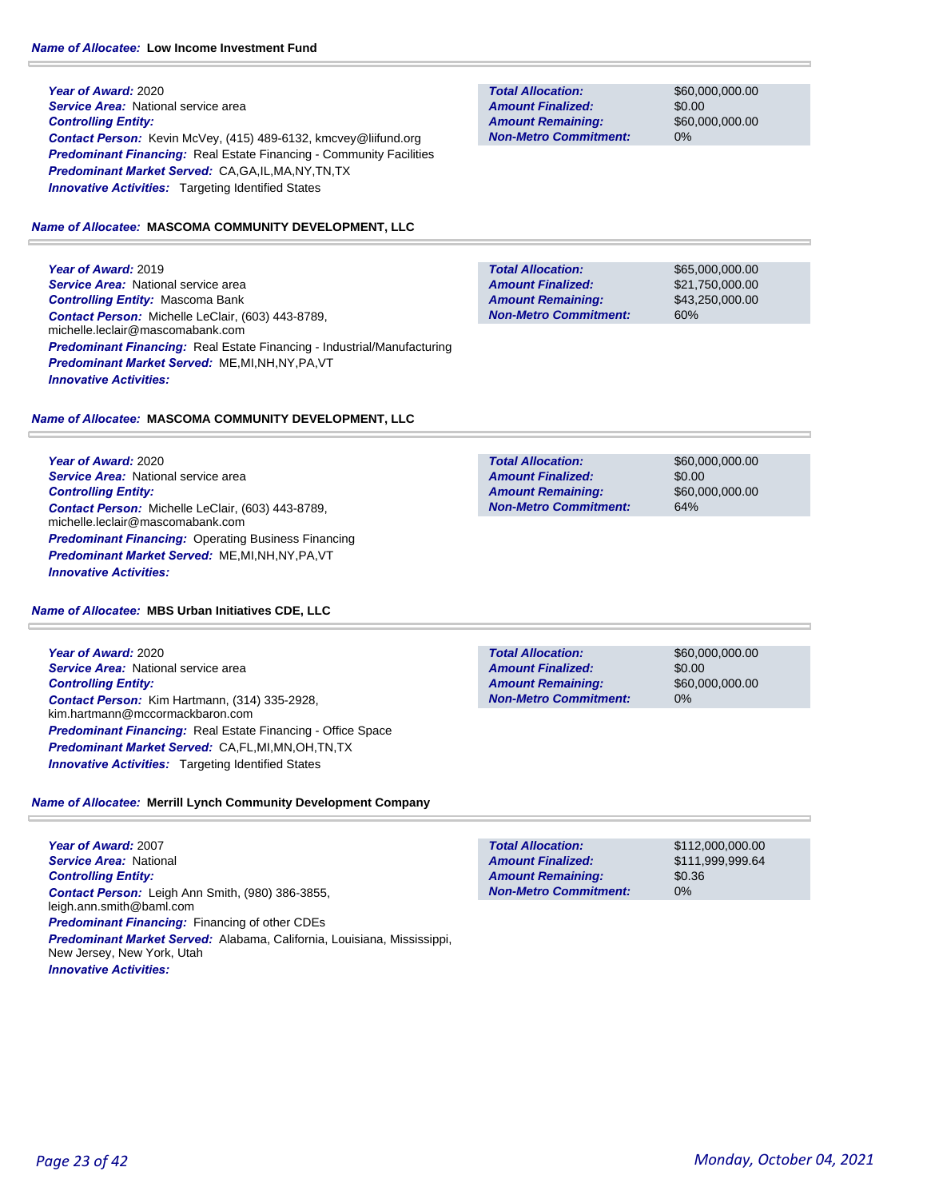**Name of Allocatee:** **Low Income Investment Fund**

***Year of Award:*** 2020
***Service Area:*** National service area
***Controlling Entity:***
***Contact Person:*** Kevin McVey, (415) 489-6132, kmcvey@liifund.org
***Predominant Financing:*** Real Estate Financing - Community Facilities
***Predominant Market Served:*** CA,GA,IL,MA,NY,TN,TX
***Innovative Activities:*** Targeting Identified States

| | |
|---|---|
| ***Total Allocation:*** | $60,000,000.00 |
| ***Amount Finalized:*** | $0.00 |
| ***Amount Remaining:*** | $60,000,000.00 |
| ***Non-Metro Commitment:*** | 0% |

**Name of Allocatee:** **MASCOMA COMMUNITY DEVELOPMENT, LLC**

***Year of Award:*** 2019
***Service Area:*** National service area
***Controlling Entity:*** Mascoma Bank
***Contact Person:*** Michelle LeClair, (603) 443-8789, michelle.leclair@mascomabank.com
***Predominant Financing:*** Real Estate Financing - Industrial/Manufacturing
***Predominant Market Served:*** ME,MI,NH,NY,PA,VT
***Innovative Activities:***

| | |
|---|---|
| ***Total Allocation:*** | $65,000,000.00 |
| ***Amount Finalized:*** | $21,750,000.00 |
| ***Amount Remaining:*** | $43,250,000.00 |
| ***Non-Metro Commitment:*** | 60% |

**Name of Allocatee:** **MASCOMA COMMUNITY DEVELOPMENT, LLC**

***Year of Award:*** 2020
***Service Area:*** National service area
***Controlling Entity:***
***Contact Person:*** Michelle LeClair, (603) 443-8789, michelle.leclair@mascomabank.com
***Predominant Financing:*** Operating Business Financing
***Predominant Market Served:*** ME,MI,NH,NY,PA,VT
***Innovative Activities:***

| | |
|---|---|
| ***Total Allocation:*** | $60,000,000.00 |
| ***Amount Finalized:*** | $0.00 |
| ***Amount Remaining:*** | $60,000,000.00 |
| ***Non-Metro Commitment:*** | 64% |

**Name of Allocatee:** **MBS Urban Initiatives CDE, LLC**

***Year of Award:*** 2020
***Service Area:*** National service area
***Controlling Entity:***
***Contact Person:*** Kim Hartmann, (314) 335-2928, kim.hartmann@mccormackbaron.com
***Predominant Financing:*** Real Estate Financing - Office Space
***Predominant Market Served:*** CA,FL,MI,MN,OH,TN,TX
***Innovative Activities:*** Targeting Identified States

| | |
|---|---|
| ***Total Allocation:*** | $60,000,000.00 |
| ***Amount Finalized:*** | $0.00 |
| ***Amount Remaining:*** | $60,000,000.00 |
| ***Non-Metro Commitment:*** | 0% |

**Name of Allocatee:** **Merrill Lynch Community Development Company**

***Year of Award:*** 2007
***Service Area:*** National
***Controlling Entity:***
***Contact Person:*** Leigh Ann Smith, (980) 386-3855, leigh.ann.smith@baml.com
***Predominant Financing:*** Financing of other CDEs
***Predominant Market Served:*** Alabama, California, Louisiana, Mississippi, New Jersey, New York, Utah
***Innovative Activities:***

| | |
|---|---|
| ***Total Allocation:*** | $112,000,000.00 |
| ***Amount Finalized:*** | $111,999,999.64 |
| ***Amount Remaining:*** | $0.36 |
| ***Non-Metro Commitment:*** | 0% |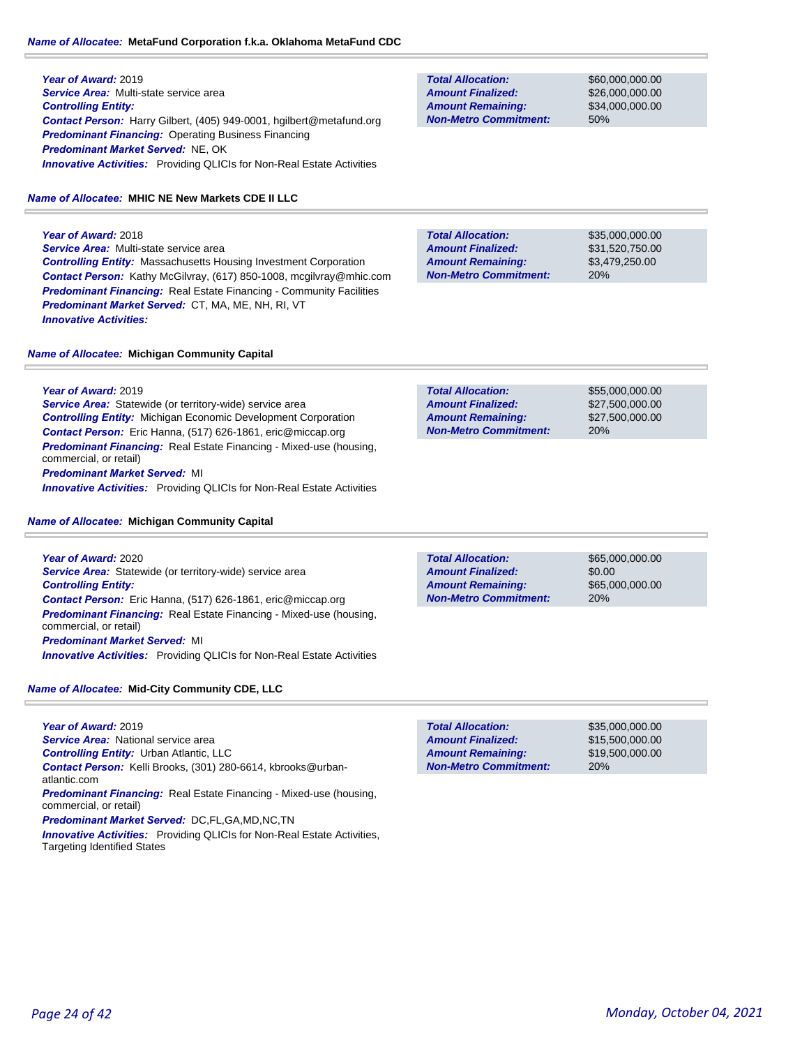**Name of Allocatee:** **MetaFund Corporation f.k.a. Oklahoma MetaFund CDC**

***Year of Award:*** 2019
***Service Area:*** Multi-state service area
***Controlling Entity:***
***Contact Person:*** Harry Gilbert, (405) 949-0001, hgilbert@metafund.org
***Predominant Financing:*** Operating Business Financing
***Predominant Market Served:*** NE, OK
***Innovative Activities:*** Providing QLICIs for Non-Real Estate Activities

| | |
|---|---|
| ***Total Allocation:*** | $60,000,000.00 |
| ***Amount Finalized:*** | $26,000,000.00 |
| ***Amount Remaining:*** | $34,000,000.00 |
| ***Non-Metro Commitment:*** | 50% |

**Name of Allocatee:** **MHIC NE New Markets CDE II LLC**

***Year of Award:*** 2018
***Service Area:*** Multi-state service area
***Controlling Entity:*** Massachusetts Housing Investment Corporation
***Contact Person:*** Kathy McGilvray, (617) 850-1008, mcgilvray@mhic.com
***Predominant Financing:*** Real Estate Financing - Community Facilities
***Predominant Market Served:*** CT, MA, ME, NH, RI, VT
***Innovative Activities:***

| | |
|---|---|
| ***Total Allocation:*** | $35,000,000.00 |
| ***Amount Finalized:*** | $31,520,750.00 |
| ***Amount Remaining:*** | $3,479,250.00 |
| ***Non-Metro Commitment:*** | 20% |

**Name of Allocatee:** **Michigan Community Capital**

***Year of Award:*** 2019
***Service Area:*** Statewide (or territory-wide) service area
***Controlling Entity:*** Michigan Economic Development Corporation
***Contact Person:*** Eric Hanna, (517) 626-1861, eric@miccap.org
***Predominant Financing:*** Real Estate Financing - Mixed-use (housing, commercial, or retail)
***Predominant Market Served:*** MI
***Innovative Activities:*** Providing QLICIs for Non-Real Estate Activities

| | |
|---|---|
| ***Total Allocation:*** | $55,000,000.00 |
| ***Amount Finalized:*** | $27,500,000.00 |
| ***Amount Remaining:*** | $27,500,000.00 |
| ***Non-Metro Commitment:*** | 20% |

**Name of Allocatee:** **Michigan Community Capital**

***Year of Award:*** 2020
***Service Area:*** Statewide (or territory-wide) service area
***Controlling Entity:***
***Contact Person:*** Eric Hanna, (517) 626-1861, eric@miccap.org
***Predominant Financing:*** Real Estate Financing - Mixed-use (housing, commercial, or retail)
***Predominant Market Served:*** MI
***Innovative Activities:*** Providing QLICIs for Non-Real Estate Activities

| | |
|---|---|
| ***Total Allocation:*** | $65,000,000.00 |
| ***Amount Finalized:*** | $0.00 |
| ***Amount Remaining:*** | $65,000,000.00 |
| ***Non-Metro Commitment:*** | 20% |

**Name of Allocatee:** **Mid-City Community CDE, LLC**

***Year of Award:*** 2019
***Service Area:*** National service area
***Controlling Entity:*** Urban Atlantic, LLC
***Contact Person:*** Kelli Brooks, (301) 280-6614, kbrooks@urban-atlantic.com
***Predominant Financing:*** Real Estate Financing - Mixed-use (housing, commercial, or retail)
***Predominant Market Served:*** DC,FL,GA,MD,NC,TN
***Innovative Activities:*** Providing QLICIs for Non-Real Estate Activities, Targeting Identified States

| | |
|---|---|
| ***Total Allocation:*** | $35,000,000.00 |
| ***Amount Finalized:*** | $15,500,000.00 |
| ***Amount Remaining:*** | $19,500,000.00 |
| ***Non-Metro Commitment:*** | 20% |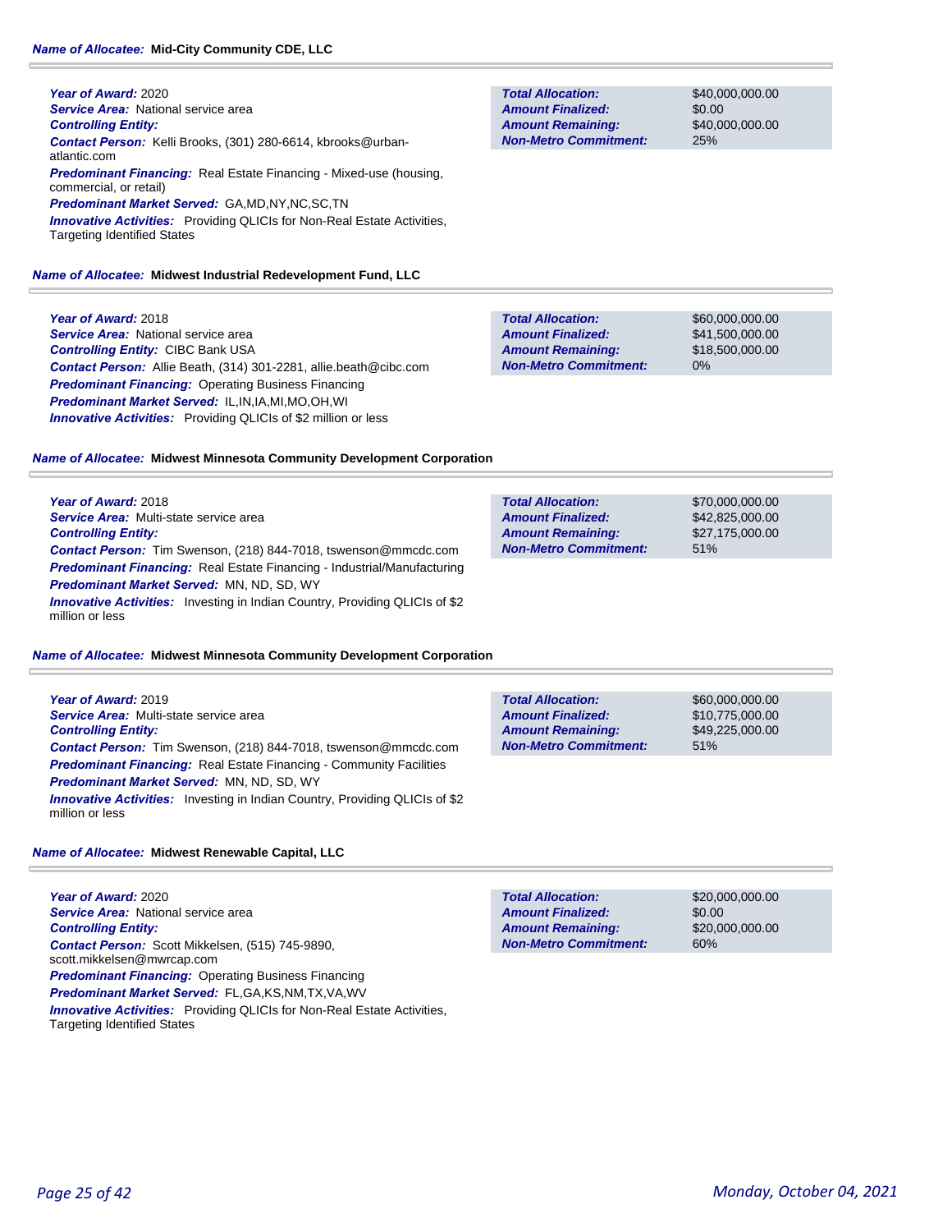**Name of Allocatee:** **Mid-City Community CDE, LLC**

**Year of Award:** 2020
**Service Area:** National service area
**Controlling Entity:**
**Contact Person:** Kelli Brooks, (301) 280-6614, kbrooks@urban-atlantic.com
**Predominant Financing:** Real Estate Financing - Mixed-use (housing, commercial, or retail)
**Predominant Market Served:** GA,MD,NY,NC,SC,TN
**Innovative Activities:** Providing QLICIs for Non-Real Estate Activities, Targeting Identified States

| | |
|---|---|
| **Total Allocation:** | $40,000,000.00 |
| **Amount Finalized:** | $0.00 |
| **Amount Remaining:** | $40,000,000.00 |
| **Non-Metro Commitment:** | 25% |

**Name of Allocatee:** **Midwest Industrial Redevelopment Fund, LLC**

**Year of Award:** 2018
**Service Area:** National service area
**Controlling Entity:** CIBC Bank USA
**Contact Person:** Allie Beath, (314) 301-2281, allie.beath@cibc.com
**Predominant Financing:** Operating Business Financing
**Predominant Market Served:** IL,IN,IA,MI,MO,OH,WI
**Innovative Activities:** Providing QLICIs of $2 million or less

| | |
|---|---|
| **Total Allocation:** | $60,000,000.00 |
| **Amount Finalized:** | $41,500,000.00 |
| **Amount Remaining:** | $18,500,000.00 |
| **Non-Metro Commitment:** | 0% |

**Name of Allocatee:** **Midwest Minnesota Community Development Corporation**

**Year of Award:** 2018
**Service Area:** Multi-state service area
**Controlling Entity:**
**Contact Person:** Tim Swenson, (218) 844-7018, tswenson@mmcdc.com
**Predominant Financing:** Real Estate Financing - Industrial/Manufacturing
**Predominant Market Served:** MN, ND, SD, WY
**Innovative Activities:** Investing in Indian Country, Providing QLICIs of $2 million or less

| | |
|---|---|
| **Total Allocation:** | $70,000,000.00 |
| **Amount Finalized:** | $42,825,000.00 |
| **Amount Remaining:** | $27,175,000.00 |
| **Non-Metro Commitment:** | 51% |

**Name of Allocatee:** **Midwest Minnesota Community Development Corporation**

**Year of Award:** 2019
**Service Area:** Multi-state service area
**Controlling Entity:**
**Contact Person:** Tim Swenson, (218) 844-7018, tswenson@mmcdc.com
**Predominant Financing:** Real Estate Financing - Community Facilities
**Predominant Market Served:** MN, ND, SD, WY
**Innovative Activities:** Investing in Indian Country, Providing QLICIs of $2 million or less

| | |
|---|---|
| **Total Allocation:** | $60,000,000.00 |
| **Amount Finalized:** | $10,775,000.00 |
| **Amount Remaining:** | $49,225,000.00 |
| **Non-Metro Commitment:** | 51% |

**Name of Allocatee:** **Midwest Renewable Capital, LLC**

**Year of Award:** 2020
**Service Area:** National service area
**Controlling Entity:**
**Contact Person:** Scott Mikkelsen, (515) 745-9890, scott.mikkelsen@mwrcap.com
**Predominant Financing:** Operating Business Financing
**Predominant Market Served:** FL,GA,KS,NM,TX,VA,WV
**Innovative Activities:** Providing QLICIs for Non-Real Estate Activities, Targeting Identified States

| | |
|---|---|
| **Total Allocation:** | $20,000,000.00 |
| **Amount Finalized:** | $0.00 |
| **Amount Remaining:** | $20,000,000.00 |
| **Non-Metro Commitment:** | 60% |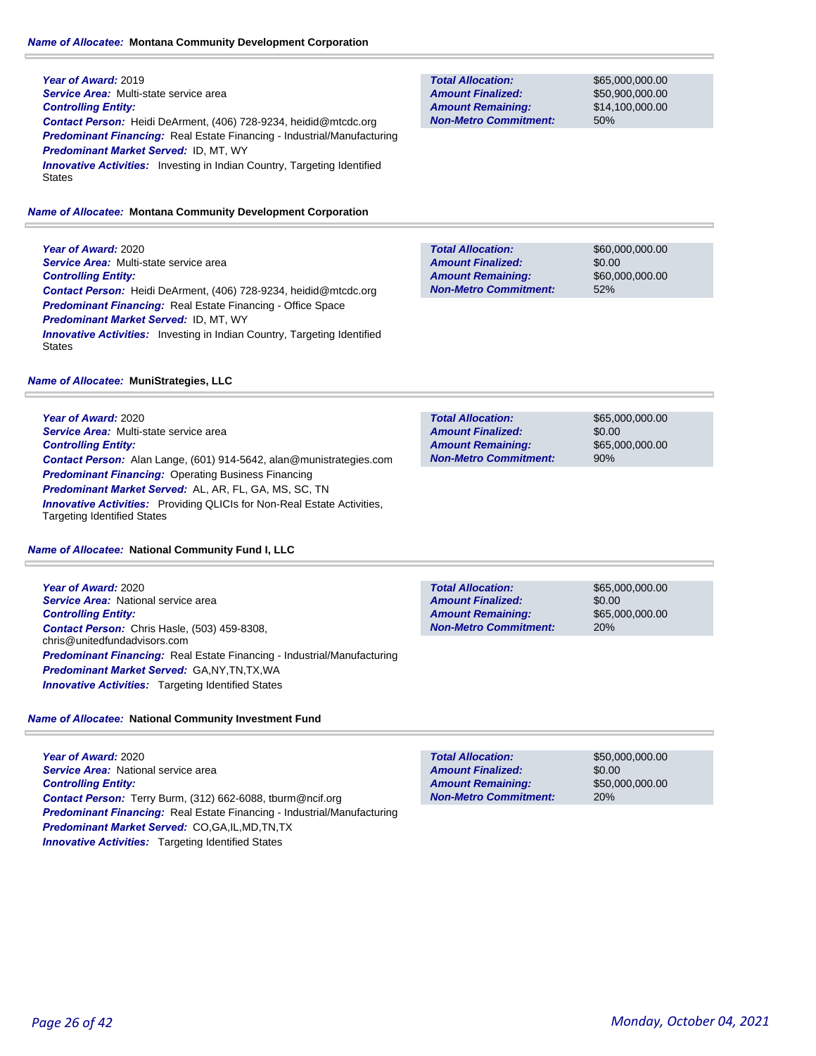**Name of Allocatee:** **Montana Community Development Corporation**

***Year of Award:*** 2019
***Service Area:*** Multi-state service area
***Controlling Entity:***
***Contact Person:*** Heidi DeArment, (406) 728-9234, heidid@mtcdc.org
***Predominant Financing:*** Real Estate Financing - Industrial/Manufacturing
***Predominant Market Served:*** ID, MT, WY
***Innovative Activities:*** Investing in Indian Country, Targeting Identified States

| | |
|---|---|
| ***Total Allocation:*** | $65,000,000.00 |
| ***Amount Finalized:*** | $50,900,000.00 |
| ***Amount Remaining:*** | $14,100,000.00 |
| ***Non-Metro Commitment:*** | 50% |

**Name of Allocatee:** **Montana Community Development Corporation**

***Year of Award:*** 2020
***Service Area:*** Multi-state service area
***Controlling Entity:***
***Contact Person:*** Heidi DeArment, (406) 728-9234, heidid@mtcdc.org
***Predominant Financing:*** Real Estate Financing - Office Space
***Predominant Market Served:*** ID, MT, WY
***Innovative Activities:*** Investing in Indian Country, Targeting Identified States

| | |
|---|---|
| ***Total Allocation:*** | $60,000,000.00 |
| ***Amount Finalized:*** | $0.00 |
| ***Amount Remaining:*** | $60,000,000.00 |
| ***Non-Metro Commitment:*** | 52% |

**Name of Allocatee:** **MuniStrategies, LLC**

***Year of Award:*** 2020
***Service Area:*** Multi-state service area
***Controlling Entity:***
***Contact Person:*** Alan Lange, (601) 914-5642, alan@munistrategies.com
***Predominant Financing:*** Operating Business Financing
***Predominant Market Served:*** AL, AR, FL, GA, MS, SC, TN
***Innovative Activities:*** Providing QLICIs for Non-Real Estate Activities, Targeting Identified States

| | |
|---|---|
| ***Total Allocation:*** | $65,000,000.00 |
| ***Amount Finalized:*** | $0.00 |
| ***Amount Remaining:*** | $65,000,000.00 |
| ***Non-Metro Commitment:*** | 90% |

**Name of Allocatee:** **National Community Fund I, LLC**

***Year of Award:*** 2020
***Service Area:*** National service area
***Controlling Entity:***
***Contact Person:*** Chris Hasle, (503) 459-8308, chris@unitedfundadvisors.com
***Predominant Financing:*** Real Estate Financing - Industrial/Manufacturing
***Predominant Market Served:*** GA,NY,TN,TX,WA
***Innovative Activities:*** Targeting Identified States

| | |
|---|---|
| ***Total Allocation:*** | $65,000,000.00 |
| ***Amount Finalized:*** | $0.00 |
| ***Amount Remaining:*** | $65,000,000.00 |
| ***Non-Metro Commitment:*** | 20% |

**Name of Allocatee:** **National Community Investment Fund**

***Year of Award:*** 2020
***Service Area:*** National service area
***Controlling Entity:***
***Contact Person:*** Terry Burm, (312) 662-6088, tburm@ncif.org
***Predominant Financing:*** Real Estate Financing - Industrial/Manufacturing
***Predominant Market Served:*** CO,GA,IL,MD,TN,TX
***Innovative Activities:*** Targeting Identified States

| | |
|---|---|
| ***Total Allocation:*** | $50,000,000.00 |
| ***Amount Finalized:*** | $0.00 |
| ***Amount Remaining:*** | $50,000,000.00 |
| ***Non-Metro Commitment:*** | 20% |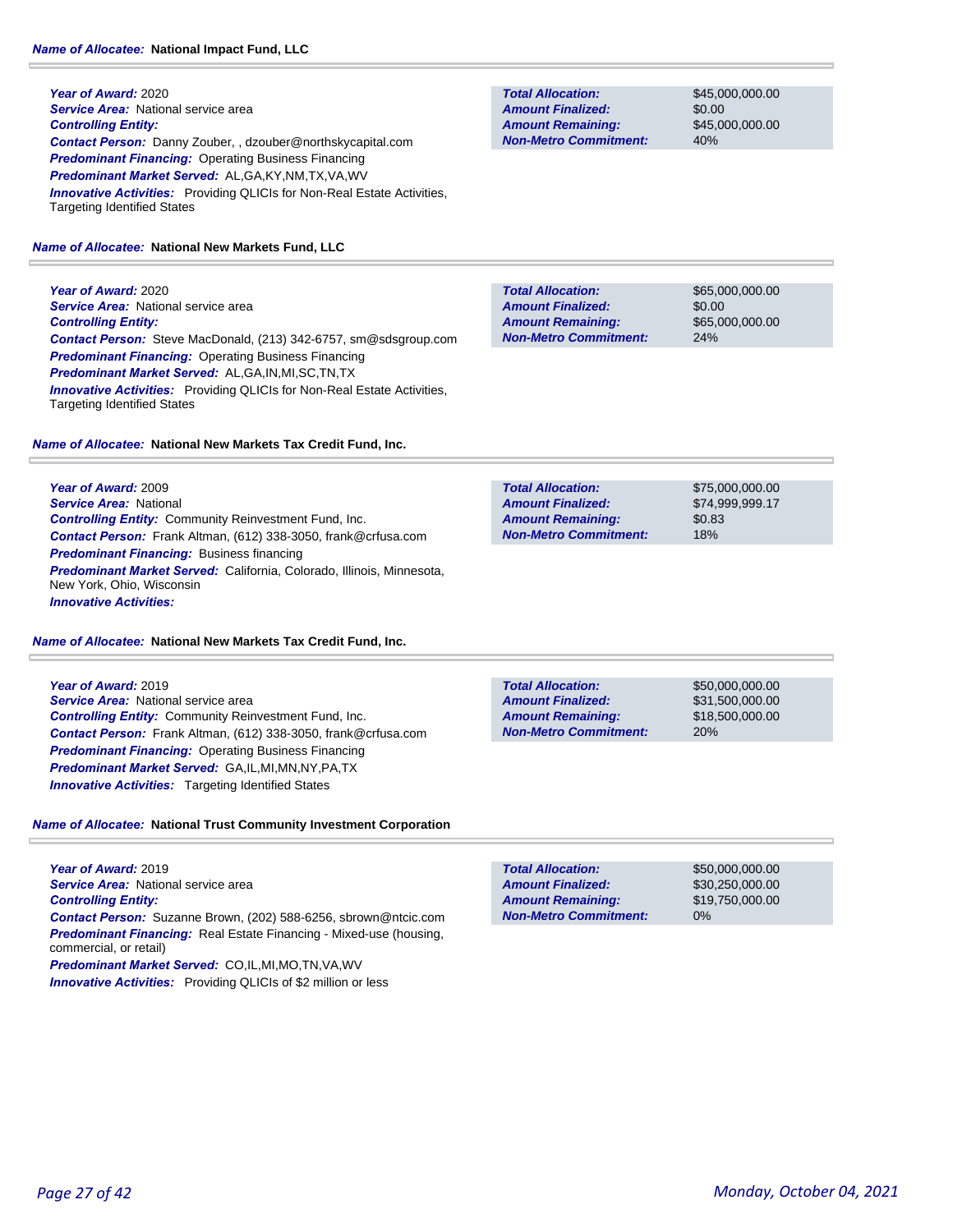**Name of Allocatee:** **National Impact Fund, LLC**

***Year of Award:*** 2020
***Service Area:*** National service area
***Controlling Entity:***
***Contact Person:*** Danny Zouber, , dzouber@northskycapital.com
***Predominant Financing:*** Operating Business Financing
***Predominant Market Served:*** AL,GA,KY,NM,TX,VA,WV
***Innovative Activities:*** Providing QLICIs for Non-Real Estate Activities, Targeting Identified States

| | |
|---|---|
| ***Total Allocation:*** | $45,000,000.00 |
| ***Amount Finalized:*** | $0.00 |
| ***Amount Remaining:*** | $45,000,000.00 |
| ***Non-Metro Commitment:*** | 40% |

**Name of Allocatee:** **National New Markets Fund, LLC**

***Year of Award:*** 2020
***Service Area:*** National service area
***Controlling Entity:***
***Contact Person:*** Steve MacDonald, (213) 342-6757, sm@sdsgroup.com
***Predominant Financing:*** Operating Business Financing
***Predominant Market Served:*** AL,GA,IN,MI,SC,TN,TX
***Innovative Activities:*** Providing QLICIs for Non-Real Estate Activities, Targeting Identified States

| | |
|---|---|
| ***Total Allocation:*** | $65,000,000.00 |
| ***Amount Finalized:*** | $0.00 |
| ***Amount Remaining:*** | $65,000,000.00 |
| ***Non-Metro Commitment:*** | 24% |

**Name of Allocatee:** **National New Markets Tax Credit Fund, Inc.**

***Year of Award:*** 2009
***Service Area:*** National
***Controlling Entity:*** Community Reinvestment Fund, Inc.
***Contact Person:*** Frank Altman, (612) 338-3050, frank@crfusa.com
***Predominant Financing:*** Business financing
***Predominant Market Served:*** California, Colorado, Illinois, Minnesota, New York, Ohio, Wisconsin
***Innovative Activities:***

| | |
|---|---|
| ***Total Allocation:*** | $75,000,000.00 |
| ***Amount Finalized:*** | $74,999,999.17 |
| ***Amount Remaining:*** | $0.83 |
| ***Non-Metro Commitment:*** | 18% |

**Name of Allocatee:** **National New Markets Tax Credit Fund, Inc.**

***Year of Award:*** 2019
***Service Area:*** National service area
***Controlling Entity:*** Community Reinvestment Fund, Inc.
***Contact Person:*** Frank Altman, (612) 338-3050, frank@crfusa.com
***Predominant Financing:*** Operating Business Financing
***Predominant Market Served:*** GA,IL,MI,MN,NY,PA,TX
***Innovative Activities:*** Targeting Identified States

| | |
|---|---|
| ***Total Allocation:*** | $50,000,000.00 |
| ***Amount Finalized:*** | $31,500,000.00 |
| ***Amount Remaining:*** | $18,500,000.00 |
| ***Non-Metro Commitment:*** | 20% |

**Name of Allocatee:** **National Trust Community Investment Corporation**

***Year of Award:*** 2019
***Service Area:*** National service area
***Controlling Entity:***
***Contact Person:*** Suzanne Brown, (202) 588-6256, sbrown@ntcic.com
***Predominant Financing:*** Real Estate Financing - Mixed-use (housing, commercial, or retail)
***Predominant Market Served:*** CO,IL,MI,MO,TN,VA,WV
***Innovative Activities:*** Providing QLICIs of $2 million or less

| | |
|---|---|
| ***Total Allocation:*** | $50,000,000.00 |
| ***Amount Finalized:*** | $30,250,000.00 |
| ***Amount Remaining:*** | $19,750,000.00 |
| ***Non-Metro Commitment:*** | 0% |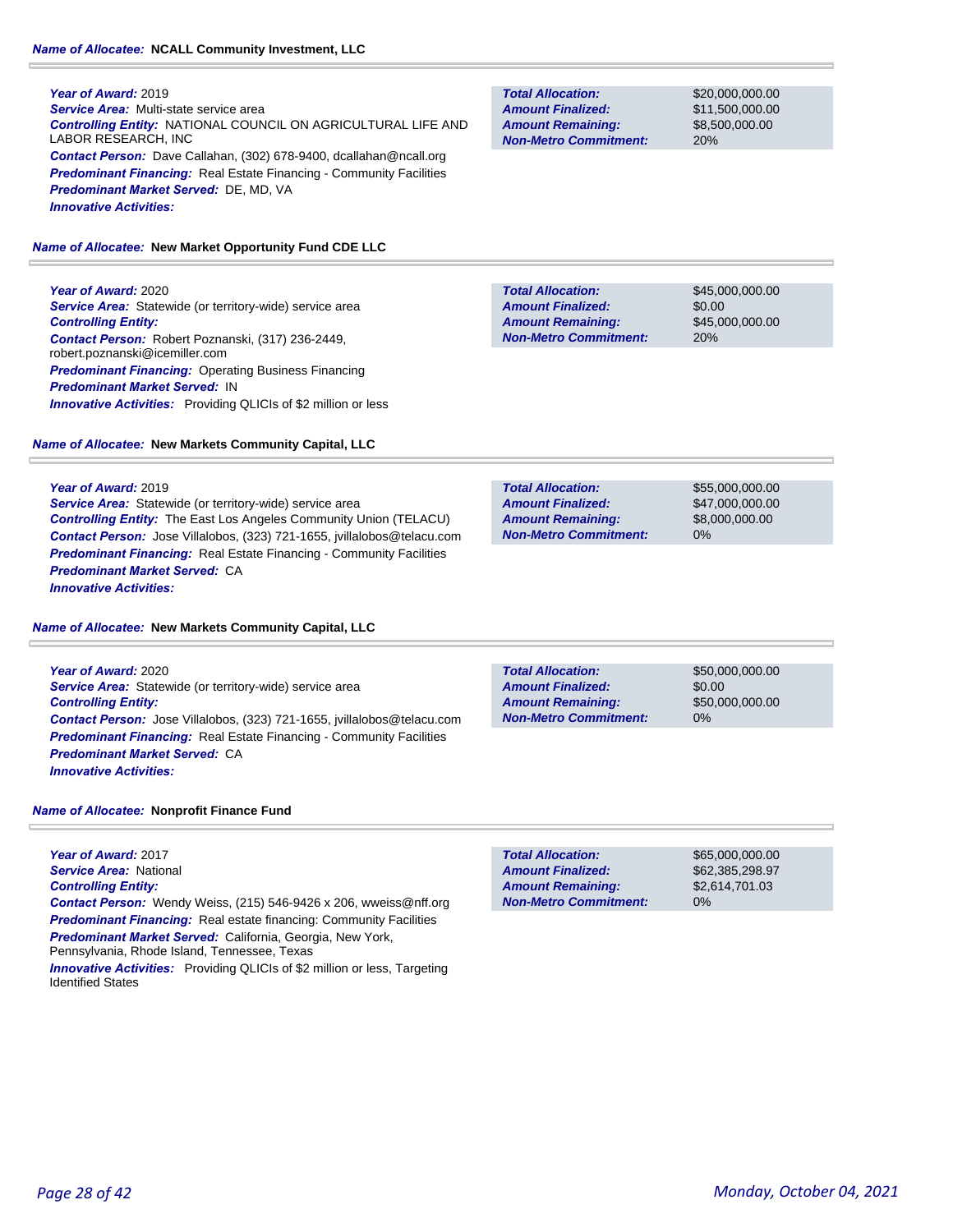**Name of Allocatee:** NCALL Community Investment, LLC

***Year of Award:*** 2019
***Service Area:*** Multi-state service area
***Controlling Entity:*** NATIONAL COUNCIL ON AGRICULTURAL LIFE AND LABOR RESEARCH, INC
***Contact Person:*** Dave Callahan, (302) 678-9400, dcallahan@ncall.org
***Predominant Financing:*** Real Estate Financing - Community Facilities
***Predominant Market Served:*** DE, MD, VA
***Innovative Activities:***

| | |
|---|---|
| ***Total Allocation:*** | $20,000,000.00 |
| ***Amount Finalized:*** | $11,500,000.00 |
| ***Amount Remaining:*** | $8,500,000.00 |
| ***Non-Metro Commitment:*** | 20% |

**Name of Allocatee:** New Market Opportunity Fund CDE LLC

***Year of Award:*** 2020
***Service Area:*** Statewide (or territory-wide) service area
***Controlling Entity:***
***Contact Person:*** Robert Poznanski, (317) 236-2449, robert.poznanski@icemiller.com
***Predominant Financing:*** Operating Business Financing
***Predominant Market Served:*** IN
***Innovative Activities:*** Providing QLICIs of $2 million or less

| | |
|---|---|
| ***Total Allocation:*** | $45,000,000.00 |
| ***Amount Finalized:*** | $0.00 |
| ***Amount Remaining:*** | $45,000,000.00 |
| ***Non-Metro Commitment:*** | 20% |

**Name of Allocatee:** New Markets Community Capital, LLC

***Year of Award:*** 2019
***Service Area:*** Statewide (or territory-wide) service area
***Controlling Entity:*** The East Los Angeles Community Union (TELACU)
***Contact Person:*** Jose Villalobos, (323) 721-1655, jvillalobos@telacu.com
***Predominant Financing:*** Real Estate Financing - Community Facilities
***Predominant Market Served:*** CA
***Innovative Activities:***

| | |
|---|---|
| ***Total Allocation:*** | $55,000,000.00 |
| ***Amount Finalized:*** | $47,000,000.00 |
| ***Amount Remaining:*** | $8,000,000.00 |
| ***Non-Metro Commitment:*** | 0% |

**Name of Allocatee:** New Markets Community Capital, LLC

***Year of Award:*** 2020
***Service Area:*** Statewide (or territory-wide) service area
***Controlling Entity:***
***Contact Person:*** Jose Villalobos, (323) 721-1655, jvillalobos@telacu.com
***Predominant Financing:*** Real Estate Financing - Community Facilities
***Predominant Market Served:*** CA
***Innovative Activities:***

| | |
|---|---|
| ***Total Allocation:*** | $50,000,000.00 |
| ***Amount Finalized:*** | $0.00 |
| ***Amount Remaining:*** | $50,000,000.00 |
| ***Non-Metro Commitment:*** | 0% |

**Name of Allocatee:** Nonprofit Finance Fund

***Year of Award:*** 2017
***Service Area:*** National
***Controlling Entity:***
***Contact Person:*** Wendy Weiss, (215) 546-9426 x 206, wweiss@nff.org
***Predominant Financing:*** Real estate financing: Community Facilities
***Predominant Market Served:*** California, Georgia, New York, Pennsylvania, Rhode Island, Tennessee, Texas
***Innovative Activities:*** Providing QLICIs of $2 million or less, Targeting Identified States

| | |
|---|---|
| ***Total Allocation:*** | $65,000,000.00 |
| ***Amount Finalized:*** | $62,385,298.97 |
| ***Amount Remaining:*** | $2,614,701.03 |
| ***Non-Metro Commitment:*** | 0% |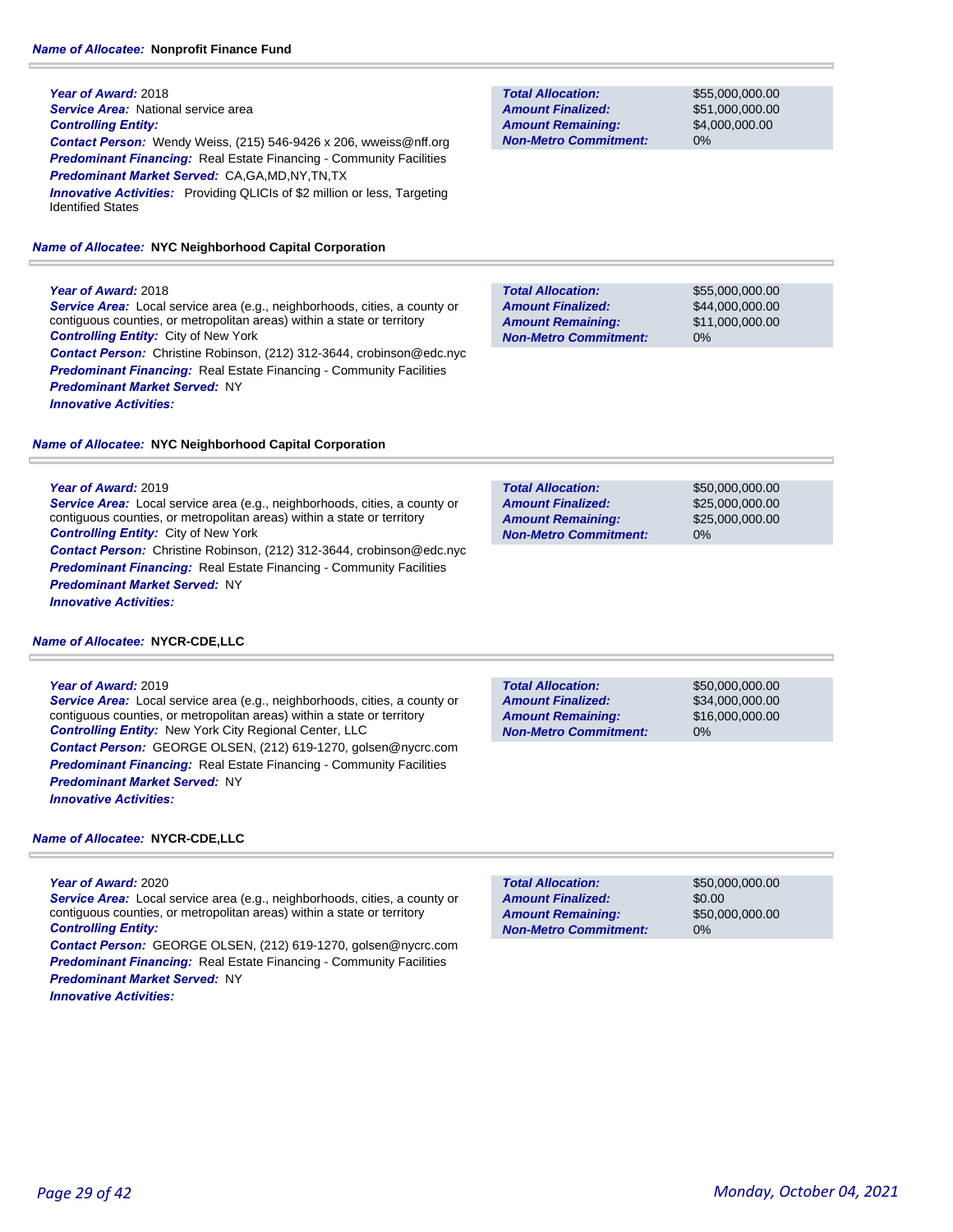**Name of Allocatee:** Nonprofit Finance Fund

**Year of Award:** 2018
**Service Area:** National service area
**Controlling Entity:**
**Contact Person:** Wendy Weiss, (215) 546-9426 x 206, wweiss@nff.org
**Predominant Financing:** Real Estate Financing - Community Facilities
**Predominant Market Served:** CA,GA,MD,NY,TN,TX
**Innovative Activities:** Providing QLICIs of $2 million or less, Targeting Identified States

| | |
|---|---|
| **Total Allocation:** | $55,000,000.00 |
| **Amount Finalized:** | $51,000,000.00 |
| **Amount Remaining:** | $4,000,000.00 |
| **Non-Metro Commitment:** | 0% |

**Name of Allocatee:** NYC Neighborhood Capital Corporation

**Year of Award:** 2018
**Service Area:** Local service area (e.g., neighborhoods, cities, a county or contiguous counties, or metropolitan areas) within a state or territory
**Controlling Entity:** City of New York
**Contact Person:** Christine Robinson, (212) 312-3644, crobinson@edc.nyc
**Predominant Financing:** Real Estate Financing - Community Facilities
**Predominant Market Served:** NY
**Innovative Activities:**

| | |
|---|---|
| **Total Allocation:** | $55,000,000.00 |
| **Amount Finalized:** | $44,000,000.00 |
| **Amount Remaining:** | $11,000,000.00 |
| **Non-Metro Commitment:** | 0% |

**Name of Allocatee:** NYC Neighborhood Capital Corporation

**Year of Award:** 2019
**Service Area:** Local service area (e.g., neighborhoods, cities, a county or contiguous counties, or metropolitan areas) within a state or territory
**Controlling Entity:** City of New York
**Contact Person:** Christine Robinson, (212) 312-3644, crobinson@edc.nyc
**Predominant Financing:** Real Estate Financing - Community Facilities
**Predominant Market Served:** NY
**Innovative Activities:**

| | |
|---|---|
| **Total Allocation:** | $50,000,000.00 |
| **Amount Finalized:** | $25,000,000.00 |
| **Amount Remaining:** | $25,000,000.00 |
| **Non-Metro Commitment:** | 0% |

**Name of Allocatee:** NYCR-CDE,LLC

**Year of Award:** 2019
**Service Area:** Local service area (e.g., neighborhoods, cities, a county or contiguous counties, or metropolitan areas) within a state or territory
**Controlling Entity:** New York City Regional Center, LLC
**Contact Person:** GEORGE OLSEN, (212) 619-1270, golsen@nycrc.com
**Predominant Financing:** Real Estate Financing - Community Facilities
**Predominant Market Served:** NY
**Innovative Activities:**

| | |
|---|---|
| **Total Allocation:** | $50,000,000.00 |
| **Amount Finalized:** | $34,000,000.00 |
| **Amount Remaining:** | $16,000,000.00 |
| **Non-Metro Commitment:** | 0% |

**Name of Allocatee:** NYCR-CDE,LLC

**Year of Award:** 2020
**Service Area:** Local service area (e.g., neighborhoods, cities, a county or contiguous counties, or metropolitan areas) within a state or territory
**Controlling Entity:**
**Contact Person:** GEORGE OLSEN, (212) 619-1270, golsen@nycrc.com
**Predominant Financing:** Real Estate Financing - Community Facilities
**Predominant Market Served:** NY
**Innovative Activities:**

| | |
|---|---|
| **Total Allocation:** | $50,000,000.00 |
| **Amount Finalized:** | $0.00 |
| **Amount Remaining:** | $50,000,000.00 |
| **Non-Metro Commitment:** | 0% |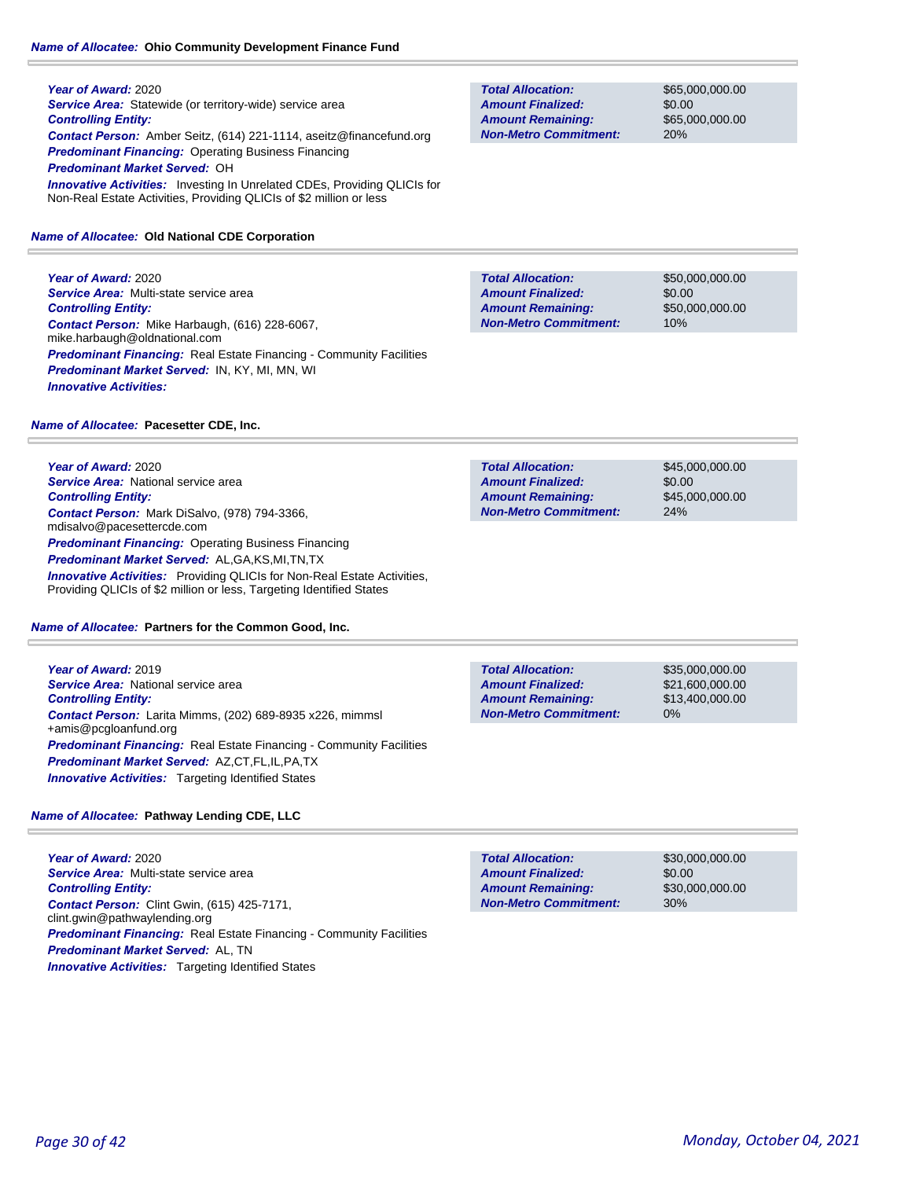**Name of Allocatee:** **Ohio Community Development Finance Fund**

**Year of Award:** 2020
**Service Area:** Statewide (or territory-wide) service area
**Controlling Entity:**
**Contact Person:** Amber Seitz, (614) 221-1114, aseitz@financefund.org
**Predominant Financing:** Operating Business Financing
**Predominant Market Served:** OH
**Innovative Activities:** Investing In Unrelated CDEs, Providing QLICIs for Non-Real Estate Activities, Providing QLICIs of $2 million or less

| | |
|---|---|
| **Total Allocation:** | $65,000,000.00 |
| **Amount Finalized:** | $0.00 |
| **Amount Remaining:** | $65,000,000.00 |
| **Non-Metro Commitment:** | 20% |

**Name of Allocatee:** **Old National CDE Corporation**

**Year of Award:** 2020
**Service Area:** Multi-state service area
**Controlling Entity:**
**Contact Person:** Mike Harbaugh, (616) 228-6067, mike.harbaugh@oldnational.com
**Predominant Financing:** Real Estate Financing - Community Facilities
**Predominant Market Served:** IN, KY, MI, MN, WI
**Innovative Activities:**

| | |
|---|---|
| **Total Allocation:** | $50,000,000.00 |
| **Amount Finalized:** | $0.00 |
| **Amount Remaining:** | $50,000,000.00 |
| **Non-Metro Commitment:** | 10% |

**Name of Allocatee:** **Pacesetter CDE, Inc.**

**Year of Award:** 2020
**Service Area:** National service area
**Controlling Entity:**
**Contact Person:** Mark DiSalvo, (978) 794-3366, mdisalvo@pacesettercde.com
**Predominant Financing:** Operating Business Financing
**Predominant Market Served:** AL,GA,KS,MI,TN,TX
**Innovative Activities:** Providing QLICIs for Non-Real Estate Activities, Providing QLICIs of $2 million or less, Targeting Identified States

| | |
|---|---|
| **Total Allocation:** | $45,000,000.00 |
| **Amount Finalized:** | $0.00 |
| **Amount Remaining:** | $45,000,000.00 |
| **Non-Metro Commitment:** | 24% |

**Name of Allocatee:** **Partners for the Common Good, Inc.**

**Year of Award:** 2019
**Service Area:** National service area
**Controlling Entity:**
**Contact Person:** Larita Mimms, (202) 689-8935 x226, mimmsl+amis@pcgloanfund.org
**Predominant Financing:** Real Estate Financing - Community Facilities
**Predominant Market Served:** AZ,CT,FL,IL,PA,TX
**Innovative Activities:** Targeting Identified States

| | |
|---|---|
| **Total Allocation:** | $35,000,000.00 |
| **Amount Finalized:** | $21,600,000.00 |
| **Amount Remaining:** | $13,400,000.00 |
| **Non-Metro Commitment:** | 0% |

**Name of Allocatee:** **Pathway Lending CDE, LLC**

**Year of Award:** 2020
**Service Area:** Multi-state service area
**Controlling Entity:**
**Contact Person:** Clint Gwin, (615) 425-7171, clint.gwin@pathwaylending.org
**Predominant Financing:** Real Estate Financing - Community Facilities
**Predominant Market Served:** AL, TN
**Innovative Activities:** Targeting Identified States

| | |
|---|---|
| **Total Allocation:** | $30,000,000.00 |
| **Amount Finalized:** | $0.00 |
| **Amount Remaining:** | $30,000,000.00 |
| **Non-Metro Commitment:** | 30% |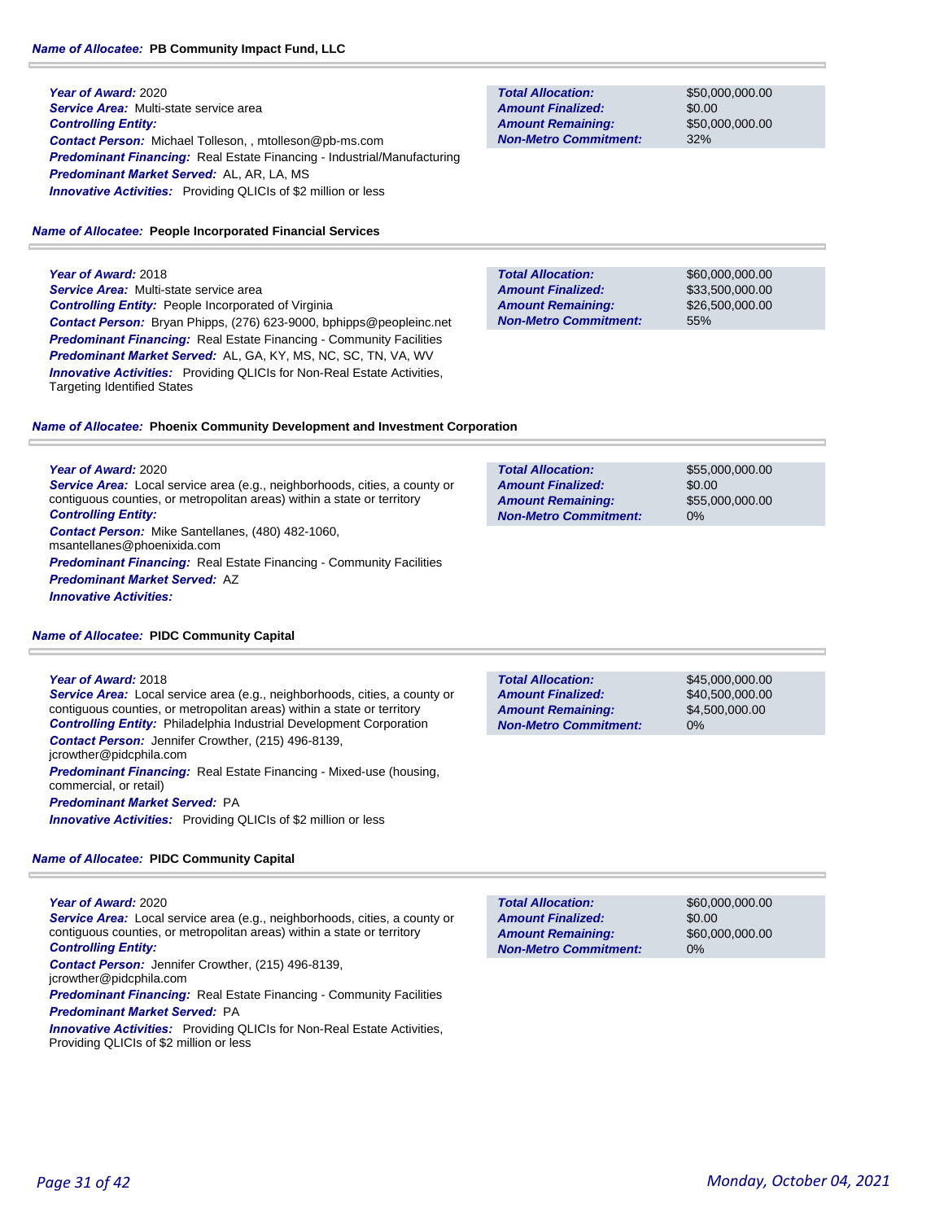**Name of Allocatee:** **PB Community Impact Fund, LLC**

***Year of Award:*** 2020
***Service Area:*** Multi-state service area
***Controlling Entity:***
***Contact Person:*** Michael Tolleson, , mtolleson@pb-ms.com
***Predominant Financing:*** Real Estate Financing - Industrial/Manufacturing
***Predominant Market Served:*** AL, AR, LA, MS
***Innovative Activities:*** Providing QLICIs of $2 million or less

| | |
|---|---|
| **Total Allocation:** | $50,000,000.00 |
| **Amount Finalized:** | $0.00 |
| **Amount Remaining:** | $50,000,000.00 |
| **Non-Metro Commitment:** | 32% |

**Name of Allocatee:** **People Incorporated Financial Services**

***Year of Award:*** 2018
***Service Area:*** Multi-state service area
***Controlling Entity:*** People Incorporated of Virginia
***Contact Person:*** Bryan Phipps, (276) 623-9000, bphipps@peopleinc.net
***Predominant Financing:*** Real Estate Financing - Community Facilities
***Predominant Market Served:*** AL, GA, KY, MS, NC, SC, TN, VA, WV
***Innovative Activities:*** Providing QLICIs for Non-Real Estate Activities, Targeting Identified States

| | |
|---|---|
| **Total Allocation:** | $60,000,000.00 |
| **Amount Finalized:** | $33,500,000.00 |
| **Amount Remaining:** | $26,500,000.00 |
| **Non-Metro Commitment:** | 55% |

**Name of Allocatee:** **Phoenix Community Development and Investment Corporation**

***Year of Award:*** 2020
***Service Area:*** Local service area (e.g., neighborhoods, cities, a county or contiguous counties, or metropolitan areas) within a state or territory
***Controlling Entity:***
***Contact Person:*** Mike Santellanes, (480) 482-1060, msantellanes@phoenixida.com
***Predominant Financing:*** Real Estate Financing - Community Facilities
***Predominant Market Served:*** AZ
***Innovative Activities:***

| | |
|---|---|
| **Total Allocation:** | $55,000,000.00 |
| **Amount Finalized:** | $0.00 |
| **Amount Remaining:** | $55,000,000.00 |
| **Non-Metro Commitment:** | 0% |

**Name of Allocatee:** **PIDC Community Capital**

***Year of Award:*** 2018
***Service Area:*** Local service area (e.g., neighborhoods, cities, a county or contiguous counties, or metropolitan areas) within a state or territory
***Controlling Entity:*** Philadelphia Industrial Development Corporation
***Contact Person:*** Jennifer Crowther, (215) 496-8139, jcrowther@pidcphila.com
***Predominant Financing:*** Real Estate Financing - Mixed-use (housing, commercial, or retail)
***Predominant Market Served:*** PA
***Innovative Activities:*** Providing QLICIs of $2 million or less

| | |
|---|---|
| **Total Allocation:** | $45,000,000.00 |
| **Amount Finalized:** | $40,500,000.00 |
| **Amount Remaining:** | $4,500,000.00 |
| **Non-Metro Commitment:** | 0% |

**Name of Allocatee:** **PIDC Community Capital**

***Year of Award:*** 2020
***Service Area:*** Local service area (e.g., neighborhoods, cities, a county or contiguous counties, or metropolitan areas) within a state or territory
***Controlling Entity:***
***Contact Person:*** Jennifer Crowther, (215) 496-8139, jcrowther@pidcphila.com
***Predominant Financing:*** Real Estate Financing - Community Facilities
***Predominant Market Served:*** PA
***Innovative Activities:*** Providing QLICIs for Non-Real Estate Activities, Providing QLICIs of $2 million or less

| | |
|---|---|
| **Total Allocation:** | $60,000,000.00 |
| **Amount Finalized:** | $0.00 |
| **Amount Remaining:** | $60,000,000.00 |
| **Non-Metro Commitment:** | 0% |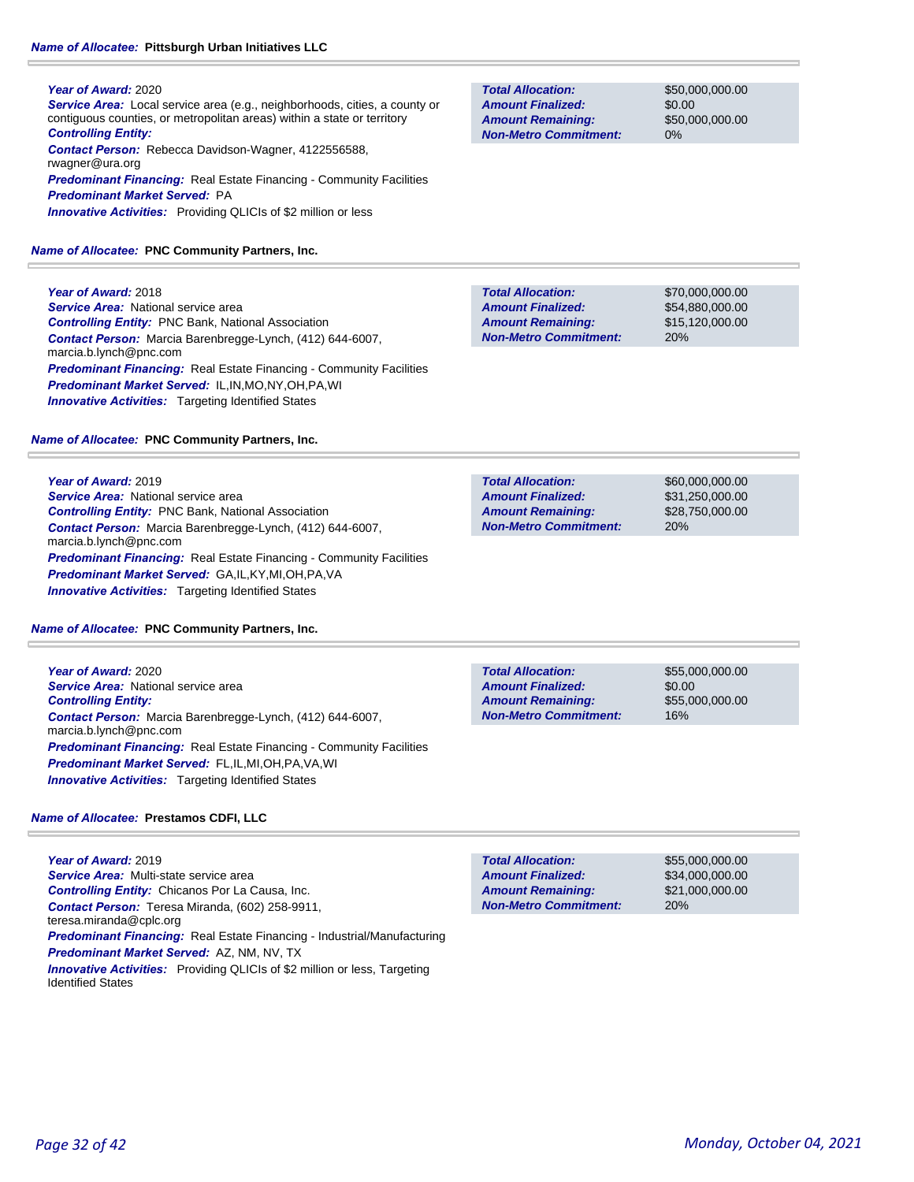**Name of Allocatee:** **Pittsburgh Urban Initiatives LLC**

***Year of Award:*** 2020
***Service Area:*** Local service area (e.g., neighborhoods, cities, a county or contiguous counties, or metropolitan areas) within a state or territory
***Controlling Entity:***
***Contact Person:*** Rebecca Davidson-Wagner, 4122556588, rwagner@ura.org
***Predominant Financing:*** Real Estate Financing - Community Facilities
***Predominant Market Served:*** PA
***Innovative Activities:*** Providing QLICIs of $2 million or less

| | |
|---|---|
| ***Total Allocation:*** | $50,000,000.00 |
| ***Amount Finalized:*** | $0.00 |
| ***Amount Remaining:*** | $50,000,000.00 |
| ***Non-Metro Commitment:*** | 0% |

**Name of Allocatee:** **PNC Community Partners, Inc.**

***Year of Award:*** 2018
***Service Area:*** National service area
***Controlling Entity:*** PNC Bank, National Association
***Contact Person:*** Marcia Barenbregge-Lynch, (412) 644-6007, marcia.b.lynch@pnc.com
***Predominant Financing:*** Real Estate Financing - Community Facilities
***Predominant Market Served:*** IL,IN,MO,NY,OH,PA,WI
***Innovative Activities:*** Targeting Identified States

| | |
|---|---|
| ***Total Allocation:*** | $70,000,000.00 |
| ***Amount Finalized:*** | $54,880,000.00 |
| ***Amount Remaining:*** | $15,120,000.00 |
| ***Non-Metro Commitment:*** | 20% |

**Name of Allocatee:** **PNC Community Partners, Inc.**

***Year of Award:*** 2019
***Service Area:*** National service area
***Controlling Entity:*** PNC Bank, National Association
***Contact Person:*** Marcia Barenbregge-Lynch, (412) 644-6007, marcia.b.lynch@pnc.com
***Predominant Financing:*** Real Estate Financing - Community Facilities
***Predominant Market Served:*** GA,IL,KY,MI,OH,PA,VA
***Innovative Activities:*** Targeting Identified States

| | |
|---|---|
| ***Total Allocation:*** | $60,000,000.00 |
| ***Amount Finalized:*** | $31,250,000.00 |
| ***Amount Remaining:*** | $28,750,000.00 |
| ***Non-Metro Commitment:*** | 20% |

**Name of Allocatee:** **PNC Community Partners, Inc.**

***Year of Award:*** 2020
***Service Area:*** National service area
***Controlling Entity:***
***Contact Person:*** Marcia Barenbregge-Lynch, (412) 644-6007, marcia.b.lynch@pnc.com
***Predominant Financing:*** Real Estate Financing - Community Facilities
***Predominant Market Served:*** FL,IL,MI,OH,PA,VA,WI
***Innovative Activities:*** Targeting Identified States

| | |
|---|---|
| ***Total Allocation:*** | $55,000,000.00 |
| ***Amount Finalized:*** | $0.00 |
| ***Amount Remaining:*** | $55,000,000.00 |
| ***Non-Metro Commitment:*** | 16% |

**Name of Allocatee:** **Prestamos CDFI, LLC**

***Year of Award:*** 2019
***Service Area:*** Multi-state service area
***Controlling Entity:*** Chicanos Por La Causa, Inc.
***Contact Person:*** Teresa Miranda, (602) 258-9911, teresa.miranda@cplc.org
***Predominant Financing:*** Real Estate Financing - Industrial/Manufacturing
***Predominant Market Served:*** AZ, NM, NV, TX
***Innovative Activities:*** Providing QLICIs of $2 million or less, Targeting Identified States

| | |
|---|---|
| ***Total Allocation:*** | $55,000,000.00 |
| ***Amount Finalized:*** | $34,000,000.00 |
| ***Amount Remaining:*** | $21,000,000.00 |
| ***Non-Metro Commitment:*** | 20% |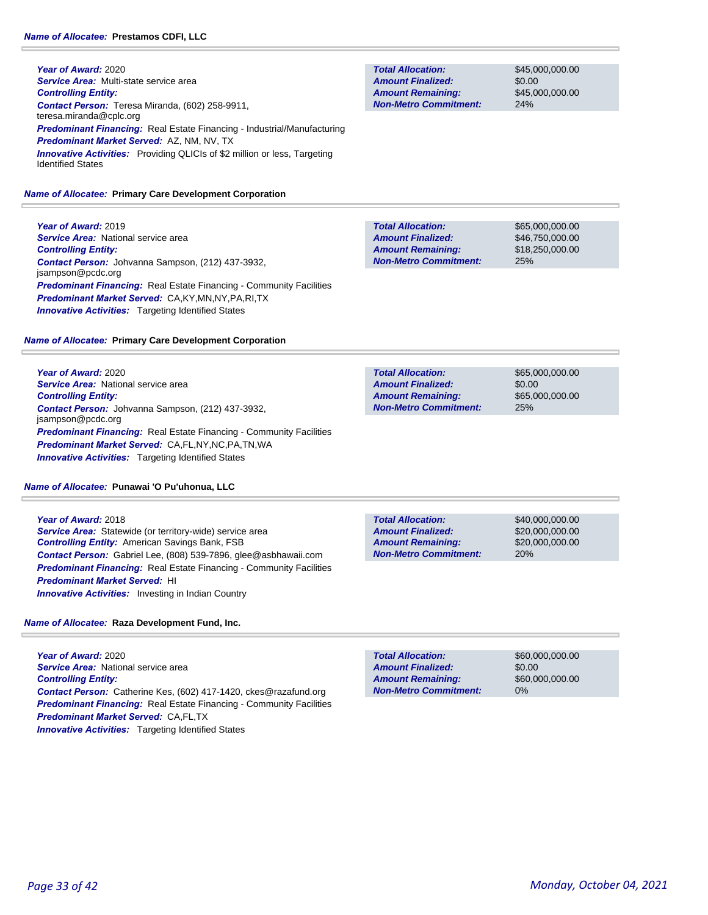**Name of Allocatee:** **Prestamos CDFI, LLC**

***Year of Award:*** 2020
***Service Area:*** Multi-state service area
***Controlling Entity:***
***Contact Person:*** Teresa Miranda, (602) 258-9911, teresa.miranda@cplc.org
***Predominant Financing:*** Real Estate Financing - Industrial/Manufacturing
***Predominant Market Served:*** AZ, NM, NV, TX
***Innovative Activities:*** Providing QLICIs of $2 million or less, Targeting Identified States

| | |
|---|---|
| ***Total Allocation:*** | $45,000,000.00 |
| ***Amount Finalized:*** | $0.00 |
| ***Amount Remaining:*** | $45,000,000.00 |
| ***Non-Metro Commitment:*** | 24% |

**Name of Allocatee:** **Primary Care Development Corporation**

***Year of Award:*** 2019
***Service Area:*** National service area
***Controlling Entity:***
***Contact Person:*** Johvanna Sampson, (212) 437-3932, jsampson@pcdc.org
***Predominant Financing:*** Real Estate Financing - Community Facilities
***Predominant Market Served:*** CA,KY,MN,NY,PA,RI,TX
***Innovative Activities:*** Targeting Identified States

| | |
|---|---|
| ***Total Allocation:*** | $65,000,000.00 |
| ***Amount Finalized:*** | $46,750,000.00 |
| ***Amount Remaining:*** | $18,250,000.00 |
| ***Non-Metro Commitment:*** | 25% |

**Name of Allocatee:** **Primary Care Development Corporation**

***Year of Award:*** 2020
***Service Area:*** National service area
***Controlling Entity:***
***Contact Person:*** Johvanna Sampson, (212) 437-3932, jsampson@pcdc.org
***Predominant Financing:*** Real Estate Financing - Community Facilities
***Predominant Market Served:*** CA,FL,NY,NC,PA,TN,WA
***Innovative Activities:*** Targeting Identified States

| | |
|---|---|
| ***Total Allocation:*** | $65,000,000.00 |
| ***Amount Finalized:*** | $0.00 |
| ***Amount Remaining:*** | $65,000,000.00 |
| ***Non-Metro Commitment:*** | 25% |

**Name of Allocatee:** **Punawai 'O Pu'uhonua, LLC**

***Year of Award:*** 2018
***Service Area:*** Statewide (or territory-wide) service area
***Controlling Entity:*** American Savings Bank, FSB
***Contact Person:*** Gabriel Lee, (808) 539-7896, glee@asbhawaii.com
***Predominant Financing:*** Real Estate Financing - Community Facilities
***Predominant Market Served:*** HI
***Innovative Activities:*** Investing in Indian Country

| | |
|---|---|
| ***Total Allocation:*** | $40,000,000.00 |
| ***Amount Finalized:*** | $20,000,000.00 |
| ***Amount Remaining:*** | $20,000,000.00 |
| ***Non-Metro Commitment:*** | 20% |

**Name of Allocatee:** **Raza Development Fund, Inc.**

***Year of Award:*** 2020
***Service Area:*** National service area
***Controlling Entity:***
***Contact Person:*** Catherine Kes, (602) 417-1420, ckes@razafund.org
***Predominant Financing:*** Real Estate Financing - Community Facilities
***Predominant Market Served:*** CA,FL,TX
***Innovative Activities:*** Targeting Identified States

| | |
|---|---|
| ***Total Allocation:*** | $60,000,000.00 |
| ***Amount Finalized:*** | $0.00 |
| ***Amount Remaining:*** | $60,000,000.00 |
| ***Non-Metro Commitment:*** | 0% |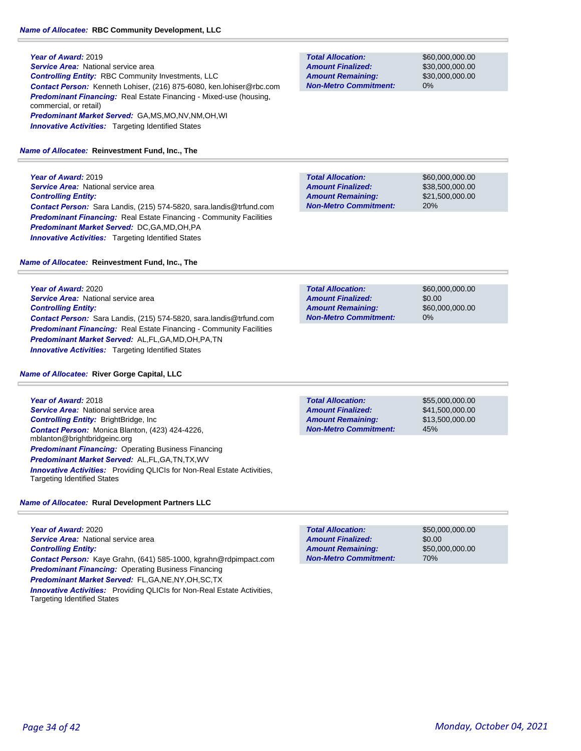**Name of Allocatee: RBC Community Development, LLC**

***Year of Award:*** 2019
***Service Area:*** National service area
***Controlling Entity:*** RBC Community Investments, LLC
***Contact Person:*** Kenneth Lohiser, (216) 875-6080, ken.lohiser@rbc.com
***Predominant Financing:*** Real Estate Financing - Mixed-use (housing, commercial, or retail)
***Predominant Market Served:*** GA,MS,MO,NV,NM,OH,WI
***Innovative Activities:*** Targeting Identified States

| | |
|---|---|
| ***Total Allocation:*** | $60,000,000.00 |
| ***Amount Finalized:*** | $30,000,000.00 |
| ***Amount Remaining:*** | $30,000,000.00 |
| ***Non-Metro Commitment:*** | 0% |

**Name of Allocatee: Reinvestment Fund, Inc., The**

***Year of Award:*** 2019
***Service Area:*** National service area
***Controlling Entity:***
***Contact Person:*** Sara Landis, (215) 574-5820, sara.landis@trfund.com
***Predominant Financing:*** Real Estate Financing - Community Facilities
***Predominant Market Served:*** DC,GA,MD,OH,PA
***Innovative Activities:*** Targeting Identified States

| | |
|---|---|
| ***Total Allocation:*** | $60,000,000.00 |
| ***Amount Finalized:*** | $38,500,000.00 |
| ***Amount Remaining:*** | $21,500,000.00 |
| ***Non-Metro Commitment:*** | 20% |

**Name of Allocatee: Reinvestment Fund, Inc., The**

***Year of Award:*** 2020
***Service Area:*** National service area
***Controlling Entity:***
***Contact Person:*** Sara Landis, (215) 574-5820, sara.landis@trfund.com
***Predominant Financing:*** Real Estate Financing - Community Facilities
***Predominant Market Served:*** AL,FL,GA,MD,OH,PA,TN
***Innovative Activities:*** Targeting Identified States

| | |
|---|---|
| ***Total Allocation:*** | $60,000,000.00 |
| ***Amount Finalized:*** | $0.00 |
| ***Amount Remaining:*** | $60,000,000.00 |
| ***Non-Metro Commitment:*** | 0% |

**Name of Allocatee: River Gorge Capital, LLC**

***Year of Award:*** 2018
***Service Area:*** National service area
***Controlling Entity:*** BrightBridge, Inc
***Contact Person:*** Monica Blanton, (423) 424-4226, mblanton@brightbridgeinc.org
***Predominant Financing:*** Operating Business Financing
***Predominant Market Served:*** AL,FL,GA,TN,TX,WV
***Innovative Activities:*** Providing QLICIs for Non-Real Estate Activities, Targeting Identified States

| | |
|---|---|
| ***Total Allocation:*** | $55,000,000.00 |
| ***Amount Finalized:*** | $41,500,000.00 |
| ***Amount Remaining:*** | $13,500,000.00 |
| ***Non-Metro Commitment:*** | 45% |

**Name of Allocatee: Rural Development Partners LLC**

***Year of Award:*** 2020
***Service Area:*** National service area
***Controlling Entity:***
***Contact Person:*** Kaye Grahn, (641) 585-1000, kgrahn@rdpimpact.com
***Predominant Financing:*** Operating Business Financing
***Predominant Market Served:*** FL,GA,NE,NY,OH,SC,TX
***Innovative Activities:*** Providing QLICIs for Non-Real Estate Activities, Targeting Identified States

| | |
|---|---|
| ***Total Allocation:*** | $50,000,000.00 |
| ***Amount Finalized:*** | $0.00 |
| ***Amount Remaining:*** | $50,000,000.00 |
| ***Non-Metro Commitment:*** | 70% |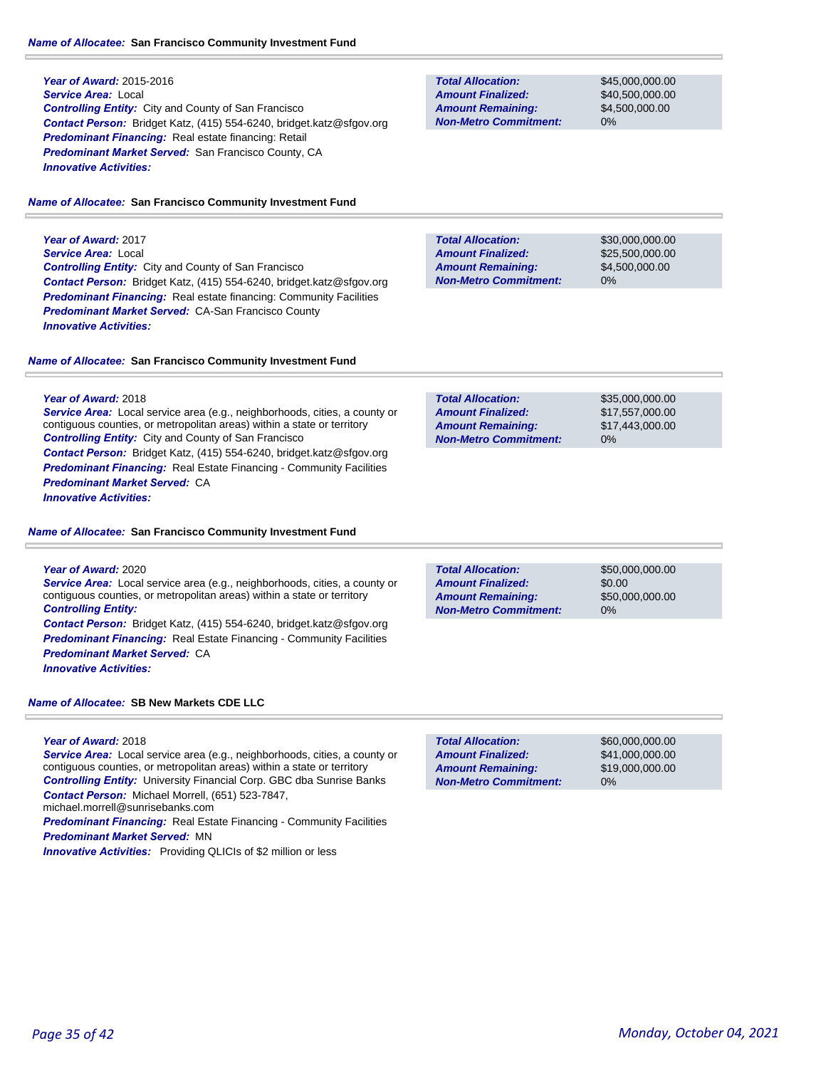**Name of Allocatee:** **San Francisco Community Investment Fund**

**Year of Award:** 2015-2016
**Service Area:** Local
**Controlling Entity:** City and County of San Francisco
**Contact Person:** Bridget Katz, (415) 554-6240, bridget.katz@sfgov.org
**Predominant Financing:** Real estate financing: Retail
**Predominant Market Served:** San Francisco County, CA
**Innovative Activities:**

| | |
|---|---|
| **Total Allocation:** | $45,000,000.00 |
| **Amount Finalized:** | $40,500,000.00 |
| **Amount Remaining:** | $4,500,000.00 |
| **Non-Metro Commitment:** | 0% |

**Name of Allocatee:** **San Francisco Community Investment Fund**

**Year of Award:** 2017
**Service Area:** Local
**Controlling Entity:** City and County of San Francisco
**Contact Person:** Bridget Katz, (415) 554-6240, bridget.katz@sfgov.org
**Predominant Financing:** Real estate financing: Community Facilities
**Predominant Market Served:** CA-San Francisco County
**Innovative Activities:**

| | |
|---|---|
| **Total Allocation:** | $30,000,000.00 |
| **Amount Finalized:** | $25,500,000.00 |
| **Amount Remaining:** | $4,500,000.00 |
| **Non-Metro Commitment:** | 0% |

**Name of Allocatee:** **San Francisco Community Investment Fund**

**Year of Award:** 2018
**Service Area:** Local service area (e.g., neighborhoods, cities, a county or contiguous counties, or metropolitan areas) within a state or territory
**Controlling Entity:** City and County of San Francisco
**Contact Person:** Bridget Katz, (415) 554-6240, bridget.katz@sfgov.org
**Predominant Financing:** Real Estate Financing - Community Facilities
**Predominant Market Served:** CA
**Innovative Activities:**

| | |
|---|---|
| **Total Allocation:** | $35,000,000.00 |
| **Amount Finalized:** | $17,557,000.00 |
| **Amount Remaining:** | $17,443,000.00 |
| **Non-Metro Commitment:** | 0% |

**Name of Allocatee:** **San Francisco Community Investment Fund**

**Year of Award:** 2020
**Service Area:** Local service area (e.g., neighborhoods, cities, a county or contiguous counties, or metropolitan areas) within a state or territory
**Controlling Entity:**
**Contact Person:** Bridget Katz, (415) 554-6240, bridget.katz@sfgov.org
**Predominant Financing:** Real Estate Financing - Community Facilities
**Predominant Market Served:** CA
**Innovative Activities:**

| | |
|---|---|
| **Total Allocation:** | $50,000,000.00 |
| **Amount Finalized:** | $0.00 |
| **Amount Remaining:** | $50,000,000.00 |
| **Non-Metro Commitment:** | 0% |

**Name of Allocatee:** **SB New Markets CDE LLC**

**Year of Award:** 2018
**Service Area:** Local service area (e.g., neighborhoods, cities, a county or contiguous counties, or metropolitan areas) within a state or territory
**Controlling Entity:** University Financial Corp. GBC dba Sunrise Banks
**Contact Person:** Michael Morrell, (651) 523-7847, michael.morrell@sunrisebanks.com
**Predominant Financing:** Real Estate Financing - Community Facilities
**Predominant Market Served:** MN
**Innovative Activities:** Providing QLICIs of $2 million or less

| | |
|---|---|
| **Total Allocation:** | $60,000,000.00 |
| **Amount Finalized:** | $41,000,000.00 |
| **Amount Remaining:** | $19,000,000.00 |
| **Non-Metro Commitment:** | 0% |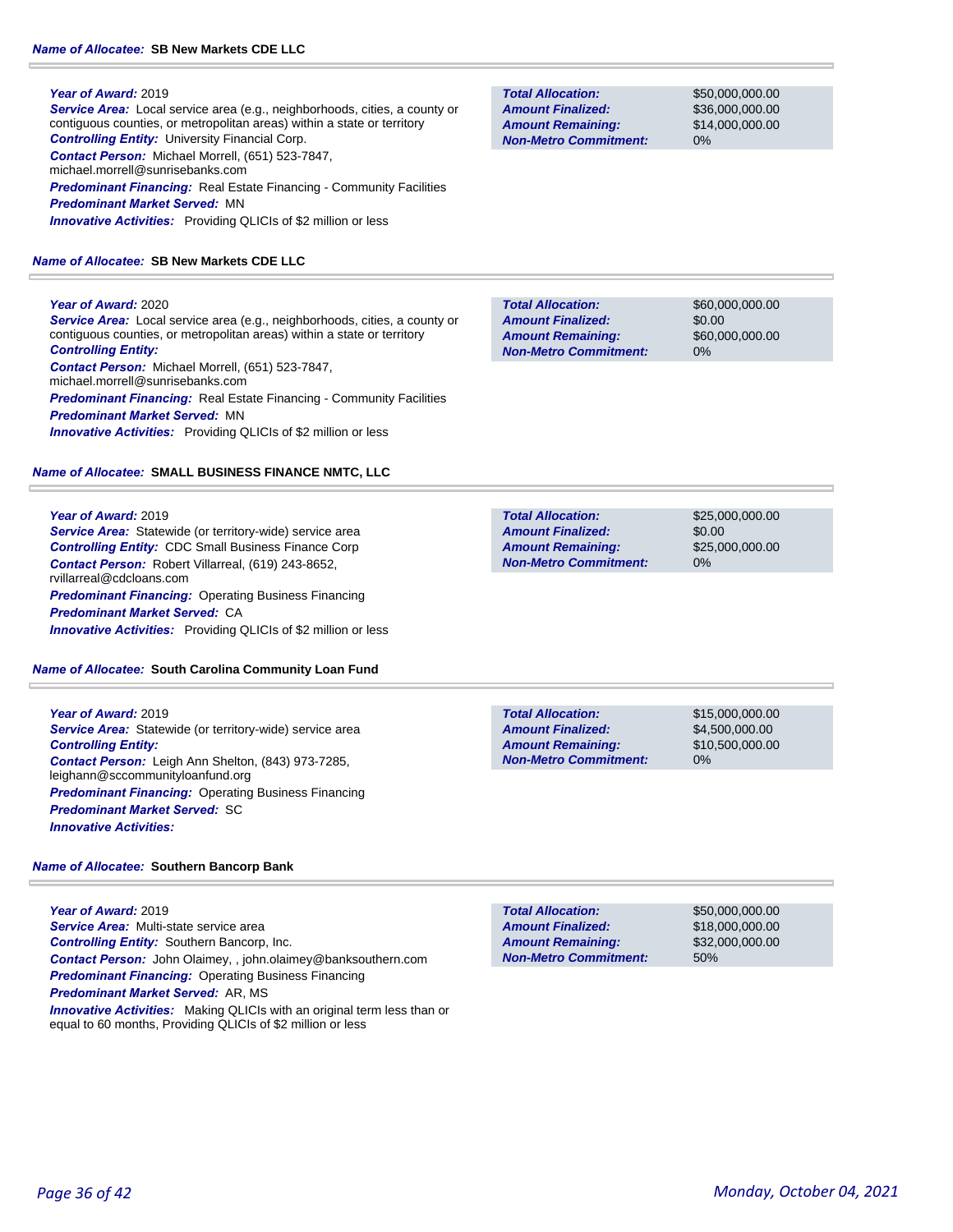**Name of Allocatee:** **SB New Markets CDE LLC**

**Year of Award:** 2019
**Service Area:** Local service area (e.g., neighborhoods, cities, a county or contiguous counties, or metropolitan areas) within a state or territory
**Controlling Entity:** University Financial Corp.
**Contact Person:** Michael Morrell, (651) 523-7847, michael.morrell@sunrisebanks.com
**Predominant Financing:** Real Estate Financing - Community Facilities
**Predominant Market Served:** MN
**Innovative Activities:** Providing QLICIs of $2 million or less

| | |
|---|---|
| **Total Allocation:** | $50,000,000.00 |
| **Amount Finalized:** | $36,000,000.00 |
| **Amount Remaining:** | $14,000,000.00 |
| **Non-Metro Commitment:** | 0% |

**Name of Allocatee:** **SB New Markets CDE LLC**

**Year of Award:** 2020
**Service Area:** Local service area (e.g., neighborhoods, cities, a county or contiguous counties, or metropolitan areas) within a state or territory
**Controlling Entity:**
**Contact Person:** Michael Morrell, (651) 523-7847, michael.morrell@sunrisebanks.com
**Predominant Financing:** Real Estate Financing - Community Facilities
**Predominant Market Served:** MN
**Innovative Activities:** Providing QLICIs of $2 million or less

| | |
|---|---|
| **Total Allocation:** | $60,000,000.00 |
| **Amount Finalized:** | $0.00 |
| **Amount Remaining:** | $60,000,000.00 |
| **Non-Metro Commitment:** | 0% |

**Name of Allocatee:** **SMALL BUSINESS FINANCE NMTC, LLC**

**Year of Award:** 2019
**Service Area:** Statewide (or territory-wide) service area
**Controlling Entity:** CDC Small Business Finance Corp
**Contact Person:** Robert Villarreal, (619) 243-8652, rvillarreal@cdcloans.com
**Predominant Financing:** Operating Business Financing
**Predominant Market Served:** CA
**Innovative Activities:** Providing QLICIs of $2 million or less

| | |
|---|---|
| **Total Allocation:** | $25,000,000.00 |
| **Amount Finalized:** | $0.00 |
| **Amount Remaining:** | $25,000,000.00 |
| **Non-Metro Commitment:** | 0% |

**Name of Allocatee:** **South Carolina Community Loan Fund**

**Year of Award:** 2019
**Service Area:** Statewide (or territory-wide) service area
**Controlling Entity:**
**Contact Person:** Leigh Ann Shelton, (843) 973-7285, leighann@sccommunityloanfund.org
**Predominant Financing:** Operating Business Financing
**Predominant Market Served:** SC
**Innovative Activities:**

| | |
|---|---|
| **Total Allocation:** | $15,000,000.00 |
| **Amount Finalized:** | $4,500,000.00 |
| **Amount Remaining:** | $10,500,000.00 |
| **Non-Metro Commitment:** | 0% |

**Name of Allocatee:** **Southern Bancorp Bank**

**Year of Award:** 2019
**Service Area:** Multi-state service area
**Controlling Entity:** Southern Bancorp, Inc.
**Contact Person:** John Olaimey, , john.olaimey@banksouthern.com
**Predominant Financing:** Operating Business Financing
**Predominant Market Served:** AR, MS
**Innovative Activities:** Making QLICIs with an original term less than or equal to 60 months, Providing QLICIs of $2 million or less

| | |
|---|---|
| **Total Allocation:** | $50,000,000.00 |
| **Amount Finalized:** | $18,000,000.00 |
| **Amount Remaining:** | $32,000,000.00 |
| **Non-Metro Commitment:** | 50% |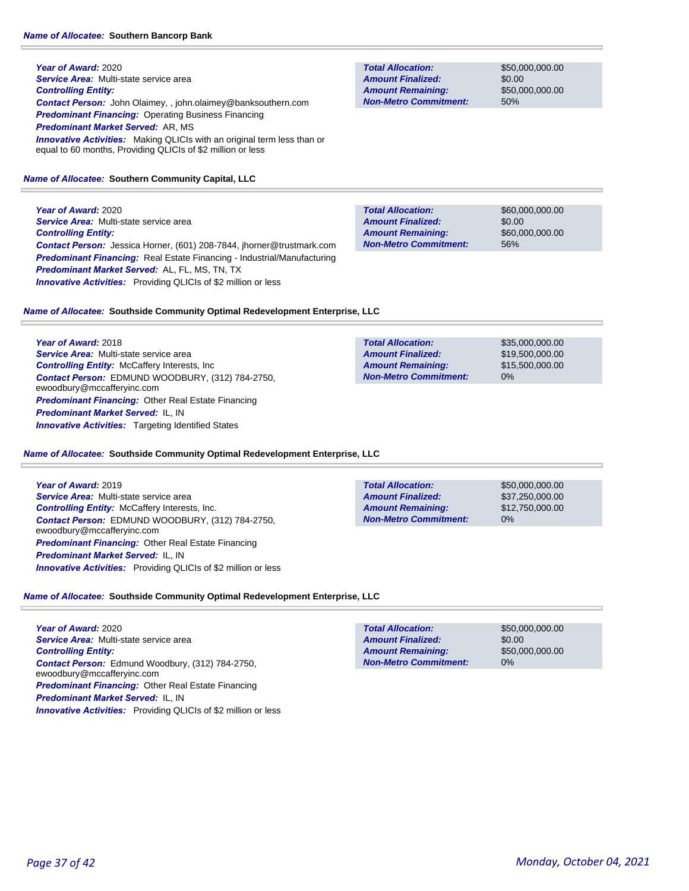**Name of Allocatee:** **Southern Bancorp Bank**

**Year of Award:** 2020
**Service Area:** Multi-state service area
**Controlling Entity:**
**Contact Person:** John Olaimey, , john.olaimey@banksouthern.com
**Predominant Financing:** Operating Business Financing
**Predominant Market Served:** AR, MS
**Innovative Activities:** Making QLICIs with an original term less than or equal to 60 months, Providing QLICIs of $2 million or less

| | |
|---|---|
| **Total Allocation:** | $50,000,000.00 |
| **Amount Finalized:** | $0.00 |
| **Amount Remaining:** | $50,000,000.00 |
| **Non-Metro Commitment:** | 50% |

**Name of Allocatee:** **Southern Community Capital, LLC**

**Year of Award:** 2020
**Service Area:** Multi-state service area
**Controlling Entity:**
**Contact Person:** Jessica Horner, (601) 208-7844, jhorner@trustmark.com
**Predominant Financing:** Real Estate Financing - Industrial/Manufacturing
**Predominant Market Served:** AL, FL, MS, TN, TX
**Innovative Activities:** Providing QLICIs of $2 million or less

| | |
|---|---|
| **Total Allocation:** | $60,000,000.00 |
| **Amount Finalized:** | $0.00 |
| **Amount Remaining:** | $60,000,000.00 |
| **Non-Metro Commitment:** | 56% |

**Name of Allocatee:** **Southside Community Optimal Redevelopment Enterprise, LLC**

**Year of Award:** 2018
**Service Area:** Multi-state service area
**Controlling Entity:** McCaffery Interests, Inc
**Contact Person:** EDMUND WOODBURY, (312) 784-2750, ewoodbury@mccafferyinc.com
**Predominant Financing:** Other Real Estate Financing
**Predominant Market Served:** IL, IN
**Innovative Activities:** Targeting Identified States

| | |
|---|---|
| **Total Allocation:** | $35,000,000.00 |
| **Amount Finalized:** | $19,500,000.00 |
| **Amount Remaining:** | $15,500,000.00 |
| **Non-Metro Commitment:** | 0% |

**Name of Allocatee:** **Southside Community Optimal Redevelopment Enterprise, LLC**

**Year of Award:** 2019
**Service Area:** Multi-state service area
**Controlling Entity:** McCaffery Interests, Inc.
**Contact Person:** EDMUND WOODBURY, (312) 784-2750, ewoodbury@mccafferyinc.com
**Predominant Financing:** Other Real Estate Financing
**Predominant Market Served:** IL, IN
**Innovative Activities:** Providing QLICIs of $2 million or less

| | |
|---|---|
| **Total Allocation:** | $50,000,000.00 |
| **Amount Finalized:** | $37,250,000.00 |
| **Amount Remaining:** | $12,750,000.00 |
| **Non-Metro Commitment:** | 0% |

**Name of Allocatee:** **Southside Community Optimal Redevelopment Enterprise, LLC**

**Year of Award:** 2020
**Service Area:** Multi-state service area
**Controlling Entity:**
**Contact Person:** Edmund Woodbury, (312) 784-2750, ewoodbury@mccafferyinc.com
**Predominant Financing:** Other Real Estate Financing
**Predominant Market Served:** IL, IN
**Innovative Activities:** Providing QLICIs of $2 million or less

| | |
|---|---|
| **Total Allocation:** | $50,000,000.00 |
| **Amount Finalized:** | $0.00 |
| **Amount Remaining:** | $50,000,000.00 |
| **Non-Metro Commitment:** | 0% |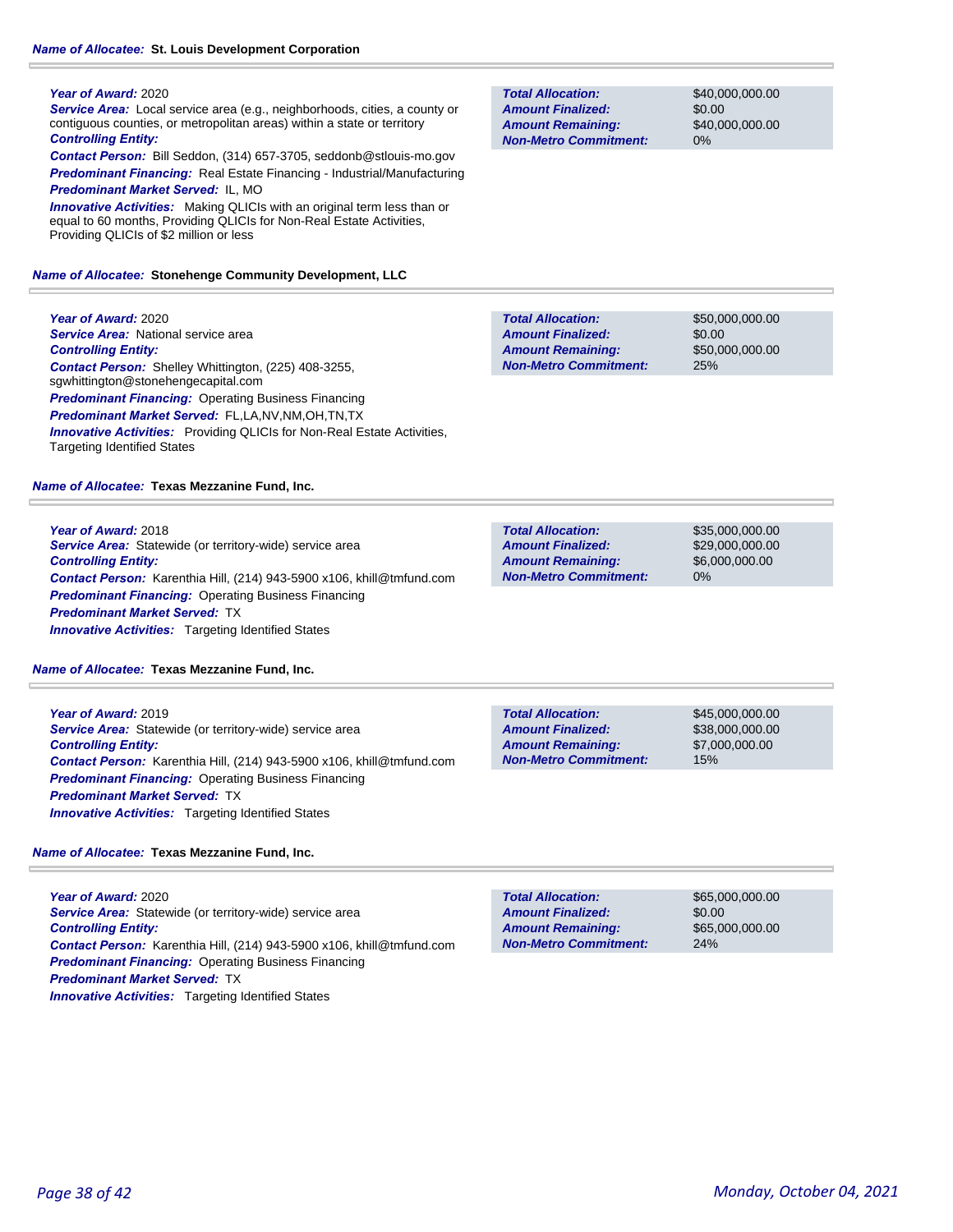***Name of Allocatee:*** **St. Louis Development Corporation**

***Year of Award:*** 2020
***Service Area:*** Local service area (e.g., neighborhoods, cities, a county or contiguous counties, or metropolitan areas) within a state or territory
***Controlling Entity:***
***Contact Person:*** Bill Seddon, (314) 657-3705, seddonb@stlouis-mo.gov
***Predominant Financing:*** Real Estate Financing - Industrial/Manufacturing
***Predominant Market Served:*** IL, MO
***Innovative Activities:*** Making QLICIs with an original term less than or equal to 60 months, Providing QLICIs for Non-Real Estate Activities, Providing QLICIs of $2 million or less

| | |
|---|---|
| ***Total Allocation:*** | $40,000,000.00 |
| ***Amount Finalized:*** | $0.00 |
| ***Amount Remaining:*** | $40,000,000.00 |
| ***Non-Metro Commitment:*** | 0% |

***Name of Allocatee:*** **Stonehenge Community Development, LLC**

***Year of Award:*** 2020
***Service Area:*** National service area
***Controlling Entity:***
***Contact Person:*** Shelley Whittington, (225) 408-3255, sgwhittington@stonehengecapital.com
***Predominant Financing:*** Operating Business Financing
***Predominant Market Served:*** FL,LA,NV,NM,OH,TN,TX
***Innovative Activities:*** Providing QLICIs for Non-Real Estate Activities, Targeting Identified States

| | |
|---|---|
| ***Total Allocation:*** | $50,000,000.00 |
| ***Amount Finalized:*** | $0.00 |
| ***Amount Remaining:*** | $50,000,000.00 |
| ***Non-Metro Commitment:*** | 25% |

***Name of Allocatee:*** **Texas Mezzanine Fund, Inc.**

***Year of Award:*** 2018
***Service Area:*** Statewide (or territory-wide) service area
***Controlling Entity:***
***Contact Person:*** Karenthia Hill, (214) 943-5900 x106, khill@tmfund.com
***Predominant Financing:*** Operating Business Financing
***Predominant Market Served:*** TX
***Innovative Activities:*** Targeting Identified States

| | |
|---|---|
| ***Total Allocation:*** | $35,000,000.00 |
| ***Amount Finalized:*** | $29,000,000.00 |
| ***Amount Remaining:*** | $6,000,000.00 |
| ***Non-Metro Commitment:*** | 0% |

***Name of Allocatee:*** **Texas Mezzanine Fund, Inc.**

***Year of Award:*** 2019
***Service Area:*** Statewide (or territory-wide) service area
***Controlling Entity:***
***Contact Person:*** Karenthia Hill, (214) 943-5900 x106, khill@tmfund.com
***Predominant Financing:*** Operating Business Financing
***Predominant Market Served:*** TX
***Innovative Activities:*** Targeting Identified States

| | |
|---|---|
| ***Total Allocation:*** | $45,000,000.00 |
| ***Amount Finalized:*** | $38,000,000.00 |
| ***Amount Remaining:*** | $7,000,000.00 |
| ***Non-Metro Commitment:*** | 15% |

***Name of Allocatee:*** **Texas Mezzanine Fund, Inc.**

***Year of Award:*** 2020
***Service Area:*** Statewide (or territory-wide) service area
***Controlling Entity:***
***Contact Person:*** Karenthia Hill, (214) 943-5900 x106, khill@tmfund.com
***Predominant Financing:*** Operating Business Financing
***Predominant Market Served:*** TX
***Innovative Activities:*** Targeting Identified States

| | |
|---|---|
| ***Total Allocation:*** | $65,000,000.00 |
| ***Amount Finalized:*** | $0.00 |
| ***Amount Remaining:*** | $65,000,000.00 |
| ***Non-Metro Commitment:*** | 24% |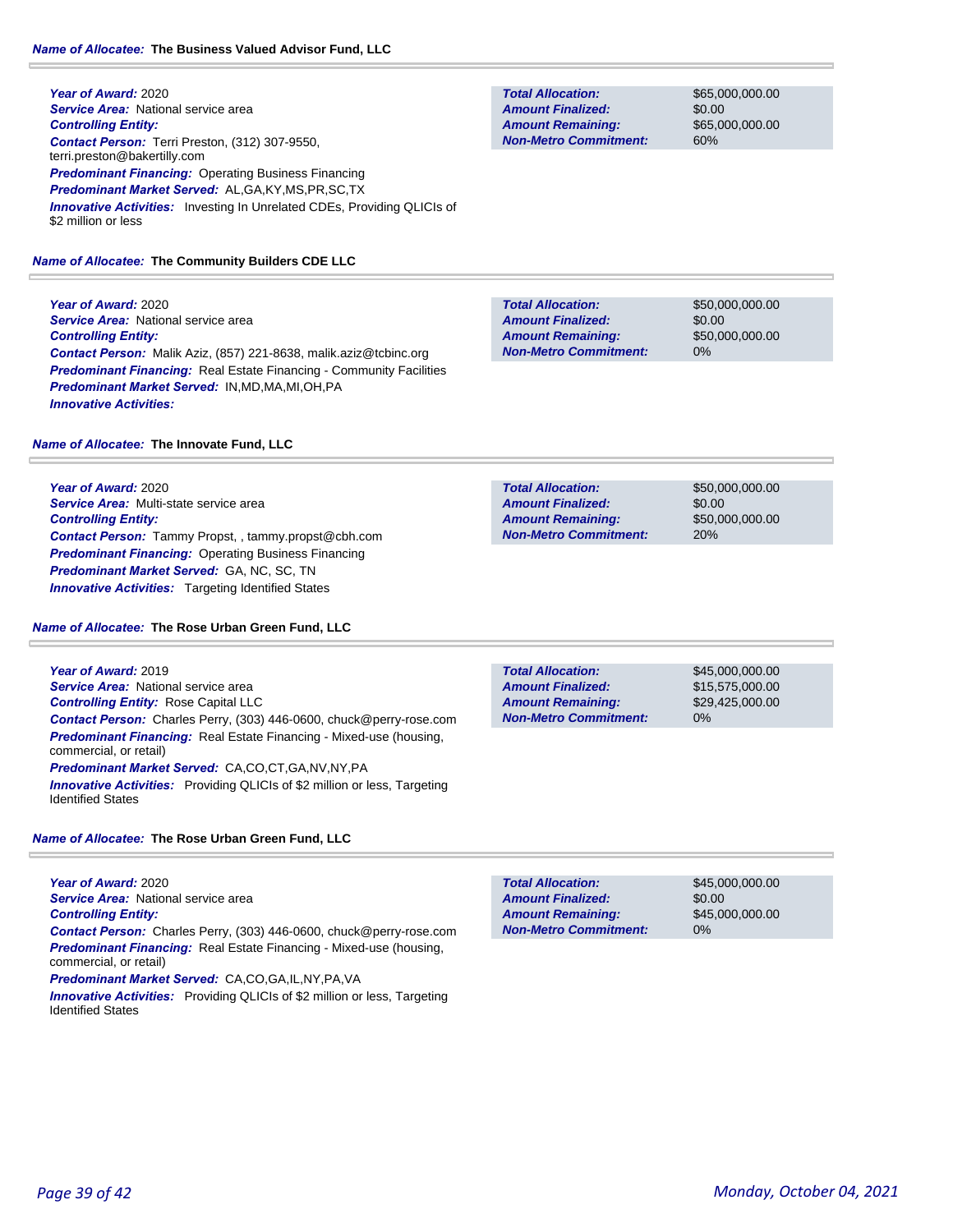**Name of Allocatee:** The Business Valued Advisor Fund, LLC

**Year of Award:** 2020
**Service Area:** National service area
**Controlling Entity:**
**Contact Person:** Terri Preston, (312) 307-9550, terri.preston@bakertilly.com
**Predominant Financing:** Operating Business Financing
**Predominant Market Served:** AL,GA,KY,MS,PR,SC,TX
**Innovative Activities:** Investing In Unrelated CDEs, Providing QLICIs of $2 million or less

| | |
|---|---|
| **Total Allocation:** | $65,000,000.00 |
| **Amount Finalized:** | $0.00 |
| **Amount Remaining:** | $65,000,000.00 |
| **Non-Metro Commitment:** | 60% |

**Name of Allocatee:** The Community Builders CDE LLC

**Year of Award:** 2020
**Service Area:** National service area
**Controlling Entity:**
**Contact Person:** Malik Aziz, (857) 221-8638, malik.aziz@tcbinc.org
**Predominant Financing:** Real Estate Financing - Community Facilities
**Predominant Market Served:** IN,MD,MA,MI,OH,PA
**Innovative Activities:**

| | |
|---|---|
| **Total Allocation:** | $50,000,000.00 |
| **Amount Finalized:** | $0.00 |
| **Amount Remaining:** | $50,000,000.00 |
| **Non-Metro Commitment:** | 0% |

**Name of Allocatee:** The Innovate Fund, LLC

**Year of Award:** 2020
**Service Area:** Multi-state service area
**Controlling Entity:**
**Contact Person:** Tammy Propst, , tammy.propst@cbh.com
**Predominant Financing:** Operating Business Financing
**Predominant Market Served:** GA, NC, SC, TN
**Innovative Activities:** Targeting Identified States

| | |
|---|---|
| **Total Allocation:** | $50,000,000.00 |
| **Amount Finalized:** | $0.00 |
| **Amount Remaining:** | $50,000,000.00 |
| **Non-Metro Commitment:** | 20% |

**Name of Allocatee:** The Rose Urban Green Fund, LLC

**Year of Award:** 2019
**Service Area:** National service area
**Controlling Entity:** Rose Capital LLC
**Contact Person:** Charles Perry, (303) 446-0600, chuck@perry-rose.com
**Predominant Financing:** Real Estate Financing - Mixed-use (housing, commercial, or retail)
**Predominant Market Served:** CA,CO,CT,GA,NV,NY,PA
**Innovative Activities:** Providing QLICIs of $2 million or less, Targeting Identified States

| | |
|---|---|
| **Total Allocation:** | $45,000,000.00 |
| **Amount Finalized:** | $15,575,000.00 |
| **Amount Remaining:** | $29,425,000.00 |
| **Non-Metro Commitment:** | 0% |

**Name of Allocatee:** The Rose Urban Green Fund, LLC

**Year of Award:** 2020
**Service Area:** National service area
**Controlling Entity:**
**Contact Person:** Charles Perry, (303) 446-0600, chuck@perry-rose.com
**Predominant Financing:** Real Estate Financing - Mixed-use (housing, commercial, or retail)
**Predominant Market Served:** CA,CO,GA,IL,NY,PA,VA
**Innovative Activities:** Providing QLICIs of $2 million or less, Targeting Identified States

| | |
|---|---|
| **Total Allocation:** | $45,000,000.00 |
| **Amount Finalized:** | $0.00 |
| **Amount Remaining:** | $45,000,000.00 |
| **Non-Metro Commitment:** | 0% |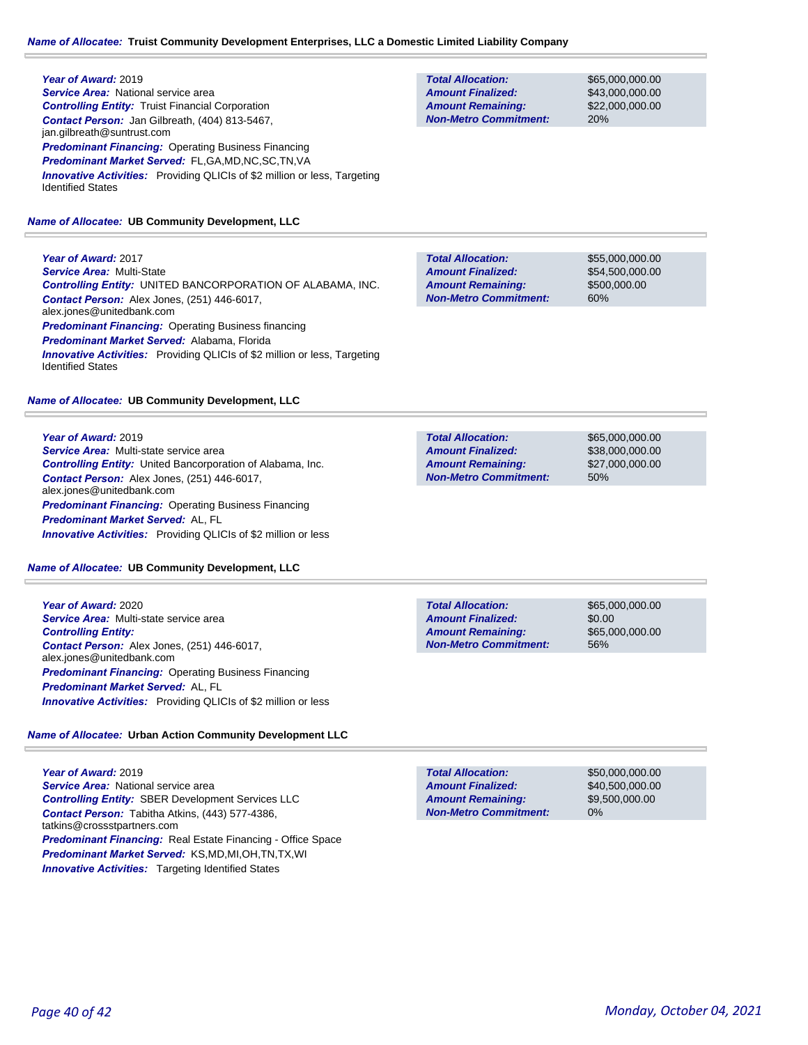**Name of Allocatee:** **Truist Community Development Enterprises, LLC a Domestic Limited Liability Company**

***Year of Award:*** 2019
***Service Area:*** National service area
***Controlling Entity:*** Truist Financial Corporation
***Contact Person:*** Jan Gilbreath, (404) 813-5467, jan.gilbreath@suntrust.com
***Predominant Financing:*** Operating Business Financing
***Predominant Market Served:*** FL,GA,MD,NC,SC,TN,VA
***Innovative Activities:*** Providing QLICIs of $2 million or less, Targeting Identified States

| | |
|---|---|
| ***Total Allocation:*** | $65,000,000.00 |
| ***Amount Finalized:*** | $43,000,000.00 |
| ***Amount Remaining:*** | $22,000,000.00 |
| ***Non-Metro Commitment:*** | 20% |

**Name of Allocatee:** **UB Community Development, LLC**

***Year of Award:*** 2017
***Service Area:*** Multi-State
***Controlling Entity:*** UNITED BANCORPORATION OF ALABAMA, INC.
***Contact Person:*** Alex Jones, (251) 446-6017, alex.jones@unitedbank.com
***Predominant Financing:*** Operating Business financing
***Predominant Market Served:*** Alabama, Florida
***Innovative Activities:*** Providing QLICIs of $2 million or less, Targeting Identified States

| | |
|---|---|
| ***Total Allocation:*** | $55,000,000.00 |
| ***Amount Finalized:*** | $54,500,000.00 |
| ***Amount Remaining:*** | $500,000.00 |
| ***Non-Metro Commitment:*** | 60% |

**Name of Allocatee:** **UB Community Development, LLC**

***Year of Award:*** 2019
***Service Area:*** Multi-state service area
***Controlling Entity:*** United Bancorporation of Alabama, Inc.
***Contact Person:*** Alex Jones, (251) 446-6017, alex.jones@unitedbank.com
***Predominant Financing:*** Operating Business Financing
***Predominant Market Served:*** AL, FL
***Innovative Activities:*** Providing QLICIs of $2 million or less

| | |
|---|---|
| ***Total Allocation:*** | $65,000,000.00 |
| ***Amount Finalized:*** | $38,000,000.00 |
| ***Amount Remaining:*** | $27,000,000.00 |
| ***Non-Metro Commitment:*** | 50% |

**Name of Allocatee:** **UB Community Development, LLC**

***Year of Award:*** 2020
***Service Area:*** Multi-state service area
***Controlling Entity:***
***Contact Person:*** Alex Jones, (251) 446-6017, alex.jones@unitedbank.com
***Predominant Financing:*** Operating Business Financing
***Predominant Market Served:*** AL, FL
***Innovative Activities:*** Providing QLICIs of $2 million or less

| | |
|---|---|
| ***Total Allocation:*** | $65,000,000.00 |
| ***Amount Finalized:*** | $0.00 |
| ***Amount Remaining:*** | $65,000,000.00 |
| ***Non-Metro Commitment:*** | 56% |

**Name of Allocatee:** **Urban Action Community Development LLC**

***Year of Award:*** 2019
***Service Area:*** National service area
***Controlling Entity:*** SBER Development Services LLC
***Contact Person:*** Tabitha Atkins, (443) 577-4386, tatkins@crossstpartners.com
***Predominant Financing:*** Real Estate Financing - Office Space
***Predominant Market Served:*** KS,MD,MI,OH,TN,TX,WI
***Innovative Activities:*** Targeting Identified States

| | |
|---|---|
| ***Total Allocation:*** | $50,000,000.00 |
| ***Amount Finalized:*** | $40,500,000.00 |
| ***Amount Remaining:*** | $9,500,000.00 |
| ***Non-Metro Commitment:*** | 0% |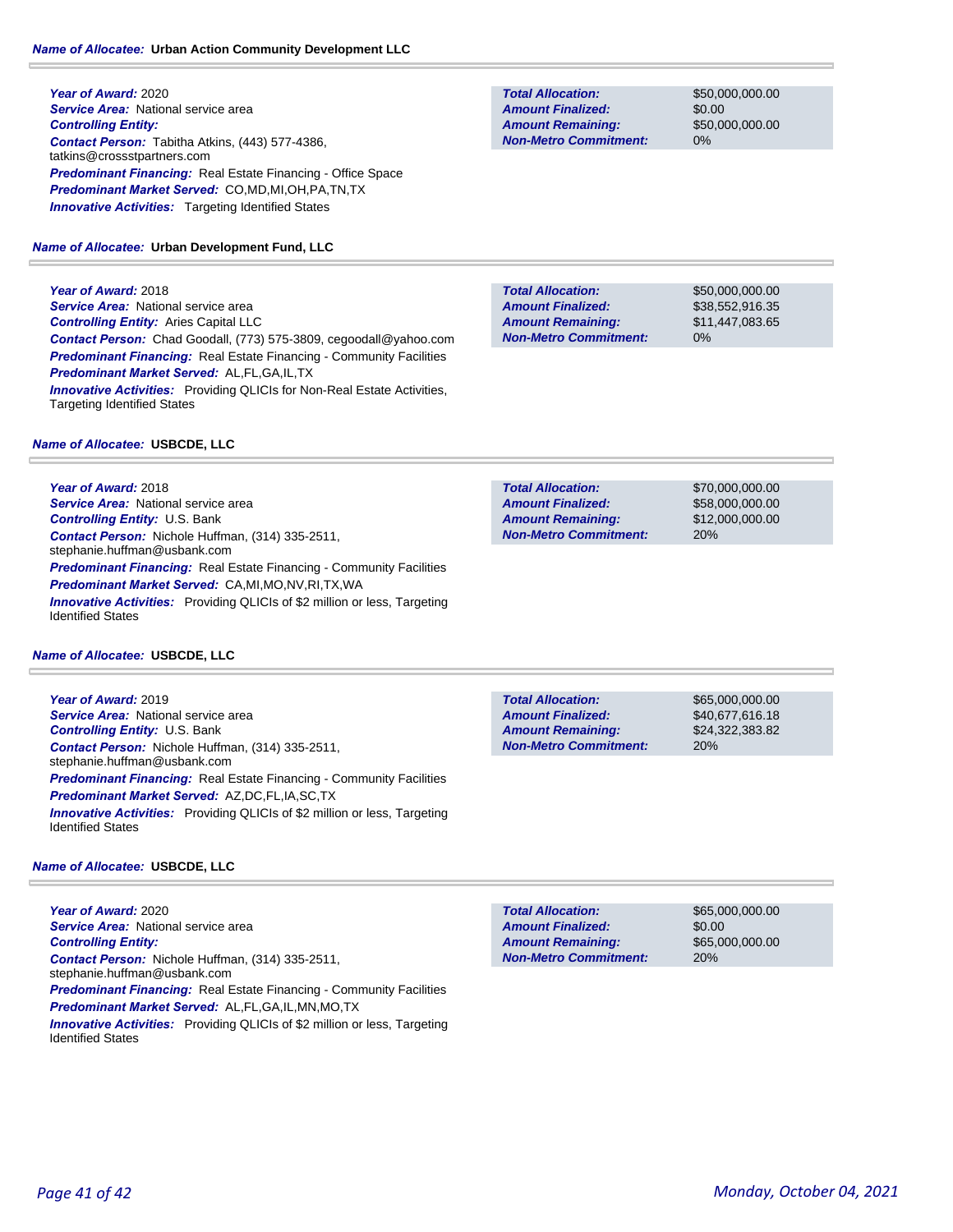**Name of Allocatee:** Urban Action Community Development LLC

**Year of Award:** 2020
**Service Area:** National service area
**Controlling Entity:**
**Contact Person:** Tabitha Atkins, (443) 577-4386, tatkins@crossstpartners.com
**Predominant Financing:** Real Estate Financing - Office Space
**Predominant Market Served:** CO,MD,MI,OH,PA,TN,TX
**Innovative Activities:** Targeting Identified States

| | |
|---|---|
| **Total Allocation:** | $50,000,000.00 |
| **Amount Finalized:** | $0.00 |
| **Amount Remaining:** | $50,000,000.00 |
| **Non-Metro Commitment:** | 0% |

**Name of Allocatee:** Urban Development Fund, LLC

**Year of Award:** 2018
**Service Area:** National service area
**Controlling Entity:** Aries Capital LLC
**Contact Person:** Chad Goodall, (773) 575-3809, cegoodall@yahoo.com
**Predominant Financing:** Real Estate Financing - Community Facilities
**Predominant Market Served:** AL,FL,GA,IL,TX
**Innovative Activities:** Providing QLICIs for Non-Real Estate Activities, Targeting Identified States

| | |
|---|---|
| **Total Allocation:** | $50,000,000.00 |
| **Amount Finalized:** | $38,552,916.35 |
| **Amount Remaining:** | $11,447,083.65 |
| **Non-Metro Commitment:** | 0% |

**Name of Allocatee:** USBCDE, LLC

**Year of Award:** 2018
**Service Area:** National service area
**Controlling Entity:** U.S. Bank
**Contact Person:** Nichole Huffman, (314) 335-2511, stephanie.huffman@usbank.com
**Predominant Financing:** Real Estate Financing - Community Facilities
**Predominant Market Served:** CA,MI,MO,NV,RI,TX,WA
**Innovative Activities:** Providing QLICIs of $2 million or less, Targeting Identified States

| | |
|---|---|
| **Total Allocation:** | $70,000,000.00 |
| **Amount Finalized:** | $58,000,000.00 |
| **Amount Remaining:** | $12,000,000.00 |
| **Non-Metro Commitment:** | 20% |

**Name of Allocatee:** USBCDE, LLC

**Year of Award:** 2019
**Service Area:** National service area
**Controlling Entity:** U.S. Bank
**Contact Person:** Nichole Huffman, (314) 335-2511, stephanie.huffman@usbank.com
**Predominant Financing:** Real Estate Financing - Community Facilities
**Predominant Market Served:** AZ,DC,FL,IA,SC,TX
**Innovative Activities:** Providing QLICIs of $2 million or less, Targeting Identified States

| | |
|---|---|
| **Total Allocation:** | $65,000,000.00 |
| **Amount Finalized:** | $40,677,616.18 |
| **Amount Remaining:** | $24,322,383.82 |
| **Non-Metro Commitment:** | 20% |

**Name of Allocatee:** USBCDE, LLC

**Year of Award:** 2020
**Service Area:** National service area
**Controlling Entity:**
**Contact Person:** Nichole Huffman, (314) 335-2511, stephanie.huffman@usbank.com
**Predominant Financing:** Real Estate Financing - Community Facilities
**Predominant Market Served:** AL,FL,GA,IL,MN,MO,TX
**Innovative Activities:** Providing QLICIs of $2 million or less, Targeting Identified States

| | |
|---|---|
| **Total Allocation:** | $65,000,000.00 |
| **Amount Finalized:** | $0.00 |
| **Amount Remaining:** | $65,000,000.00 |
| **Non-Metro Commitment:** | 20% |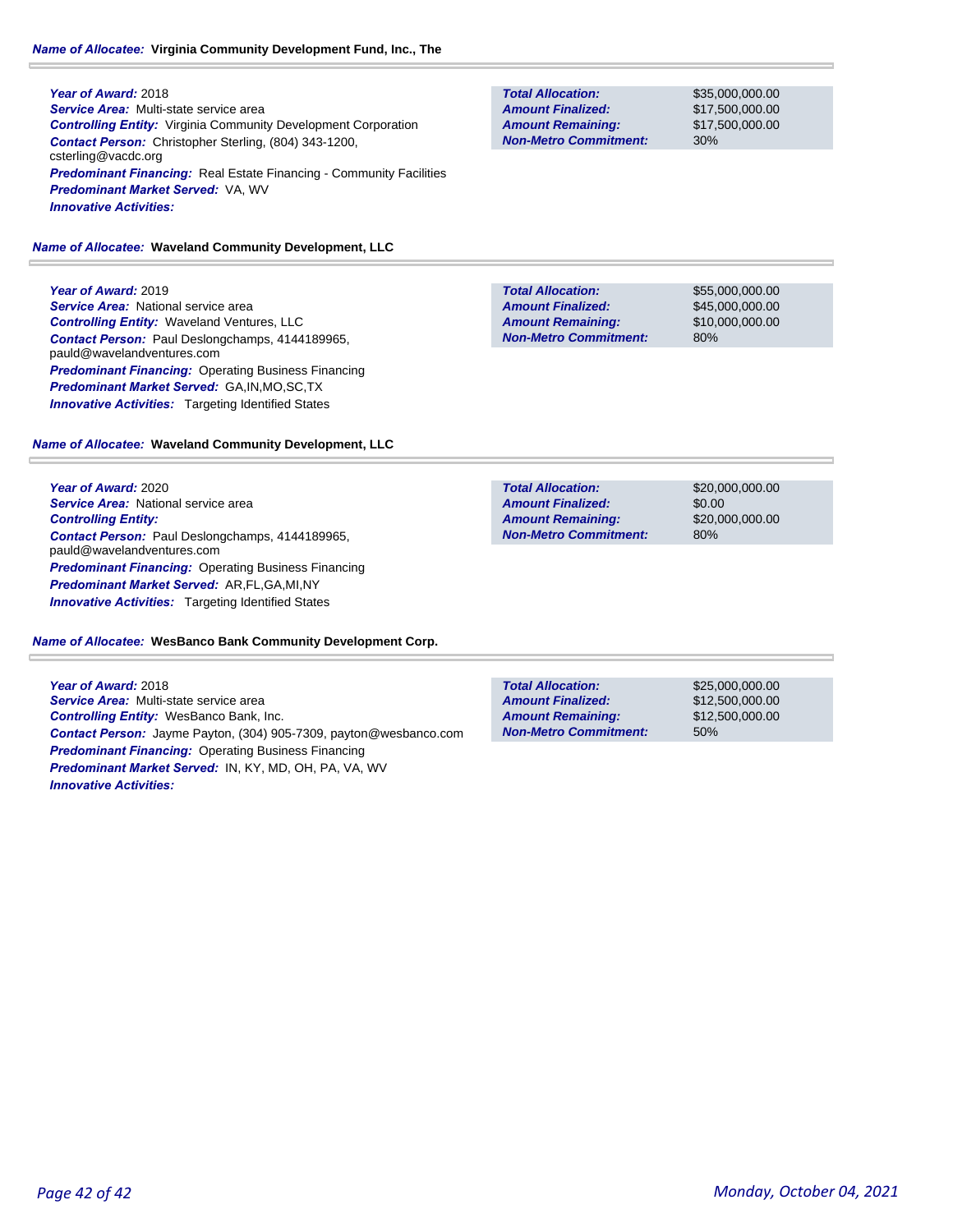**Name of Allocatee:** **Virginia Community Development Fund, Inc., The**

**Year of Award:** 2018
**Service Area:** Multi-state service area
**Controlling Entity:** Virginia Community Development Corporation
**Contact Person:** Christopher Sterling, (804) 343-1200, csterling@vacdc.org
**Predominant Financing:** Real Estate Financing - Community Facilities
**Predominant Market Served:** VA, WV
**Innovative Activities:**

| | |
|---|---|
| **Total Allocation:** | $35,000,000.00 |
| **Amount Finalized:** | $17,500,000.00 |
| **Amount Remaining:** | $17,500,000.00 |
| **Non-Metro Commitment:** | 30% |

**Name of Allocatee:** **Waveland Community Development, LLC**

**Year of Award:** 2019
**Service Area:** National service area
**Controlling Entity:** Waveland Ventures, LLC
**Contact Person:** Paul Deslongchamps, 4144189965, pauld@wavelandventures.com
**Predominant Financing:** Operating Business Financing
**Predominant Market Served:** GA,IN,MO,SC,TX
**Innovative Activities:** Targeting Identified States

| | |
|---|---|
| **Total Allocation:** | $55,000,000.00 |
| **Amount Finalized:** | $45,000,000.00 |
| **Amount Remaining:** | $10,000,000.00 |
| **Non-Metro Commitment:** | 80% |

**Name of Allocatee:** **Waveland Community Development, LLC**

**Year of Award:** 2020
**Service Area:** National service area
**Controlling Entity:**
**Contact Person:** Paul Deslongchamps, 4144189965, pauld@wavelandventures.com
**Predominant Financing:** Operating Business Financing
**Predominant Market Served:** AR,FL,GA,MI,NY
**Innovative Activities:** Targeting Identified States

| | |
|---|---|
| **Total Allocation:** | $20,000,000.00 |
| **Amount Finalized:** | $0.00 |
| **Amount Remaining:** | $20,000,000.00 |
| **Non-Metro Commitment:** | 80% |

**Name of Allocatee:** **WesBanco Bank Community Development Corp.**

**Year of Award:** 2018
**Service Area:** Multi-state service area
**Controlling Entity:** WesBanco Bank, Inc.
**Contact Person:** Jayme Payton, (304) 905-7309, payton@wesbanco.com
**Predominant Financing:** Operating Business Financing
**Predominant Market Served:** IN, KY, MD, OH, PA, VA, WV
**Innovative Activities:**

| | |
|---|---|
| **Total Allocation:** | $25,000,000.00 |
| **Amount Finalized:** | $12,500,000.00 |
| **Amount Remaining:** | $12,500,000.00 |
| **Non-Metro Commitment:** | 50% |

*Monday, October 04, 2021*